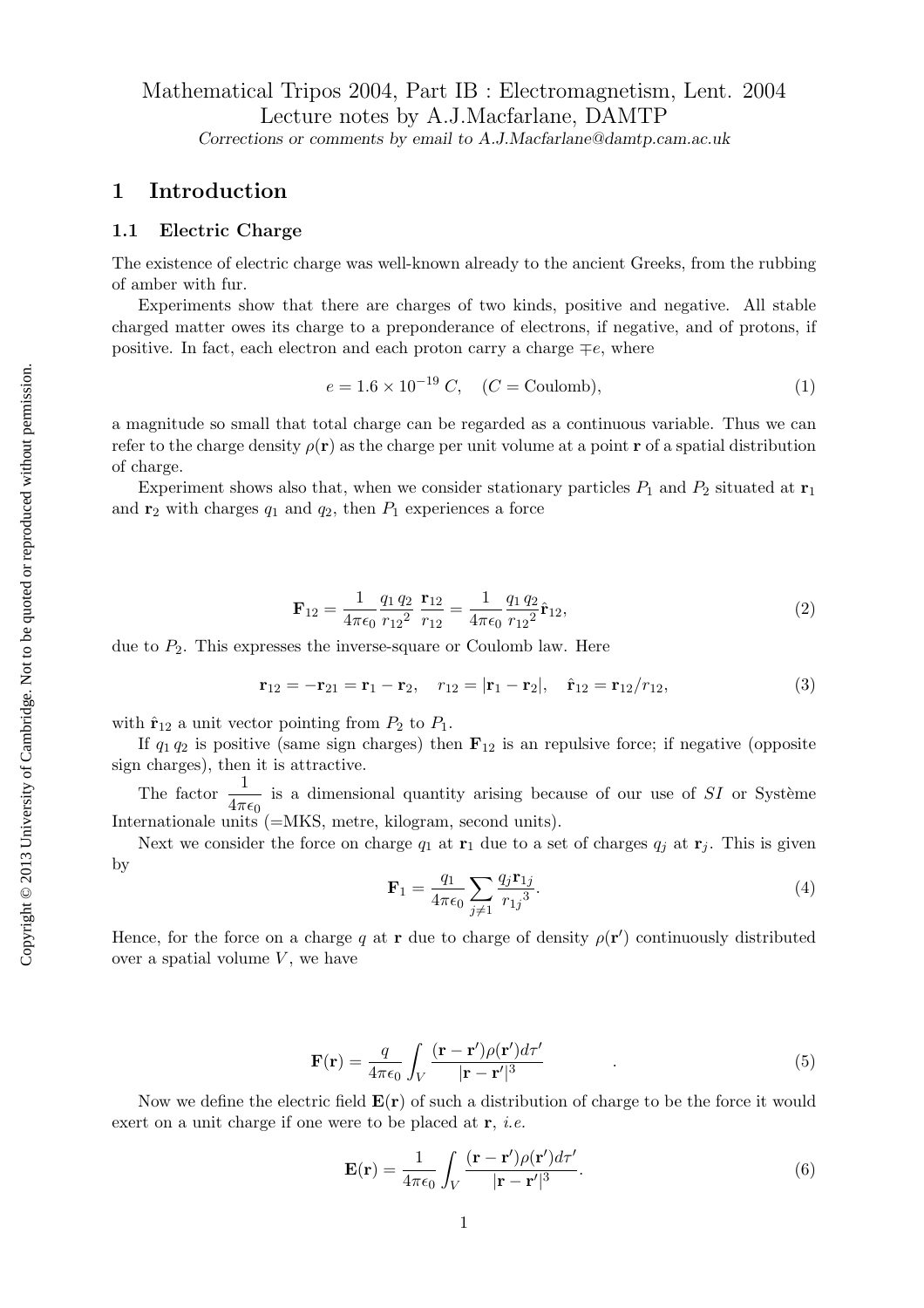Mathematical Tripos 2004, Part IB : Electromagnetism, Lent. 2004
Lecture notes by A.J.Macfarlane, DAMTP
*Corrections or comments by email to A.J.Macfarlane@damtp.cam.ac.uk*

Copyright © 2013 University of Cambridge. Not to be quoted or reproduced without permission.

# 1 Introduction

## 1.1 Electric Charge

The existence of electric charge was well-known already to the ancient Greeks, from the rubbing of amber with fur.

Experiments show that there are charges of two kinds, positive and negative. All stable charged matter owes its charge to a preponderance of electrons, if negative, and of protons, if positive. In fact, each electron and each proton carry a charge $\mp e$, where

$$e = 1.6 \times 10^{-19}\ C, \quad (C = \text{Coulomb}), \tag{1}$$

a magnitude so small that total charge can be regarded as a continuous variable. Thus we can refer to the charge density $\rho(\mathbf{r})$ as the charge per unit volume at a point $\mathbf{r}$ of a spatial distribution of charge.

Experiment shows also that, when we consider stationary particles $P_1$ and $P_2$ situated at $\mathbf{r}_1$ and $\mathbf{r}_2$ with charges $q_1$ and $q_2$, then $P_1$ experiences a force

$$\mathbf{F}_{12} = \frac{1}{4\pi\epsilon_0}\frac{q_1\, q_2}{{r_{12}}^2}\ \frac{\mathbf{r}_{12}}{r_{12}} = \frac{1}{4\pi\epsilon_0}\frac{q_1\, q_2}{{r_{12}}^2}\hat{\mathbf{r}}_{12}, \tag{2}$$

due to $P_2$. This expresses the inverse-square or Coulomb law. Here

$$\mathbf{r}_{12} = -\mathbf{r}_{21} = \mathbf{r}_1 - \mathbf{r}_2, \quad r_{12} = |\mathbf{r}_1 - \mathbf{r}_2|, \quad \hat{\mathbf{r}}_{12} = \mathbf{r}_{12}/r_{12}, \tag{3}$$

with $\hat{\mathbf{r}}_{12}$ a unit vector pointing from $P_2$ to $P_1$.

If $q_1\, q_2$ is positive (same sign charges) then $\mathbf{F}_{12}$ is an repulsive force; if negative (opposite sign charges), then it is attractive.

The factor $\dfrac{1}{4\pi\epsilon_0}$ is a dimensional quantity arising because of our use of *SI* or Système Internationale units (=MKS, metre, kilogram, second units).

Next we consider the force on charge $q_1$ at $\mathbf{r}_1$ due to a set of charges $q_j$ at $\mathbf{r}_j$. This is given by

$$\mathbf{F}_1 = \frac{q_1}{4\pi\epsilon_0}\sum_{j\neq 1}\frac{q_j \mathbf{r}_{1j}}{{r_{1j}}^3}. \tag{4}$$

Hence, for the force on a charge $q$ at $\mathbf{r}$ due to charge of density $\rho(\mathbf{r}')$ continuously distributed over a spatial volume $V$, we have

$$\mathbf{F}(\mathbf{r}) = \frac{q}{4\pi\epsilon_0}\int_V \frac{(\mathbf{r}-\mathbf{r}')\rho(\mathbf{r}')d\tau'}{|\mathbf{r}-\mathbf{r}'|^3}\qquad . \tag{5}$$

Now we define the electric field $\mathbf{E}(\mathbf{r})$ of such a distribution of charge to be the force it would exert on a unit charge if one were to be placed at $\mathbf{r}$, *i.e.*

$$\mathbf{E}(\mathbf{r}) = \frac{1}{4\pi\epsilon_0}\int_V \frac{(\mathbf{r}-\mathbf{r}')\rho(\mathbf{r}')d\tau'}{|\mathbf{r}-\mathbf{r}'|^3}. \tag{6}$$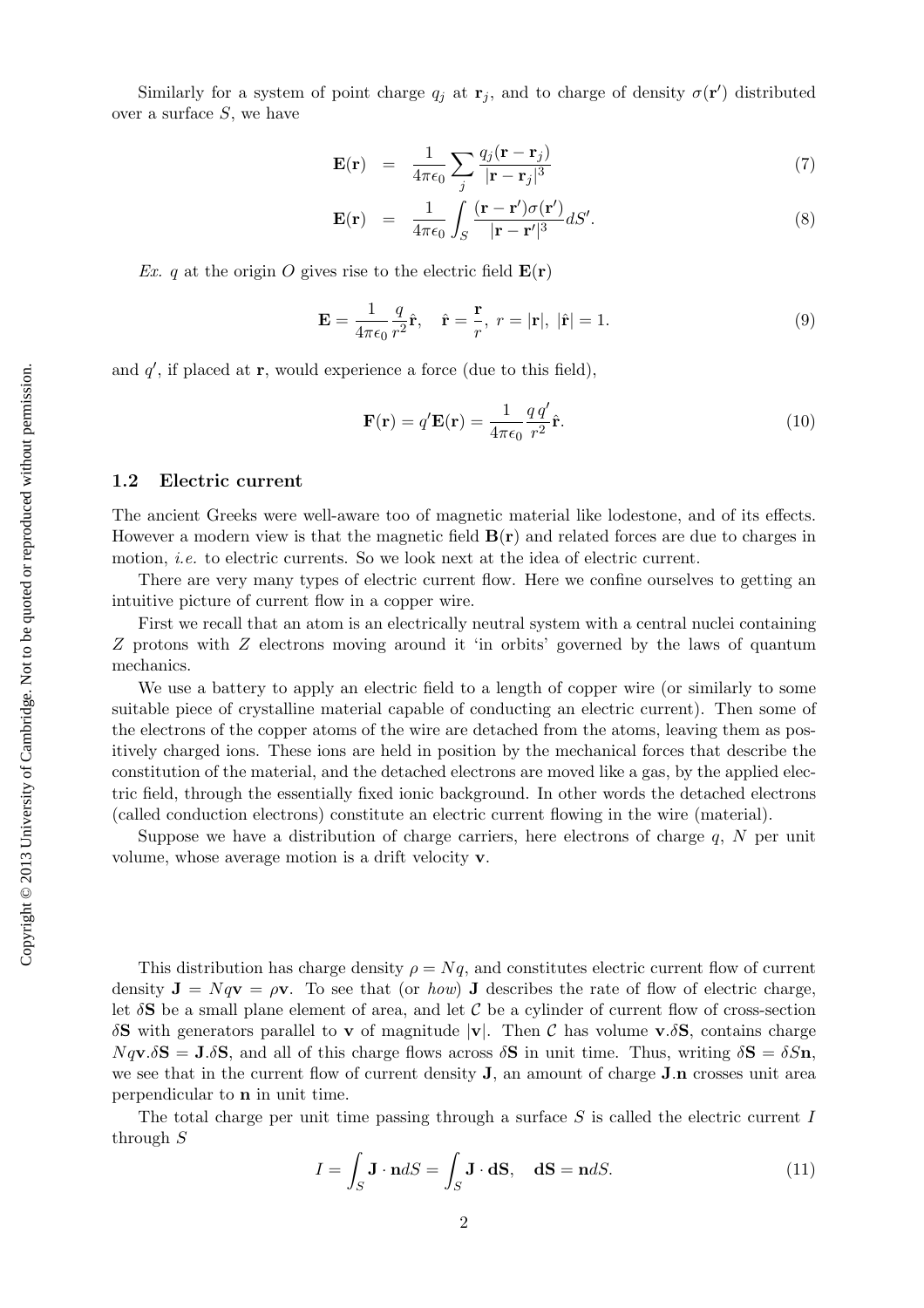Similarly for a system of point charge $q_j$ at $\mathbf{r}_j$, and to charge of density $\sigma(\mathbf{r}')$ distributed over a surface $S$, we have

$$\mathbf{E}(\mathbf{r}) = \frac{1}{4\pi\epsilon_0}\sum_j \frac{q_j(\mathbf{r}-\mathbf{r}_j)}{|\mathbf{r}-\mathbf{r}_j|^3} \tag{7}$$

$$\mathbf{E}(\mathbf{r}) = \frac{1}{4\pi\epsilon_0}\int_S \frac{(\mathbf{r}-\mathbf{r}')\sigma(\mathbf{r}')}{|\mathbf{r}-\mathbf{r}'|^3}dS'. \tag{8}$$

*Ex.* $q$ at the origin $O$ gives rise to the electric field $\mathbf{E}(\mathbf{r})$

$$\mathbf{E} = \frac{1}{4\pi\epsilon_0}\frac{q}{r^2}\hat{\mathbf{r}}, \quad \hat{\mathbf{r}} = \frac{\mathbf{r}}{r},\ r = |\mathbf{r}|,\ |\hat{\mathbf{r}}| = 1. \tag{9}$$

and $q'$, if placed at $\mathbf{r}$, would experience a force (due to this field),

$$\mathbf{F}(\mathbf{r}) = q'\mathbf{E}(\mathbf{r}) = \frac{1}{4\pi\epsilon_0}\frac{q\,q'}{r^2}\hat{\mathbf{r}}. \tag{10}$$

## 1.2 Electric current

The ancient Greeks were well-aware too of magnetic material like lodestone, and of its effects. However a modern view is that the magnetic field $\mathbf{B}(\mathbf{r})$ and related forces are due to charges in motion, *i.e.* to electric currents. So we look next at the idea of electric current.

There are very many types of electric current flow. Here we confine ourselves to getting an intuitive picture of current flow in a copper wire.

First we recall that an atom is an electrically neutral system with a central nuclei containing $Z$ protons with $Z$ electrons moving around it 'in orbits' governed by the laws of quantum mechanics.

We use a battery to apply an electric field to a length of copper wire (or similarly to some suitable piece of crystalline material capable of conducting an electric current). Then some of the electrons of the copper atoms of the wire are detached from the atoms, leaving them as positively charged ions. These ions are held in position by the mechanical forces that describe the constitution of the material, and the detached electrons are moved like a gas, by the applied electric field, through the essentially fixed ionic background. In other words the detached electrons (called conduction electrons) constitute an electric current flowing in the wire (material).

Suppose we have a distribution of charge carriers, here electrons of charge $q$, $N$ per unit volume, whose average motion is a drift velocity $\mathbf{v}$.

This distribution has charge density $\rho = Nq$, and constitutes electric current flow of current density $\mathbf{J} = Nq\mathbf{v} = \rho\mathbf{v}$. To see that (or *how*) $\mathbf{J}$ describes the rate of flow of electric charge, let $\delta\mathbf{S}$ be a small plane element of area, and let $\mathcal{C}$ be a cylinder of current flow of cross-section $\delta\mathbf{S}$ with generators parallel to $\mathbf{v}$ of magnitude $|\mathbf{v}|$. Then $\mathcal{C}$ has volume $\mathbf{v}.\delta\mathbf{S}$, contains charge $Nq\mathbf{v}.\delta\mathbf{S} = \mathbf{J}.\delta\mathbf{S}$, and all of this charge flows across $\delta\mathbf{S}$ in unit time. Thus, writing $\delta\mathbf{S} = \delta S\mathbf{n}$, we see that in the current flow of current density $\mathbf{J}$, an amount of charge $\mathbf{J}.\mathbf{n}$ crosses unit area perpendicular to $\mathbf{n}$ in unit time.

The total charge per unit time passing through a surface $S$ is called the electric current $I$ through $S$

$$I = \int_S \mathbf{J}\cdot\mathbf{n}dS = \int_S \mathbf{J}\cdot\mathbf{dS}, \quad \mathbf{dS} = \mathbf{n}dS. \tag{11}$$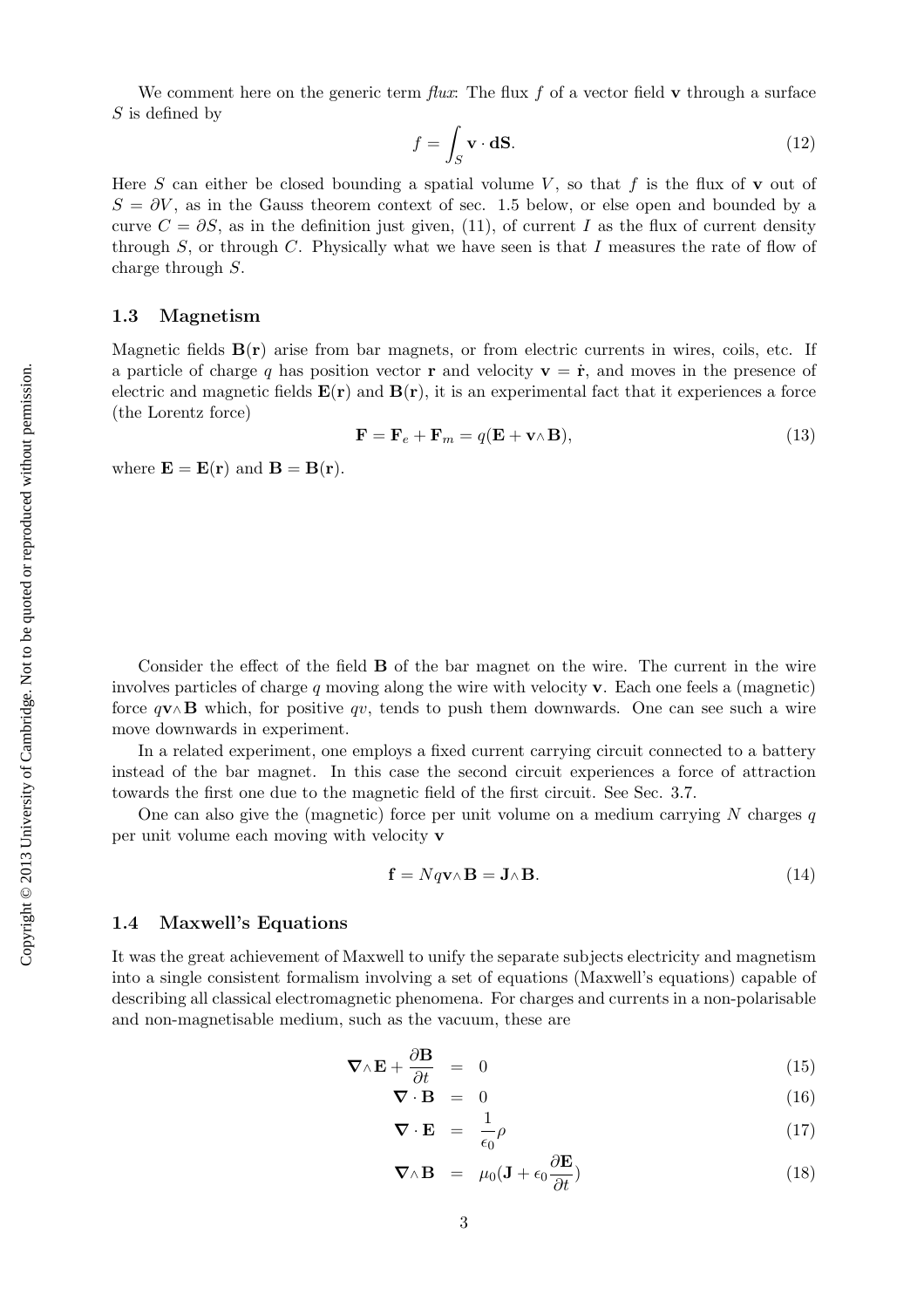We comment here on the generic term *flux*: The flux $f$ of a vector field $\mathbf{v}$ through a surface $S$ is defined by

$$f = \int_S \mathbf{v} \cdot \mathbf{dS}. \tag{12}$$

Here $S$ can either be closed bounding a spatial volume $V$, so that $f$ is the flux of $\mathbf{v}$ out of $S = \partial V$, as in the Gauss theorem context of sec. 1.5 below, or else open and bounded by a curve $C = \partial S$, as in the definition just given, (11), of current $I$ as the flux of current density through $S$, or through $C$. Physically what we have seen is that $I$ measures the rate of flow of charge through $S$.

### 1.3 Magnetism

Magnetic fields $\mathbf{B}(\mathbf{r})$ arise from bar magnets, or from electric currents in wires, coils, etc. If a particle of charge $q$ has position vector $\mathbf{r}$ and velocity $\mathbf{v} = \dot{\mathbf{r}}$, and moves in the presence of electric and magnetic fields $\mathbf{E}(\mathbf{r})$ and $\mathbf{B}(\mathbf{r})$, it is an experimental fact that it experiences a force (the Lorentz force)

$$\mathbf{F} = \mathbf{F}_e + \mathbf{F}_m = q(\mathbf{E} + \mathbf{v} \wedge \mathbf{B}), \tag{13}$$

where $\mathbf{E} = \mathbf{E}(\mathbf{r})$ and $\mathbf{B} = \mathbf{B}(\mathbf{r})$.

Consider the effect of the field $\mathbf{B}$ of the bar magnet on the wire. The current in the wire involves particles of charge $q$ moving along the wire with velocity $\mathbf{v}$. Each one feels a (magnetic) force $q\mathbf{v} \wedge \mathbf{B}$ which, for positive $qv$, tends to push them downwards. One can see such a wire move downwards in experiment.

In a related experiment, one employs a fixed current carrying circuit connected to a battery instead of the bar magnet. In this case the second circuit experiences a force of attraction towards the first one due to the magnetic field of the first circuit. See Sec. 3.7.

One can also give the (magnetic) force per unit volume on a medium carrying $N$ charges $q$ per unit volume each moving with velocity $\mathbf{v}$

$$\mathbf{f} = Nq\mathbf{v} \wedge \mathbf{B} = \mathbf{J} \wedge \mathbf{B}. \tag{14}$$

### 1.4 Maxwell's Equations

It was the great achievement of Maxwell to unify the separate subjects electricity and magnetism into a single consistent formalism involving a set of equations (Maxwell's equations) capable of describing all classical electromagnetic phenomena. For charges and currents in a non-polarisable and non-magnetisable medium, such as the vacuum, these are

$$\nabla \wedge \mathbf{E} + \frac{\partial \mathbf{B}}{\partial t} = 0 \tag{15}$$

$$\nabla \cdot \mathbf{B} = 0 \tag{16}$$

$$\nabla \cdot \mathbf{E} = \frac{1}{\epsilon_0}\rho \tag{17}$$

$$\nabla \wedge \mathbf{B} = \mu_0(\mathbf{J} + \epsilon_0 \frac{\partial \mathbf{E}}{\partial t}) \tag{18}$$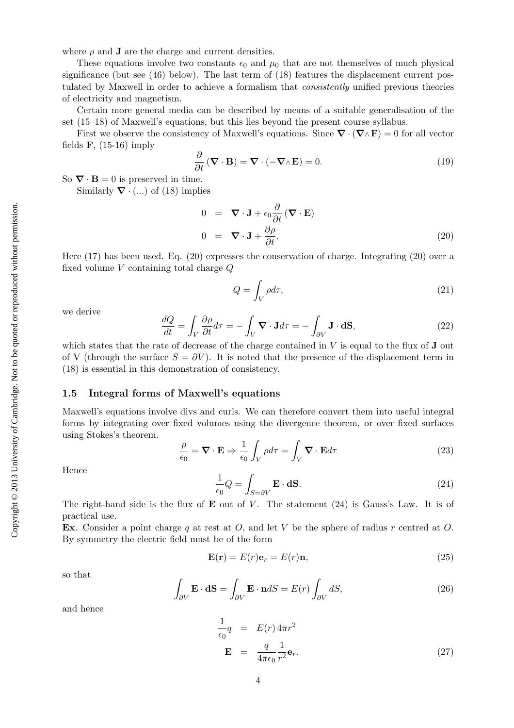where $\rho$ and $\mathbf{J}$ are the charge and current densities.

These equations involve two constants $\epsilon_0$ and $\mu_0$ that are not themselves of much physical significance (but see (46) below). The last term of (18) features the displacement current postulated by Maxwell in order to achieve a formalism that *consistently* unified previous theories of electricity and magnetism.

Certain more general media can be described by means of a suitable generalisation of the set (15–18) of Maxwell's equations, but this lies beyond the present course syllabus.

First we observe the consistency of Maxwell's equations. Since $\nabla \cdot (\nabla \wedge \mathbf{F}) = 0$ for all vector fields $\mathbf{F}$, (15-16) imply

$$\frac{\partial}{\partial t}(\nabla \cdot \mathbf{B}) = \nabla \cdot (-\nabla \wedge \mathbf{E}) = 0. \tag{19}$$

So $\nabla \cdot \mathbf{B} = 0$ is preserved in time.

Similarly $\nabla \cdot (...)$ of (18) implies

$$\begin{aligned} 0 &= \nabla \cdot \mathbf{J} + \epsilon_0 \frac{\partial}{\partial t}(\nabla \cdot \mathbf{E}) \\ 0 &= \nabla \cdot \mathbf{J} + \frac{\partial \rho}{\partial t}. \end{aligned} \tag{20}$$

Here (17) has been used. Eq. (20) expresses the conservation of charge. Integrating (20) over a fixed volume $V$ containing total charge $Q$

$$Q = \int_V \rho d\tau, \tag{21}$$

we derive

$$\frac{dQ}{dt} = \int_V \frac{\partial \rho}{\partial t} d\tau = -\int_V \nabla \cdot \mathbf{J} d\tau = -\int_{\partial V} \mathbf{J} \cdot \mathbf{dS}, \tag{22}$$

which states that the rate of decrease of the charge contained in $V$ is equal to the flux of $\mathbf{J}$ out of V (through the surface $S = \partial V$). It is noted that the presence of the displacement term in (18) is essential in this demonstration of consistency.

### 1.5 Integral forms of Maxwell's equations

Maxwell's equations involve divs and curls. We can therefore convert them into useful integral forms by integrating over fixed volumes using the divergence theorem, or over fixed surfaces using Stokes's theorem.

$$\frac{\rho}{\epsilon_0} = \nabla \cdot \mathbf{E} \Rightarrow \frac{1}{\epsilon_0} \int_V \rho d\tau = \int_V \nabla \cdot \mathbf{E} d\tau \tag{23}$$

Hence

$$\frac{1}{\epsilon_0} Q = \int_{S=\partial V} \mathbf{E} \cdot \mathbf{dS}. \tag{24}$$

The right-hand side is the flux of $\mathbf{E}$ out of $V$. The statement (24) is Gauss's Law. It is of practical use.

**Ex**. Consider a point charge $q$ at rest at $O$, and let $V$ be the sphere of radius $r$ centred at $O$. By symmetry the electric field must be of the form

$$\mathbf{E}(\mathbf{r}) = E(r)\mathbf{e}_r = E(r)\mathbf{n}, \tag{25}$$

so that

$$\int_{\partial V} \mathbf{E} \cdot \mathbf{dS} = \int_{\partial V} \mathbf{E} \cdot \mathbf{n} dS = E(r) \int_{\partial V} dS, \tag{26}$$

and hence

$$\begin{aligned} \frac{1}{\epsilon_0} q &= E(r)\, 4\pi r^2 \\ \mathbf{E} &= \frac{q}{4\pi\epsilon_0} \frac{1}{r^2} \mathbf{e}_r. \end{aligned} \tag{27}$$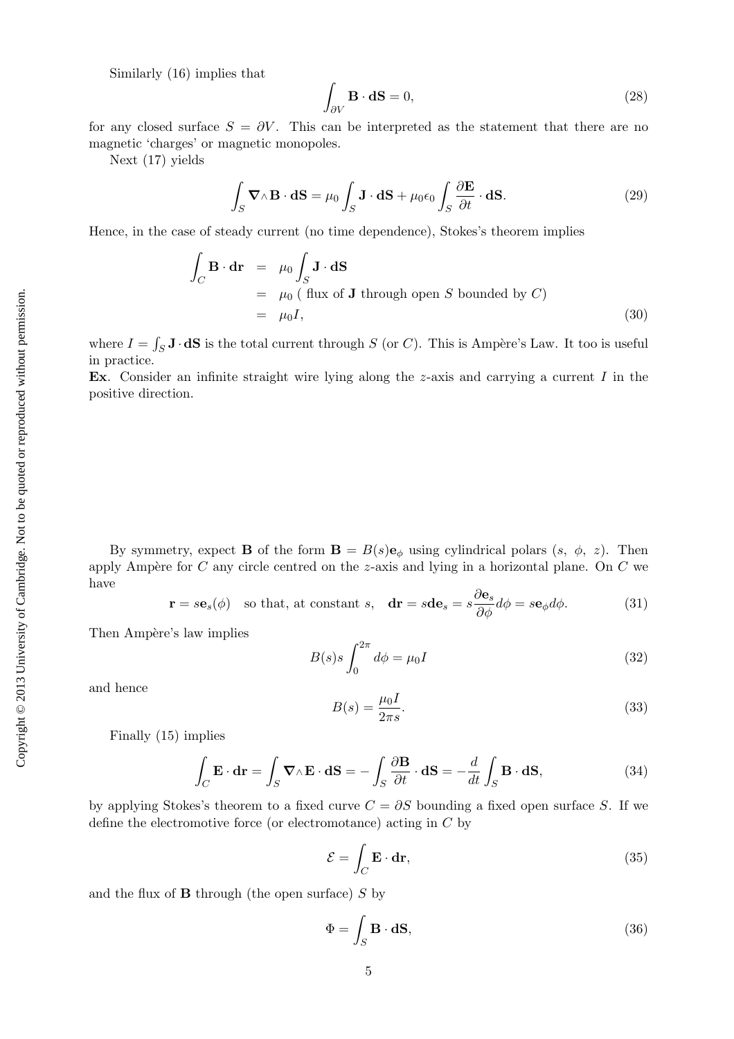Similarly (16) implies that

$$\int_{\partial V} \mathbf{B} \cdot \mathbf{dS} = 0, \tag{28}$$

for any closed surface $S = \partial V$. This can be interpreted as the statement that there are no magnetic 'charges' or magnetic monopoles.

Next (17) yields

$$\int_S \boldsymbol{\nabla} \wedge \mathbf{B} \cdot \mathbf{dS} = \mu_0 \int_S \mathbf{J} \cdot \mathbf{dS} + \mu_0 \epsilon_0 \int_S \frac{\partial \mathbf{E}}{\partial t} \cdot \mathbf{dS}. \tag{29}$$

Hence, in the case of steady current (no time dependence), Stokes's theorem implies

$$\begin{aligned} \int_C \mathbf{B} \cdot \mathbf{dr} &= \mu_0 \int_S \mathbf{J} \cdot \mathbf{dS} \\ &= \mu_0 \text{ ( flux of } \mathbf{J} \text{ through open } S \text{ bounded by } C\text{)} \\ &= \mu_0 I, \end{aligned} \tag{30}$$

where $I = \int_S \mathbf{J} \cdot \mathbf{dS}$ is the total current through $S$ (or $C$). This is Ampère's Law. It too is useful in practice.

**Ex**. Consider an infinite straight wire lying along the $z$-axis and carrying a current $I$ in the positive direction.

By symmetry, expect $\mathbf{B}$ of the form $\mathbf{B} = B(s)\mathbf{e}_\phi$ using cylindrical polars $(s, \ \phi, \ z)$. Then apply Ampère for $C$ any circle centred on the $z$-axis and lying in a horizontal plane. On $C$ we have

$$\mathbf{r} = s\mathbf{e}_s(\phi) \quad \text{so that, at constant } s, \quad \mathbf{dr} = s\mathbf{de}_s = s\frac{\partial \mathbf{e}_s}{\partial \phi}d\phi = s\mathbf{e}_\phi d\phi. \tag{31}$$

Then Ampère's law implies

$$B(s)s\int_0^{2\pi} d\phi = \mu_0 I \tag{32}$$

and hence

$$B(s) = \frac{\mu_0 I}{2\pi s}. \tag{33}$$

Finally (15) implies

$$\int_C \mathbf{E} \cdot \mathbf{dr} = \int_S \boldsymbol{\nabla} \wedge \mathbf{E} \cdot \mathbf{dS} = -\int_S \frac{\partial \mathbf{B}}{\partial t} \cdot \mathbf{dS} = -\frac{d}{dt}\int_S \mathbf{B} \cdot \mathbf{dS}, \tag{34}$$

by applying Stokes's theorem to a fixed curve $C = \partial S$ bounding a fixed open surface $S$. If we define the electromotive force (or electromotance) acting in $C$ by

$$\mathcal{E} = \int_C \mathbf{E} \cdot \mathbf{dr}, \tag{35}$$

and the flux of $\mathbf{B}$ through (the open surface) $S$ by

$$\Phi = \int_S \mathbf{B} \cdot \mathbf{dS}, \tag{36}$$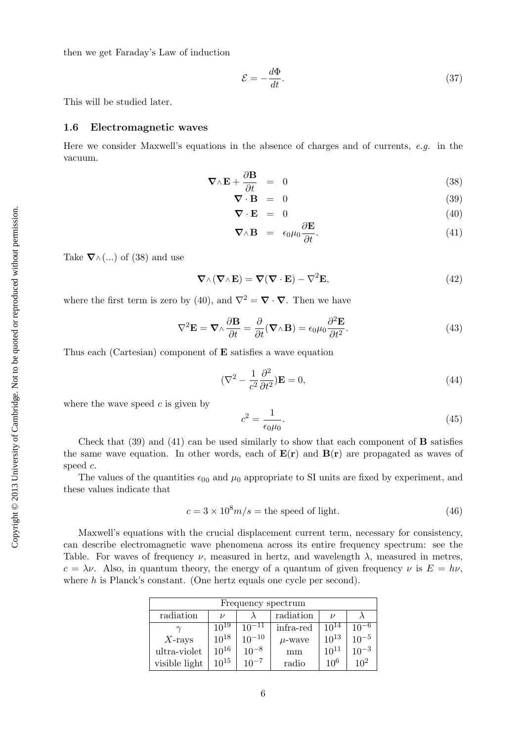then we get Faraday's Law of induction

$$\mathcal{E} = -\frac{d\Phi}{dt}. \tag{37}$$

This will be studied later.

### 1.6 Electromagnetic waves

Here we consider Maxwell's equations in the absence of charges and of currents, *e.g.* in the vacuum.

$$\begin{aligned} \nabla \wedge \mathbf{E} + \frac{\partial \mathbf{B}}{\partial t} &= 0 \qquad (38) \\ \nabla \cdot \mathbf{B} &= 0 \qquad (39) \\ \nabla \cdot \mathbf{E} &= 0 \qquad (40) \\ \nabla \wedge \mathbf{B} &= \epsilon_0 \mu_0 \frac{\partial \mathbf{E}}{\partial t}. \qquad (41) \end{aligned}$$

Take $\nabla \wedge (...)$ of (38) and use

$$\nabla \wedge (\nabla \wedge \mathbf{E}) = \nabla(\nabla \cdot \mathbf{E}) - \nabla^2 \mathbf{E}, \tag{42}$$

where the first term is zero by (40), and $\nabla^2 = \nabla \cdot \nabla$. Then we have

$$\nabla^2 \mathbf{E} = \nabla \wedge \frac{\partial \mathbf{B}}{\partial t} = \frac{\partial}{\partial t}(\nabla \wedge \mathbf{B}) = \epsilon_0 \mu_0 \frac{\partial^2 \mathbf{E}}{\partial t^2}. \tag{43}$$

Thus each (Cartesian) component of $\mathbf{E}$ satisfies a wave equation

$$(\nabla^2 - \frac{1}{c^2}\frac{\partial^2}{\partial t^2})\mathbf{E} = 0, \tag{44}$$

where the wave speed $c$ is given by

$$c^2 = \frac{1}{\epsilon_0 \mu_0}. \tag{45}$$

Check that (39) and (41) can be used similarly to show that each component of $\mathbf{B}$ satisfies the same wave equation. In other words, each of $\mathbf{E}(\mathbf{r})$ and $\mathbf{B}(\mathbf{r})$ are propagated as waves of speed $c$.

The values of the quantities $\epsilon_{00}$ and $\mu_0$ appropriate to SI units are fixed by experiment, and these values indicate that

$$c = 3 \times 10^8 m/s = \text{the speed of light}. \tag{46}$$

Maxwell's equations with the crucial displacement current term, necessary for consistency, can describe electromagnetic wave phenomena across its entire frequency spectrum: see the Table. For waves of frequency $\nu$, measured in hertz, and wavelength $\lambda$, measured in metres, $c = \lambda\nu$. Also, in quantum theory, the energy of a quantum of given frequency $\nu$ is $E = h\nu$, where $h$ is Planck's constant. (One hertz equals one cycle per second).

| Frequency spectrum | | | | | |
|---|---|---|---|---|---|
| radiation | $\nu$ | $\lambda$ | radiation | $\nu$ | $\lambda$ |
| $\gamma$ | $10^{19}$ | $10^{-11}$ | infra-red | $10^{14}$ | $10^{-6}$ |
| $X$-rays | $10^{18}$ | $10^{-10}$ | $\mu$-wave | $10^{13}$ | $10^{-5}$ |
| ultra-violet | $10^{16}$ | $10^{-8}$ | mm | $10^{11}$ | $10^{-3}$ |
| visible light | $10^{15}$ | $10^{-7}$ | radio | $10^{6}$ | $10^{2}$ |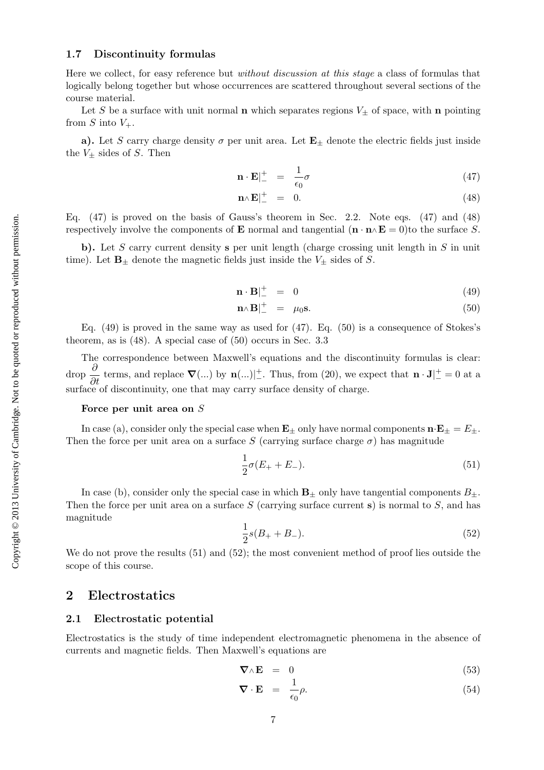### 1.7 Discontinuity formulas

Here we collect, for easy reference but *without discussion at this stage* a class of formulas that logically belong together but whose occurrences are scattered throughout several sections of the course material.

Let $S$ be a surface with unit normal $\mathbf{n}$ which separates regions $V_\pm$ of space, with $\mathbf{n}$ pointing from $S$ into $V_+$.

**a).** Let $S$ carry charge density $\sigma$ per unit area. Let $\mathbf{E}_\pm$ denote the electric fields just inside the $V_\pm$ sides of $S$. Then

$$\mathbf{n}\cdot\mathbf{E}|_{-}^{+} = \frac{1}{\epsilon_0}\sigma \tag{47}$$

$$\mathbf{n}\wedge\mathbf{E}|_{-}^{+} = 0. \tag{48}$$

Eq. (47) is proved on the basis of Gauss's theorem in Sec. 2.2. Note eqs. (47) and (48) respectively involve the components of $\mathbf{E}$ normal and tangential ($\mathbf{n}\cdot\mathbf{n}\wedge\mathbf{E} = 0$)to the surface $S$.

**b).** Let $S$ carry current density $\mathbf{s}$ per unit length (charge crossing unit length in $S$ in unit time). Let $\mathbf{B}_\pm$ denote the magnetic fields just inside the $V_\pm$ sides of $S$.

$$\mathbf{n}\cdot\mathbf{B}|_{-}^{+} = 0 \tag{49}$$

$$\mathbf{n}\wedge\mathbf{B}|_{-}^{+} = \mu_0\mathbf{s}. \tag{50}$$

Eq. (49) is proved in the same way as used for (47). Eq. (50) is a consequence of Stokes's theorem, as is (48). A special case of (50) occurs in Sec. 3.3

The correspondence between Maxwell's equations and the discontinuity formulas is clear: drop $\dfrac{\partial}{\partial t}$ terms, and replace $\boldsymbol{\nabla}(...)$ by $\mathbf{n}(...)|_{-}^{+}$. Thus, from (20), we expect that $\mathbf{n}\cdot\mathbf{J}|_{-}^{+} = 0$ at a surface of discontinuity, one that may carry surface density of charge.

#### Force per unit area on $S$

In case (a), consider only the special case when $\mathbf{E}_\pm$ only have normal components $\mathbf{n}\cdot\mathbf{E}_\pm = E_\pm$. Then the force per unit area on a surface $S$ (carrying surface charge $\sigma$) has magnitude

$$\frac{1}{2}\sigma(E_+ + E_-). \tag{51}$$

In case (b), consider only the special case in which $\mathbf{B}_\pm$ only have tangential components $B_\pm$. Then the force per unit area on a surface $S$ (carrying surface current $\mathbf{s}$) is normal to $S$, and has magnitude

$$\frac{1}{2}s(B_+ + B_-). \tag{52}$$

We do not prove the results (51) and (52); the most convenient method of proof lies outside the scope of this course.

## 2 Electrostatics

### 2.1 Electrostatic potential

Electrostatics is the study of time independent electromagnetic phenomena in the absence of currents and magnetic fields. Then Maxwell's equations are

$$\boldsymbol{\nabla}\wedge\mathbf{E} = 0 \tag{53}$$

$$\boldsymbol{\nabla}\cdot\mathbf{E} = \frac{1}{\epsilon_0}\rho. \tag{54}$$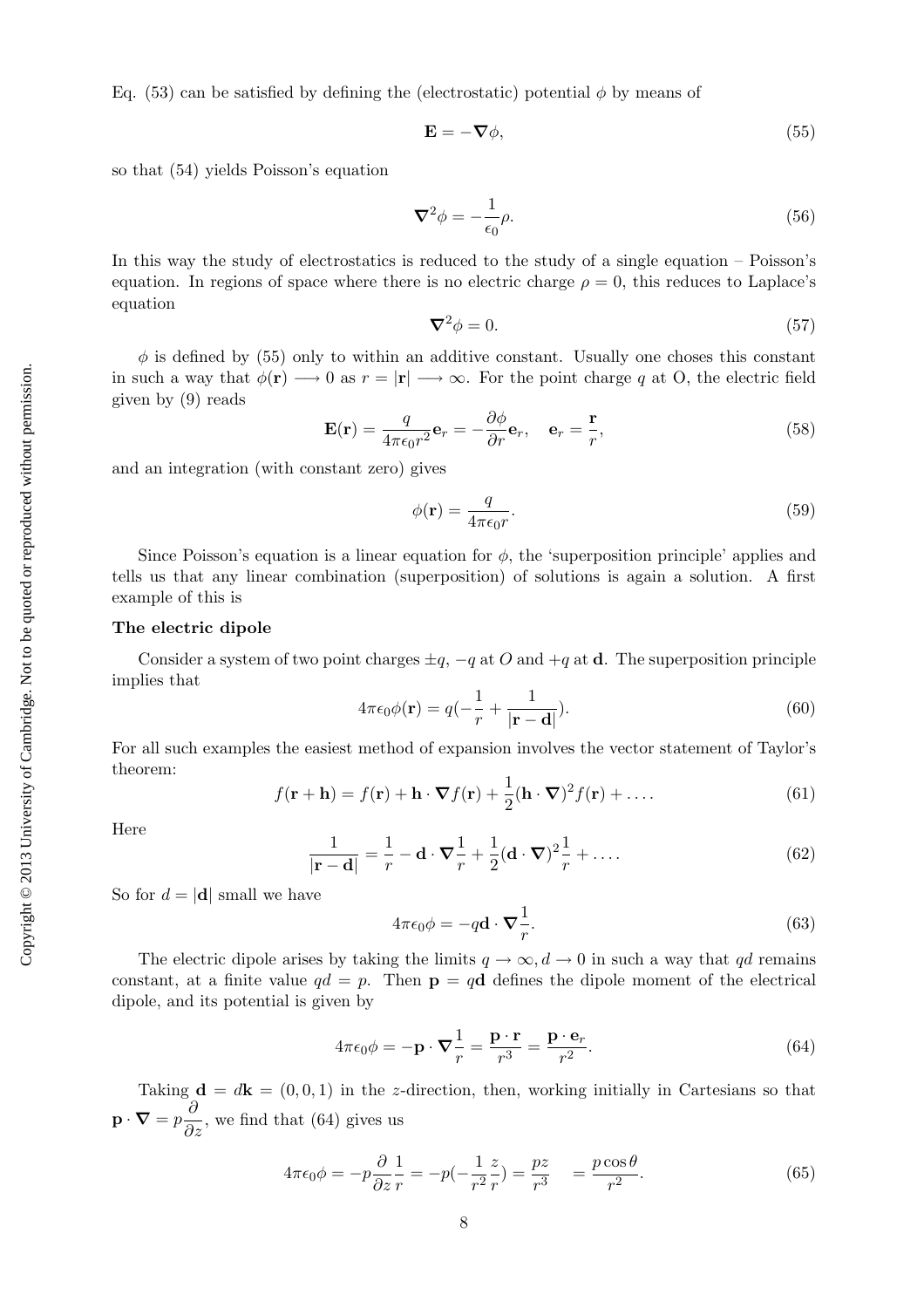Eq. (53) can be satisfied by defining the (electrostatic) potential $\phi$ by means of

$$\mathbf{E} = -\boldsymbol{\nabla}\phi, \tag{55}$$

so that (54) yields Poisson's equation

$$\boldsymbol{\nabla}^2\phi = -\frac{1}{\epsilon_0}\rho. \tag{56}$$

In this way the study of electrostatics is reduced to the study of a single equation – Poisson's equation. In regions of space where there is no electric charge $\rho = 0$, this reduces to Laplace's equation

$$\boldsymbol{\nabla}^2\phi = 0. \tag{57}$$

$\phi$ is defined by (55) only to within an additive constant. Usually one choses this constant in such a way that $\phi(\mathbf{r}) \longrightarrow 0$ as $r = |\mathbf{r}| \longrightarrow \infty$. For the point charge $q$ at O, the electric field given by (9) reads

$$\mathbf{E}(\mathbf{r}) = \frac{q}{4\pi\epsilon_0 r^2}\mathbf{e}_r = -\frac{\partial\phi}{\partial r}\mathbf{e}_r, \quad \mathbf{e}_r = \frac{\mathbf{r}}{r}, \tag{58}$$

and an integration (with constant zero) gives

$$\phi(\mathbf{r}) = \frac{q}{4\pi\epsilon_0 r}. \tag{59}$$

Since Poisson's equation is a linear equation for $\phi$, the 'superposition principle' applies and tells us that any linear combination (superposition) of solutions is again a solution. A first example of this is

**The electric dipole**

Consider a system of two point charges $\pm q$, $-q$ at $O$ and $+q$ at $\mathbf{d}$. The superposition principle implies that

$$4\pi\epsilon_0\phi(\mathbf{r}) = q\left(-\frac{1}{r} + \frac{1}{|\mathbf{r}-\mathbf{d}|}\right). \tag{60}$$

For all such examples the easiest method of expansion involves the vector statement of Taylor's theorem:

$$f(\mathbf{r}+\mathbf{h}) = f(\mathbf{r}) + \mathbf{h}\cdot\boldsymbol{\nabla}f(\mathbf{r}) + \frac{1}{2}(\mathbf{h}\cdot\boldsymbol{\nabla})^2 f(\mathbf{r}) + \ldots. \tag{61}$$

Here

$$\frac{1}{|\mathbf{r}-\mathbf{d}|} = \frac{1}{r} - \mathbf{d}\cdot\boldsymbol{\nabla}\frac{1}{r} + \frac{1}{2}(\mathbf{d}\cdot\boldsymbol{\nabla})^2\frac{1}{r} + \ldots. \tag{62}$$

So for $d = |\mathbf{d}|$ small we have

$$4\pi\epsilon_0\phi = -q\mathbf{d}\cdot\boldsymbol{\nabla}\frac{1}{r}. \tag{63}$$

The electric dipole arises by taking the limits $q \to \infty, d \to 0$ in such a way that $qd$ remains constant, at a finite value $qd = p$. Then $\mathbf{p} = q\mathbf{d}$ defines the dipole moment of the electrical dipole, and its potential is given by

$$4\pi\epsilon_0\phi = -\mathbf{p}\cdot\boldsymbol{\nabla}\frac{1}{r} = \frac{\mathbf{p}\cdot\mathbf{r}}{r^3} = \frac{\mathbf{p}\cdot\mathbf{e}_r}{r^2}. \tag{64}$$

Taking $\mathbf{d} = d\mathbf{k} = (0,0,1)$ in the $z$-direction, then, working initially in Cartesians so that $\mathbf{p}\cdot\boldsymbol{\nabla} = p\dfrac{\partial}{\partial z}$, we find that (64) gives us

$$4\pi\epsilon_0\phi = -p\frac{\partial}{\partial z}\frac{1}{r} = -p\left(-\frac{1}{r^2}\frac{z}{r}\right) = \frac{pz}{r^3} \quad = \frac{p\cos\theta}{r^2}. \tag{65}$$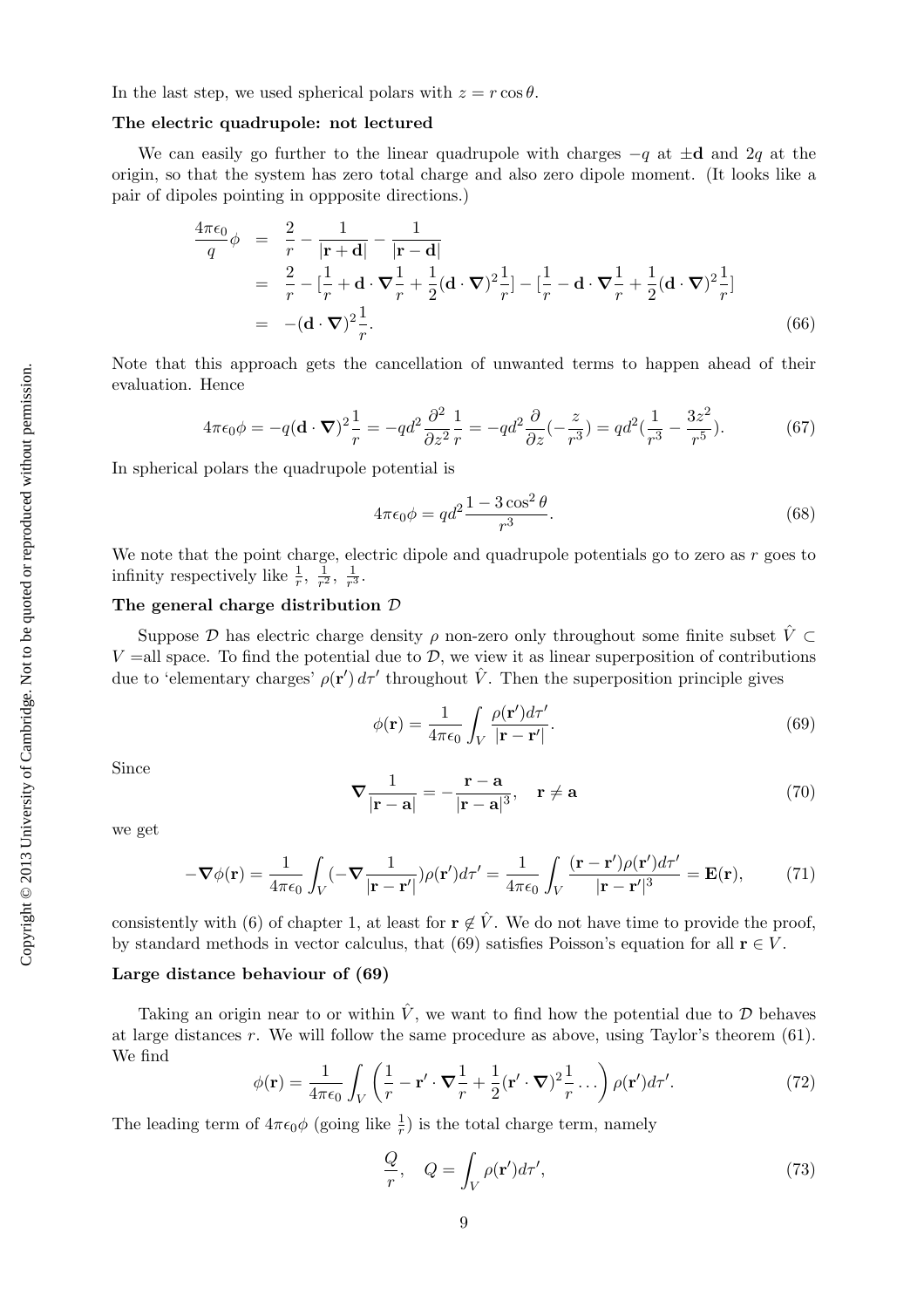In the last step, we used spherical polars with $z = r\cos\theta$.

**The electric quadrupole: not lectured**

We can easily go further to the linear quadrupole with charges $-q$ at $\pm\mathbf{d}$ and $2q$ at the origin, so that the system has zero total charge and also zero dipole moment. (It looks like a pair of dipoles pointing in oppposite directions.)

$$\begin{aligned}
\frac{4\pi\epsilon_0}{q}\phi &= \frac{2}{r} - \frac{1}{|\mathbf{r}+\mathbf{d}|} - \frac{1}{|\mathbf{r}-\mathbf{d}|} \\
&= \frac{2}{r} - [\frac{1}{r} + \mathbf{d}\cdot\boldsymbol{\nabla}\frac{1}{r} + \frac{1}{2}(\mathbf{d}\cdot\boldsymbol{\nabla})^2\frac{1}{r}] - [\frac{1}{r} - \mathbf{d}\cdot\boldsymbol{\nabla}\frac{1}{r} + \frac{1}{2}(\mathbf{d}\cdot\boldsymbol{\nabla})^2\frac{1}{r}] \\
&= -(\mathbf{d}\cdot\boldsymbol{\nabla})^2\frac{1}{r}.
\end{aligned} \tag{66}$$

Note that this approach gets the cancellation of unwanted terms to happen ahead of their evaluation. Hence

$$4\pi\epsilon_0\phi = -q(\mathbf{d}\cdot\boldsymbol{\nabla})^2\frac{1}{r} = -qd^2\frac{\partial^2}{\partial z^2}\frac{1}{r} = -qd^2\frac{\partial}{\partial z}(-\frac{z}{r^3}) = qd^2(\frac{1}{r^3} - \frac{3z^2}{r^5}). \tag{67}$$

In spherical polars the quadrupole potential is

$$4\pi\epsilon_0\phi = qd^2\frac{1-3\cos^2\theta}{r^3}. \tag{68}$$

We note that the point charge, electric dipole and quadrupole potentials go to zero as $r$ goes to infinity respectively like $\frac{1}{r},\ \frac{1}{r^2},\ \frac{1}{r^3}$.

**The general charge distribution $\mathcal{D}$**

Suppose $\mathcal{D}$ has electric charge density $\rho$ non-zero only throughout some finite subset $\hat{V} \subset V$ =all space. To find the potential due to $\mathcal{D}$, we view it as linear superposition of contributions due to 'elementary charges' $\rho(\mathbf{r}')\,d\tau'$ throughout $\hat{V}$. Then the superposition principle gives

$$\phi(\mathbf{r}) = \frac{1}{4\pi\epsilon_0}\int_V \frac{\rho(\mathbf{r}')d\tau'}{|\mathbf{r}-\mathbf{r}'|}. \tag{69}$$

Since

$$\boldsymbol{\nabla}\frac{1}{|\mathbf{r}-\mathbf{a}|} = -\frac{\mathbf{r}-\mathbf{a}}{|\mathbf{r}-\mathbf{a}|^3}, \quad \mathbf{r}\neq\mathbf{a} \tag{70}$$

we get

$$-\boldsymbol{\nabla}\phi(\mathbf{r}) = \frac{1}{4\pi\epsilon_0}\int_V(-\boldsymbol{\nabla}\frac{1}{|\mathbf{r}-\mathbf{r}'|})\rho(\mathbf{r}')d\tau' = \frac{1}{4\pi\epsilon_0}\int_V\frac{(\mathbf{r}-\mathbf{r}')\rho(\mathbf{r}')d\tau'}{|\mathbf{r}-\mathbf{r}'|^3} = \mathbf{E}(\mathbf{r}), \tag{71}$$

consistently with (6) of chapter 1, at least for $\mathbf{r}\notin\hat{V}$. We do not have time to provide the proof, by standard methods in vector calculus, that (69) satisfies Poisson's equation for all $\mathbf{r}\in V$.

**Large distance behaviour of (69)**

Taking an origin near to or within $\hat{V}$, we want to find how the potential due to $\mathcal{D}$ behaves at large distances $r$. We will follow the same procedure as above, using Taylor's theorem (61). We find

$$\phi(\mathbf{r}) = \frac{1}{4\pi\epsilon_0}\int_V\left(\frac{1}{r} - \mathbf{r}'\cdot\boldsymbol{\nabla}\frac{1}{r} + \frac{1}{2}(\mathbf{r}'\cdot\boldsymbol{\nabla})^2\frac{1}{r}\dots\right)\rho(\mathbf{r}')d\tau'. \tag{72}$$

The leading term of $4\pi\epsilon_0\phi$ (going like $\frac{1}{r}$) is the total charge term, namely

$$\frac{Q}{r}, \quad Q = \int_V \rho(\mathbf{r}')d\tau', \tag{73}$$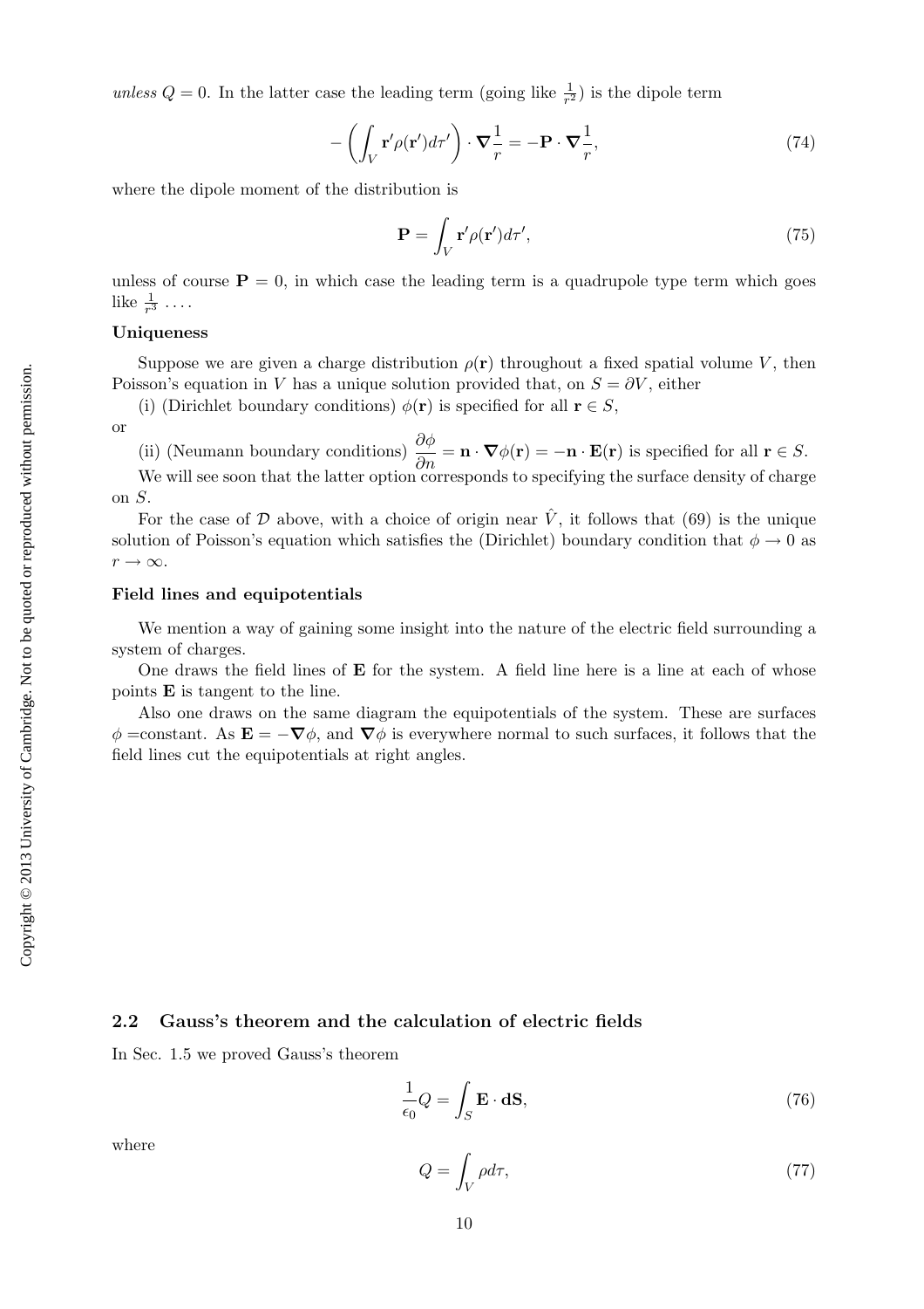*unless* $Q = 0$. In the latter case the leading term (going like $\frac{1}{r^2}$) is the dipole term

$$-\left(\int_V \mathbf{r}'\rho(\mathbf{r}')d\tau'\right) \cdot \boldsymbol{\nabla}\frac{1}{r} = -\mathbf{P} \cdot \boldsymbol{\nabla}\frac{1}{r}, \tag{74}$$

where the dipole moment of the distribution is

$$\mathbf{P} = \int_V \mathbf{r}'\rho(\mathbf{r}')d\tau', \tag{75}$$

unless of course $\mathbf{P} = 0$, in which case the leading term is a quadrupole type term which goes like $\frac{1}{r^3}$ ....

**Uniqueness**

Suppose we are given a charge distribution $\rho(\mathbf{r})$ throughout a fixed spatial volume $V$, then Poisson's equation in $V$ has a unique solution provided that, on $S = \partial V$, either

(i) (Dirichlet boundary conditions) $\phi(\mathbf{r})$ is specified for all $\mathbf{r} \in S$,

or

(ii) (Neumann boundary conditions) $\dfrac{\partial \phi}{\partial n} = \mathbf{n} \cdot \boldsymbol{\nabla}\phi(\mathbf{r}) = -\mathbf{n} \cdot \mathbf{E}(\mathbf{r})$ is specified for all $\mathbf{r} \in S$.

We will see soon that the latter option corresponds to specifying the surface density of charge on $S$.

For the case of $\mathcal{D}$ above, with a choice of origin near $\hat{V}$, it follows that (69) is the unique solution of Poisson's equation which satisfies the (Dirichlet) boundary condition that $\phi \to 0$ as $r \to \infty$.

**Field lines and equipotentials**

We mention a way of gaining some insight into the nature of the electric field surrounding a system of charges.

One draws the field lines of $\mathbf{E}$ for the system. A field line here is a line at each of whose points $\mathbf{E}$ is tangent to the line.

Also one draws on the same diagram the equipotentials of the system. These are surfaces $\phi$ =constant. As $\mathbf{E} = -\boldsymbol{\nabla}\phi$, and $\boldsymbol{\nabla}\phi$ is everywhere normal to such surfaces, it follows that the field lines cut the equipotentials at right angles.

## 2.2 Gauss's theorem and the calculation of electric fields

In Sec. 1.5 we proved Gauss's theorem

$$\frac{1}{\epsilon_0}Q = \int_S \mathbf{E} \cdot \mathbf{dS}, \tag{76}$$

where

$$Q = \int_V \rho d\tau, \tag{77}$$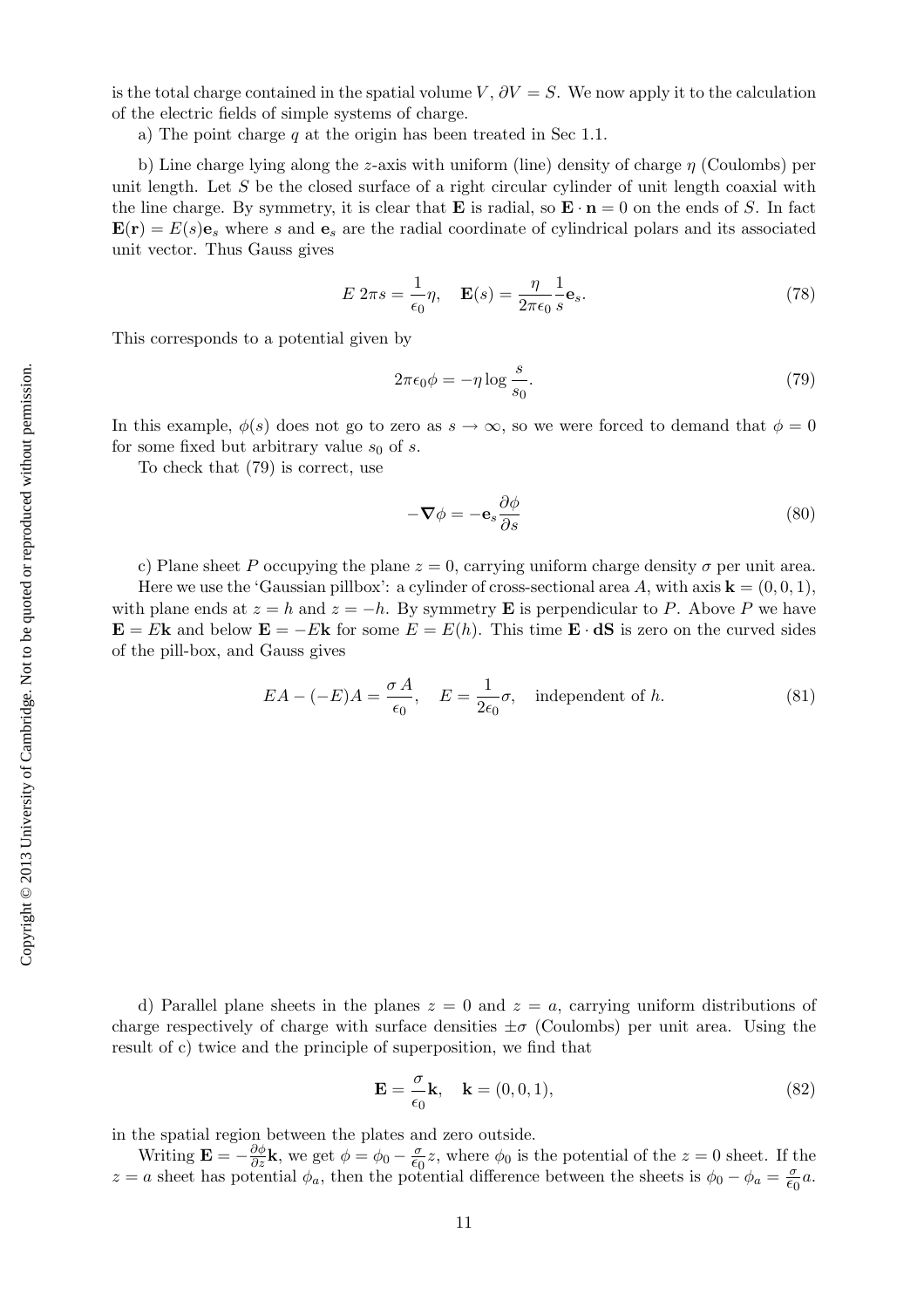is the total charge contained in the spatial volume $V$, $\partial V = S$. We now apply it to the calculation of the electric fields of simple systems of charge.

a) The point charge $q$ at the origin has been treated in Sec 1.1.

b) Line charge lying along the $z$-axis with uniform (line) density of charge $\eta$ (Coulombs) per unit length. Let $S$ be the closed surface of a right circular cylinder of unit length coaxial with the line charge. By symmetry, it is clear that $\mathbf{E}$ is radial, so $\mathbf{E} \cdot \mathbf{n} = 0$ on the ends of $S$. In fact $\mathbf{E}(\mathbf{r}) = E(s)\mathbf{e}_s$ where $s$ and $\mathbf{e}_s$ are the radial coordinate of cylindrical polars and its associated unit vector. Thus Gauss gives

$$E \; 2\pi s = \frac{1}{\epsilon_0}\eta, \quad \mathbf{E}(s) = \frac{\eta}{2\pi\epsilon_0}\frac{1}{s}\mathbf{e}_s. \tag{78}$$

This corresponds to a potential given by

$$2\pi\epsilon_0\phi = -\eta \log\frac{s}{s_0}. \tag{79}$$

In this example, $\phi(s)$ does not go to zero as $s \to \infty$, so we were forced to demand that $\phi = 0$ for some fixed but arbitrary value $s_0$ of $s$.

To check that (79) is correct, use

$$-\boldsymbol{\nabla}\phi = -\mathbf{e}_s\frac{\partial\phi}{\partial s} \tag{80}$$

c) Plane sheet $P$ occupying the plane $z = 0$, carrying uniform charge density $\sigma$ per unit area.

Here we use the 'Gaussian pillbox': a cylinder of cross-sectional area $A$, with axis $\mathbf{k} = (0, 0, 1)$, with plane ends at $z = h$ and $z = -h$. By symmetry $\mathbf{E}$ is perpendicular to $P$. Above $P$ we have $\mathbf{E} = E\mathbf{k}$ and below $\mathbf{E} = -E\mathbf{k}$ for some $E = E(h)$. This time $\mathbf{E} \cdot \mathbf{dS}$ is zero on the curved sides of the pill-box, and Gauss gives

$$EA - (-E)A = \frac{\sigma\, A}{\epsilon_0}, \quad E = \frac{1}{2\epsilon_0}\sigma, \quad \text{independent of } h. \tag{81}$$

d) Parallel plane sheets in the planes $z = 0$ and $z = a$, carrying uniform distributions of charge respectively of charge with surface densities $\pm\sigma$ (Coulombs) per unit area. Using the result of c) twice and the principle of superposition, we find that

$$\mathbf{E} = \frac{\sigma}{\epsilon_0}\mathbf{k}, \quad \mathbf{k} = (0, 0, 1), \tag{82}$$

in the spatial region between the plates and zero outside.

Writing $\mathbf{E} = -\frac{\partial\phi}{\partial z}\mathbf{k}$, we get $\phi = \phi_0 - \frac{\sigma}{\epsilon_0}z$, where $\phi_0$ is the potential of the $z = 0$ sheet. If the $z = a$ sheet has potential $\phi_a$, then the potential difference between the sheets is $\phi_0 - \phi_a = \frac{\sigma}{\epsilon_0}a$.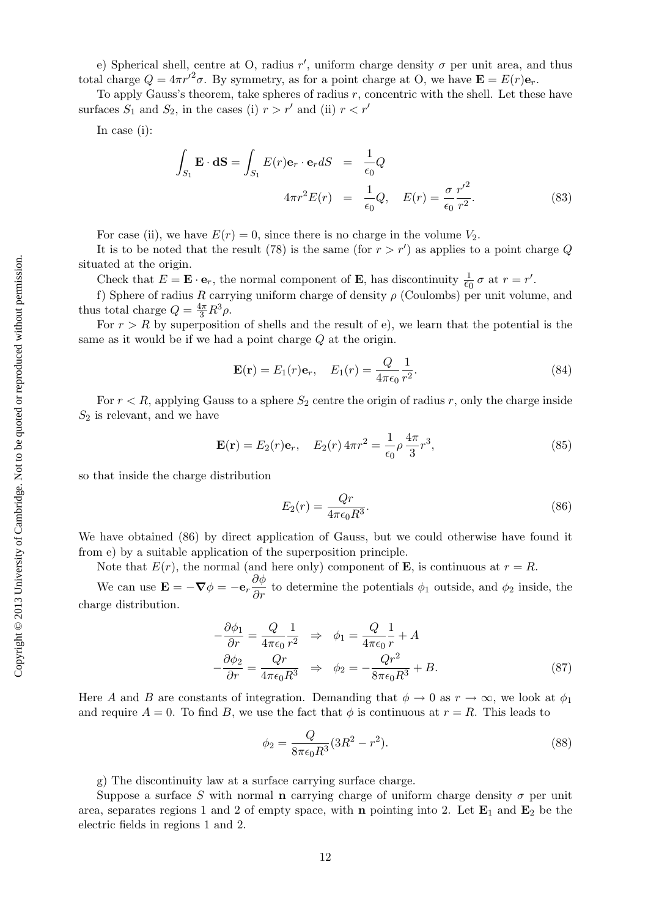e) Spherical shell, centre at O, radius $r'$, uniform charge density $\sigma$ per unit area, and thus total charge $Q = 4\pi r'^2\sigma$. By symmetry, as for a point charge at O, we have $\mathbf{E} = E(r)\mathbf{e}_r$.

To apply Gauss's theorem, take spheres of radius $r$, concentric with the shell. Let these have surfaces $S_1$ and $S_2$, in the cases (i) $r > r'$ and (ii) $r < r'$

In case (i):

$$
\begin{aligned}
\int_{S_1} \mathbf{E}\cdot\mathbf{dS} = \int_{S_1} E(r)\mathbf{e}_r\cdot\mathbf{e}_r dS &= \frac{1}{\epsilon_0}Q \\
4\pi r^2 E(r) &= \frac{1}{\epsilon_0}Q, \quad E(r) = \frac{\sigma}{\epsilon_0}\frac{r'^2}{r^2}.
\end{aligned} \tag{83}
$$

For case (ii), we have $E(r) = 0$, since there is no charge in the volume $V_2$.

It is to be noted that the result (78) is the same (for $r > r'$) as applies to a point charge $Q$ situated at the origin.

Check that $E = \mathbf{E}\cdot\mathbf{e}_r$, the normal component of $\mathbf{E}$, has discontinuity $\frac{1}{\epsilon_0}\sigma$ at $r = r'$.

f) Sphere of radius $R$ carrying uniform charge of density $\rho$ (Coulombs) per unit volume, and thus total charge $Q = \frac{4\pi}{3}R^3\rho$.

For $r > R$ by superposition of shells and the result of e), we learn that the potential is the same as it would be if we had a point charge $Q$ at the origin.

$$
\mathbf{E}(\mathbf{r}) = E_1(r)\mathbf{e}_r, \quad E_1(r) = \frac{Q}{4\pi\epsilon_0}\frac{1}{r^2}. \tag{84}
$$

For $r < R$, applying Gauss to a sphere $S_2$ centre the origin of radius $r$, only the charge inside $S_2$ is relevant, and we have

$$
\mathbf{E}(\mathbf{r}) = E_2(r)\mathbf{e}_r, \quad E_2(r)\,4\pi r^2 = \frac{1}{\epsilon_0}\rho\,\frac{4\pi}{3}r^3, \tag{85}
$$

so that inside the charge distribution

$$
E_2(r) = \frac{Qr}{4\pi\epsilon_0 R^3}. \tag{86}
$$

We have obtained (86) by direct application of Gauss, but we could otherwise have found it from e) by a suitable application of the superposition principle.

Note that $E(r)$, the normal (and here only) component of $\mathbf{E}$, is continuous at $r = R$.

We can use $\mathbf{E} = -\boldsymbol{\nabla}\phi = -\mathbf{e}_r\dfrac{\partial\phi}{\partial r}$ to determine the potentials $\phi_1$ outside, and $\phi_2$ inside, the charge distribution.

$$
\begin{aligned}
-\frac{\partial\phi_1}{\partial r} = \frac{Q}{4\pi\epsilon_0}\frac{1}{r^2} \quad &\Rightarrow \quad \phi_1 = \frac{Q}{4\pi\epsilon_0}\frac{1}{r} + A \\
-\frac{\partial\phi_2}{\partial r} = \frac{Qr}{4\pi\epsilon_0 R^3} \quad &\Rightarrow \quad \phi_2 = -\frac{Qr^2}{8\pi\epsilon_0 R^3} + B.
\end{aligned} \tag{87}
$$

Here $A$ and $B$ are constants of integration. Demanding that $\phi \to 0$ as $r \to \infty$, we look at $\phi_1$ and require $A = 0$. To find $B$, we use the fact that $\phi$ is continuous at $r = R$. This leads to

$$
\phi_2 = \frac{Q}{8\pi\epsilon_0 R^3}(3R^2 - r^2). \tag{88}
$$

g) The discontinuity law at a surface carrying surface charge.

Suppose a surface $S$ with normal $\mathbf{n}$ carrying charge of uniform charge density $\sigma$ per unit area, separates regions 1 and 2 of empty space, with $\mathbf{n}$ pointing into 2. Let $\mathbf{E}_1$ and $\mathbf{E}_2$ be the electric fields in regions 1 and 2.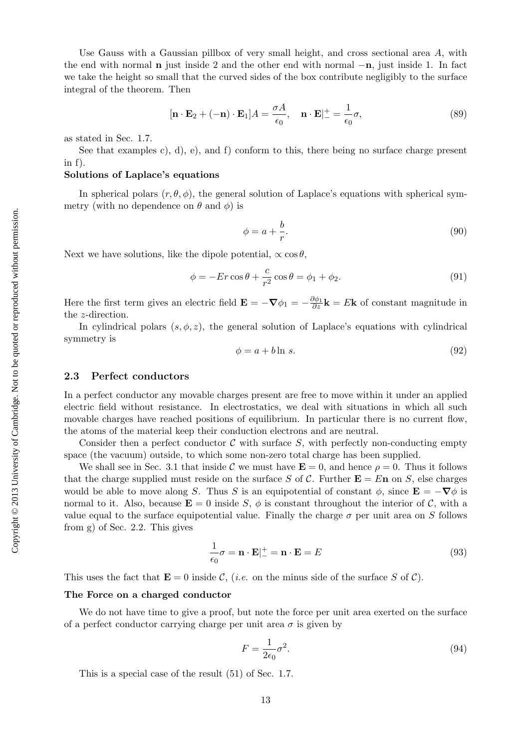Use Gauss with a Gaussian pillbox of very small height, and cross sectional area $A$, with the end with normal $\mathbf{n}$ just inside 2 and the other end with normal $-\mathbf{n}$, just inside 1. In fact we take the height so small that the curved sides of the box contribute negligibly to the surface integral of the theorem. Then

$$[\mathbf{n} \cdot \mathbf{E}_2 + (-\mathbf{n}) \cdot \mathbf{E}_1]A = \frac{\sigma A}{\epsilon_0}, \quad \mathbf{n} \cdot \mathbf{E}|_-^+ = \frac{1}{\epsilon_0}\sigma, \tag{89}$$

as stated in Sec. 1.7.

See that examples c), d), e), and f) conform to this, there being no surface charge present in f).

**Solutions of Laplace's equations**

In spherical polars $(r, \theta, \phi)$, the general solution of Laplace's equations with spherical symmetry (with no dependence on $\theta$ and $\phi$) is

$$\phi = a + \frac{b}{r}. \tag{90}$$

Next we have solutions, like the dipole potential, $\propto \cos\theta$,

$$\phi = -Er\cos\theta + \frac{c}{r^2}\cos\theta = \phi_1 + \phi_2. \tag{91}$$

Here the first term gives an electric field $\mathbf{E} = -\boldsymbol{\nabla}\phi_1 = -\frac{\partial\phi_1}{\partial z}\mathbf{k} = E\mathbf{k}$ of constant magnitude in the $z$-direction.

In cylindrical polars $(s, \phi, z)$, the general solution of Laplace's equations with cylindrical symmetry is

$$\phi = a + b\ln s. \tag{92}$$

## 2.3 Perfect conductors

In a perfect conductor any movable charges present are free to move within it under an applied electric field without resistance. In electrostatics, we deal with situations in which all such movable charges have reached positions of equilibrium. In particular there is no current flow, the atoms of the material keep their conduction electrons and are neutral.

Consider then a perfect conductor $\mathcal{C}$ with surface $S$, with perfectly non-conducting empty space (the vacuum) outside, to which some non-zero total charge has been supplied.

We shall see in Sec. 3.1 that inside $\mathcal{C}$ we must have $\mathbf{E} = 0$, and hence $\rho = 0$. Thus it follows that the charge supplied must reside on the surface $S$ of $\mathcal{C}$. Further $\mathbf{E} = E\mathbf{n}$ on $S$, else charges would be able to move along $S$. Thus $S$ is an equipotential of constant $\phi$, since $\mathbf{E} = -\boldsymbol{\nabla}\phi$ is normal to it. Also, because $\mathbf{E} = 0$ inside $S$, $\phi$ is constant throughout the interior of $\mathcal{C}$, with a value equal to the surface equipotential value. Finally the charge $\sigma$ per unit area on $S$ follows from g) of Sec. 2.2. This gives

$$\frac{1}{\epsilon_0}\sigma = \mathbf{n} \cdot \mathbf{E}|_-^+ = \mathbf{n} \cdot \mathbf{E} = E \tag{93}$$

This uses the fact that $\mathbf{E} = 0$ inside $\mathcal{C}$, (*i.e.* on the minus side of the surface $S$ of $\mathcal{C}$).

**The Force on a charged conductor**

We do not have time to give a proof, but note the force per unit area exerted on the surface of a perfect conductor carrying charge per unit area $\sigma$ is given by

$$F = \frac{1}{2\epsilon_0}\sigma^2. \tag{94}$$

This is a special case of the result (51) of Sec. 1.7.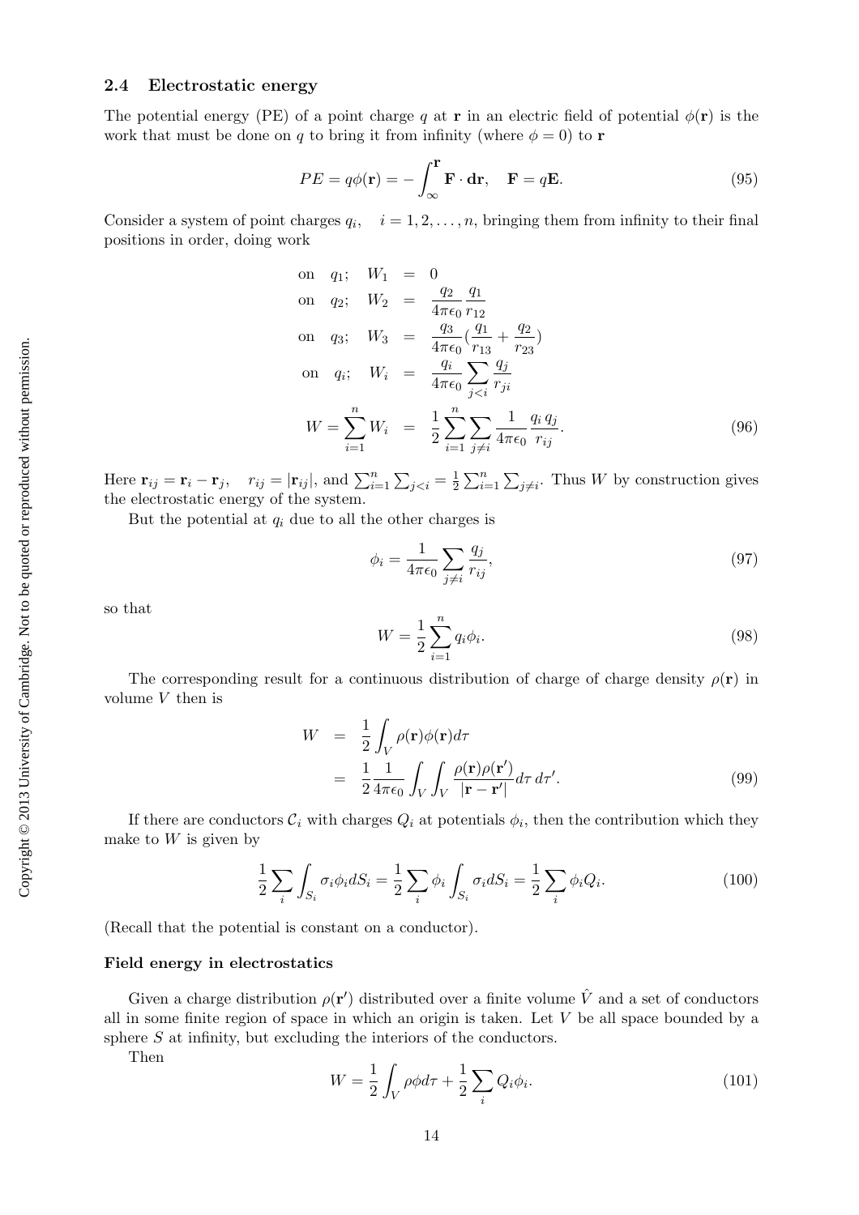### 2.4 Electrostatic energy

The potential energy (PE) of a point charge $q$ at $\mathbf{r}$ in an electric field of potential $\phi(\mathbf{r})$ is the work that must be done on $q$ to bring it from infinity (where $\phi = 0$) to $\mathbf{r}$

$$PE = q\phi(\mathbf{r}) = -\int_{\infty}^{\mathbf{r}} \mathbf{F}\cdot\mathbf{dr}, \quad \mathbf{F} = q\mathbf{E}. \tag{95}$$

Consider a system of point charges $q_i, \quad i = 1, 2, \ldots, n$, bringing them from infinity to their final positions in order, doing work

$$\begin{aligned}
\text{on} \quad q_1; \quad W_1 &= 0 \\
\text{on} \quad q_2; \quad W_2 &= \frac{q_2}{4\pi\epsilon_0}\frac{q_1}{r_{12}} \\
\text{on} \quad q_3; \quad W_3 &= \frac{q_3}{4\pi\epsilon_0}\left(\frac{q_1}{r_{13}} + \frac{q_2}{r_{23}}\right) \\
\text{on} \quad q_i; \quad W_i &= \frac{q_i}{4\pi\epsilon_0}\sum_{j<i}\frac{q_j}{r_{ji}} \\
W = \sum_{i=1}^{n} W_i &= \frac{1}{2}\sum_{i=1}^{n}\sum_{j\neq i}\frac{1}{4\pi\epsilon_0}\frac{q_i\, q_j}{r_{ij}}.
\end{aligned} \tag{96}$$

Here $\mathbf{r}_{ij} = \mathbf{r}_i - \mathbf{r}_j, \quad r_{ij} = |\mathbf{r}_{ij}|$, and $\sum_{i=1}^{n}\sum_{j<i} = \frac{1}{2}\sum_{i=1}^{n}\sum_{j\neq i}$. Thus $W$ by construction gives the electrostatic energy of the system.

But the potential at $q_i$ due to all the other charges is

$$\phi_i = \frac{1}{4\pi\epsilon_0}\sum_{j\neq i}\frac{q_j}{r_{ij}}, \tag{97}$$

so that

$$W = \frac{1}{2}\sum_{i=1}^{n} q_i\phi_i. \tag{98}$$

The corresponding result for a continuous distribution of charge of charge density $\rho(\mathbf{r})$ in volume $V$ then is

$$\begin{aligned}
W &= \frac{1}{2}\int_V \rho(\mathbf{r})\phi(\mathbf{r})d\tau \\
&= \frac{1}{2}\frac{1}{4\pi\epsilon_0}\int_V\int_V \frac{\rho(\mathbf{r})\rho(\mathbf{r}')}{|\mathbf{r}-\mathbf{r}'|}d\tau\, d\tau'.
\end{aligned} \tag{99}$$

If there are conductors $\mathcal{C}_i$ with charges $Q_i$ at potentials $\phi_i$, then the contribution which they make to $W$ is given by

$$\frac{1}{2}\sum_i \int_{S_i}\sigma_i\phi_i dS_i = \frac{1}{2}\sum_i \phi_i\int_{S_i}\sigma_i dS_i = \frac{1}{2}\sum_i \phi_i Q_i. \tag{100}$$

(Recall that the potential is constant on a conductor).

**Field energy in electrostatics**

Given a charge distribution $\rho(\mathbf{r}')$ distributed over a finite volume $\hat{V}$ and a set of conductors all in some finite region of space in which an origin is taken. Let $V$ be all space bounded by a sphere $S$ at infinity, but excluding the interiors of the conductors.

Then

$$W = \frac{1}{2}\int_V \rho\phi d\tau + \frac{1}{2}\sum_i Q_i\phi_i. \tag{101}$$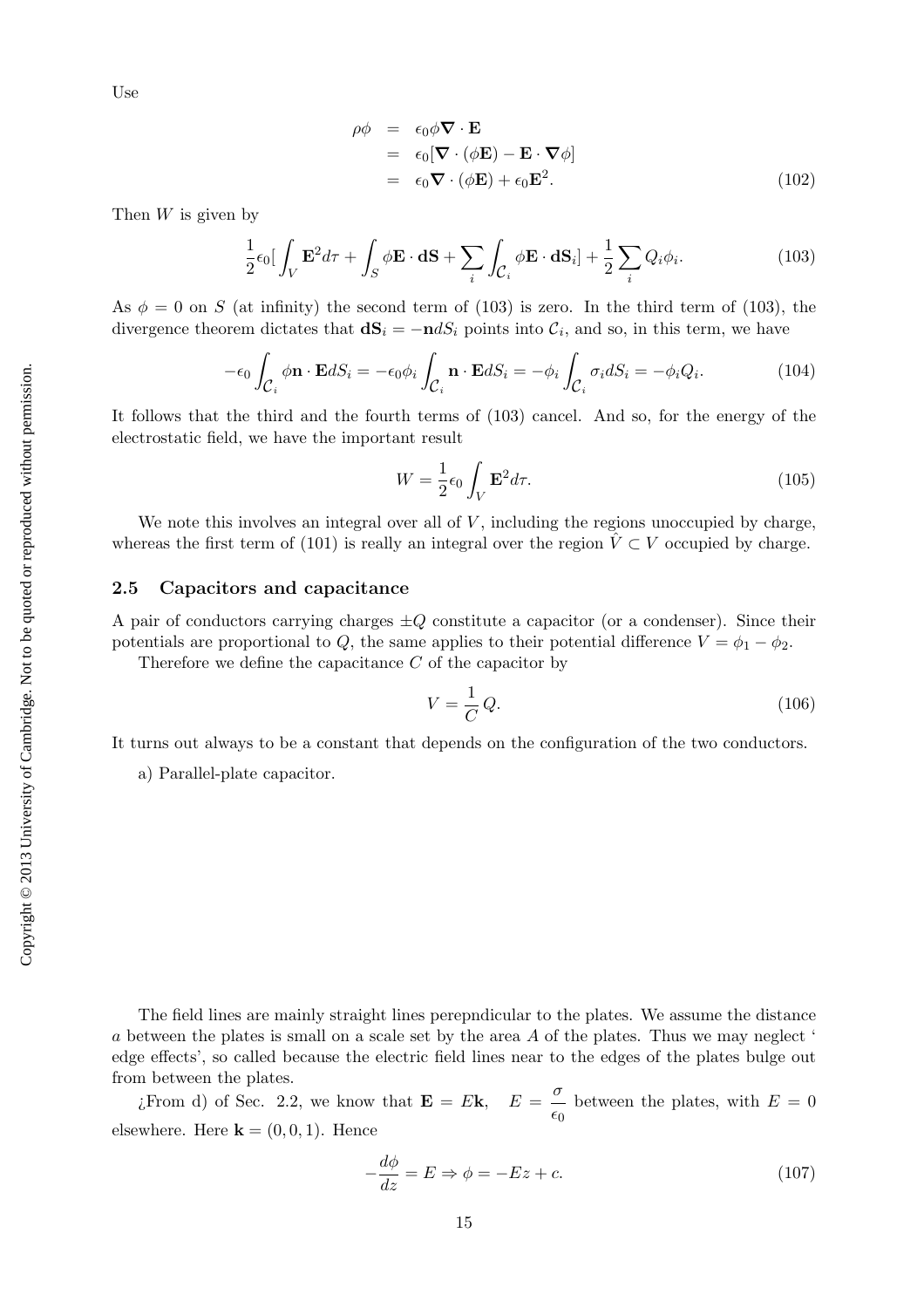Use

$$
\begin{aligned}
\rho\phi &= \epsilon_0 \phi \boldsymbol{\nabla} \cdot \mathbf{E} \\
&= \epsilon_0 [\boldsymbol{\nabla} \cdot (\phi \mathbf{E}) - \mathbf{E} \cdot \boldsymbol{\nabla} \phi] \\
&= \epsilon_0 \boldsymbol{\nabla} \cdot (\phi \mathbf{E}) + \epsilon_0 \mathbf{E}^2.
\end{aligned} \tag{102}
$$

Then $W$ is given by

$$
\frac{1}{2}\epsilon_0 [\int_V \mathbf{E}^2 d\tau + \int_S \phi \mathbf{E} \cdot \mathbf{dS} + \sum_i \int_{\mathcal{C}_i} \phi \mathbf{E} \cdot \mathbf{dS}_i] + \frac{1}{2} \sum_i Q_i \phi_i. \tag{103}
$$

As $\phi = 0$ on $S$ (at infinity) the second term of (103) is zero. In the third term of (103), the divergence theorem dictates that $\mathbf{dS}_i = -\mathbf{n} dS_i$ points into $\mathcal{C}_i$, and so, in this term, we have

$$
-\epsilon_0 \int_{\mathcal{C}_i} \phi \mathbf{n} \cdot \mathbf{E} dS_i = -\epsilon_0 \phi_i \int_{\mathcal{C}_i} \mathbf{n} \cdot \mathbf{E} dS_i = -\phi_i \int_{\mathcal{C}_i} \sigma_i dS_i = -\phi_i Q_i. \tag{104}
$$

It follows that the third and the fourth terms of (103) cancel. And so, for the energy of the electrostatic field, we have the important result

$$
W = \frac{1}{2}\epsilon_0 \int_V \mathbf{E}^2 d\tau. \tag{105}
$$

We note this involves an integral over all of $V$, including the regions unoccupied by charge, whereas the first term of (101) is really an integral over the region $\hat{V} \subset V$ occupied by charge.

### 2.5 Capacitors and capacitance

A pair of conductors carrying charges $\pm Q$ constitute a capacitor (or a condenser). Since their potentials are proportional to $Q$, the same applies to their potential difference $V = \phi_1 - \phi_2$.

Therefore we define the capacitance $C$ of the capacitor by

$$
V = \frac{1}{C} Q. \tag{106}
$$

It turns out always to be a constant that depends on the configuration of the two conductors.

a) Parallel-plate capacitor.

The field lines are mainly straight lines perepndicular to the plates. We assume the distance $a$ between the plates is small on a scale set by the area $A$ of the plates. Thus we may neglect ' edge effects', so called because the electric field lines near to the edges of the plates bulge out from between the plates.

¿From d) of Sec. 2.2, we know that $\mathbf{E} = E\mathbf{k}$, $\quad E = \dfrac{\sigma}{\epsilon_0}$ between the plates, with $E = 0$ elsewhere. Here $\mathbf{k} = (0, 0, 1)$. Hence

$$
-\frac{d\phi}{dz} = E \Rightarrow \phi = -Ez + c. \tag{107}
$$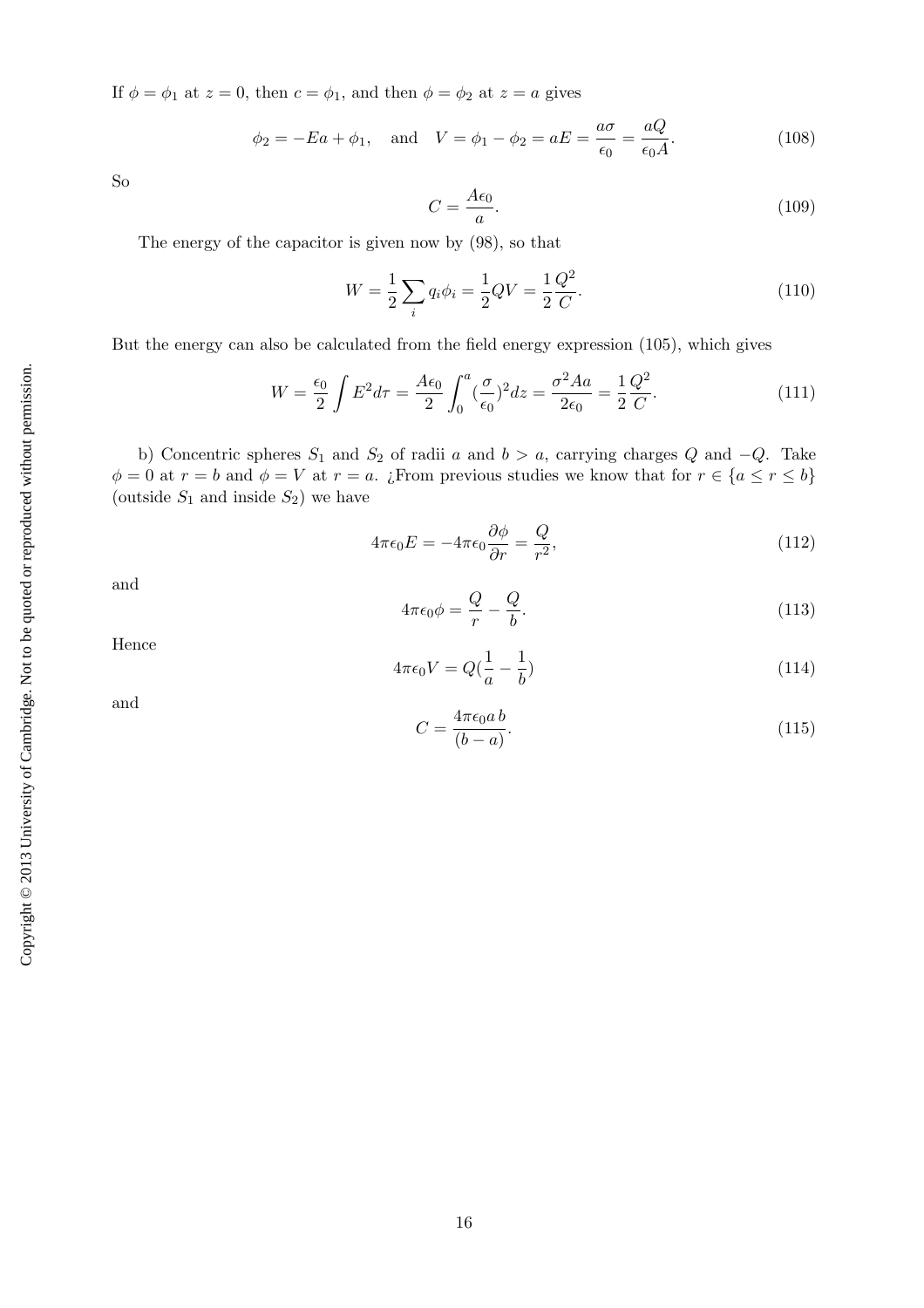If $\phi = \phi_1$ at $z = 0$, then $c = \phi_1$, and then $\phi = \phi_2$ at $z = a$ gives

$$\phi_2 = -Ea + \phi_1, \quad \text{and} \quad V = \phi_1 - \phi_2 = aE = \frac{a\sigma}{\epsilon_0} = \frac{aQ}{\epsilon_0 A}. \tag{108}$$

So

$$C = \frac{A\epsilon_0}{a}. \tag{109}$$

The energy of the capacitor is given now by (98), so that

$$W = \frac{1}{2}\sum_i q_i \phi_i = \frac{1}{2}QV = \frac{1}{2}\frac{Q^2}{C}. \tag{110}$$

But the energy can also be calculated from the field energy expression (105), which gives

$$W = \frac{\epsilon_0}{2}\int E^2 d\tau = \frac{A\epsilon_0}{2}\int_0^a (\frac{\sigma}{\epsilon_0})^2 dz = \frac{\sigma^2 A a}{2\epsilon_0} = \frac{1}{2}\frac{Q^2}{C}. \tag{111}$$

b) Concentric spheres $S_1$ and $S_2$ of radii $a$ and $b > a$, carrying charges $Q$ and $-Q$. Take $\phi = 0$ at $r = b$ and $\phi = V$ at $r = a$. ¿From previous studies we know that for $r \in \{a \leq r \leq b\}$ (outside $S_1$ and inside $S_2$) we have

$$4\pi\epsilon_0 E = -4\pi\epsilon_0 \frac{\partial \phi}{\partial r} = \frac{Q}{r^2}, \tag{112}$$

and

$$4\pi\epsilon_0 \phi = \frac{Q}{r} - \frac{Q}{b}. \tag{113}$$

Hence

$$4\pi\epsilon_0 V = Q(\frac{1}{a} - \frac{1}{b}) \tag{114}$$

and

$$C = \frac{4\pi\epsilon_0 a\, b}{(b-a)}. \tag{115}$$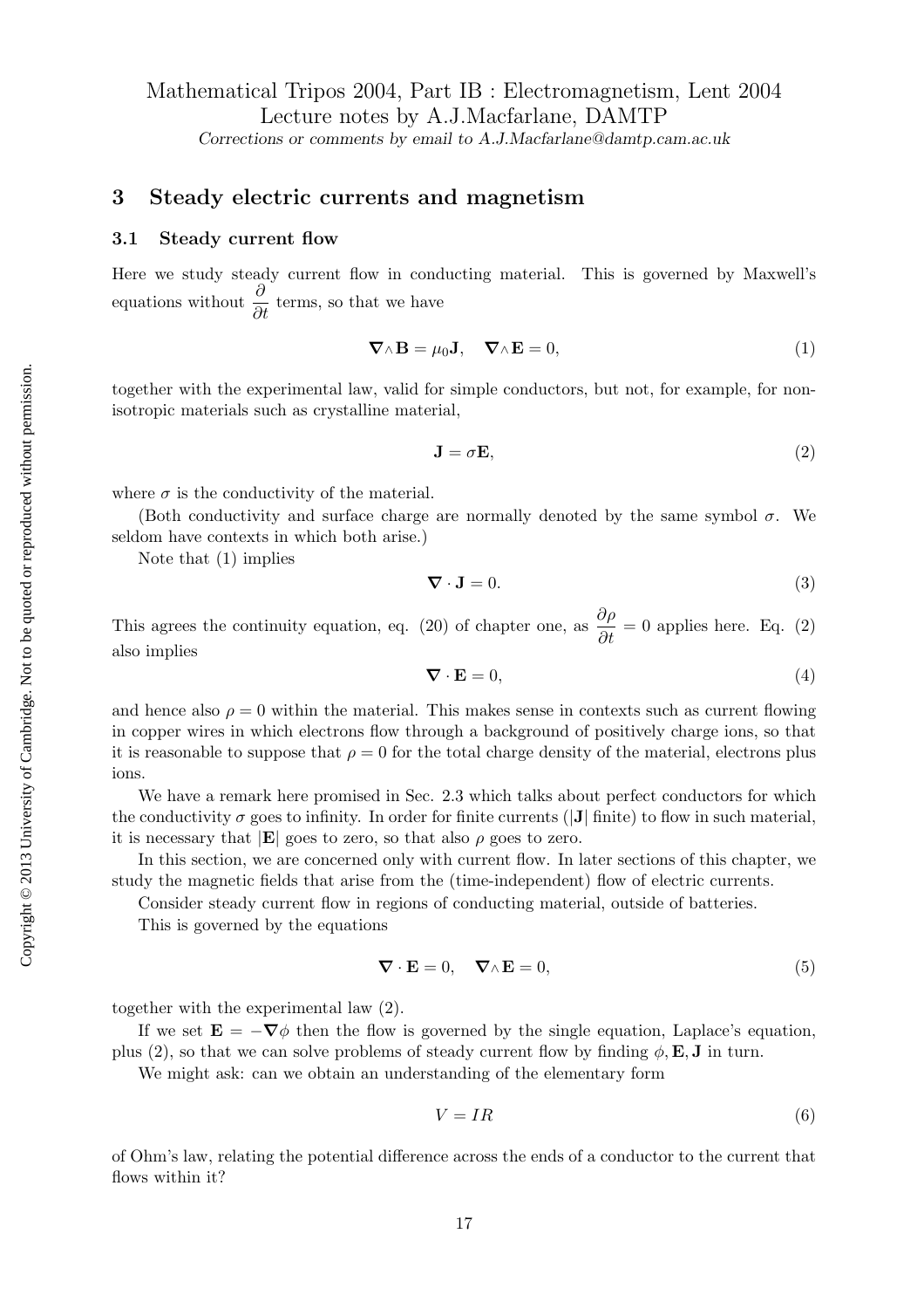Mathematical Tripos 2004, Part IB : Electromagnetism, Lent 2004
Lecture notes by A.J.Macfarlane, DAMTP
*Corrections or comments by email to A.J.Macfarlane@damtp.cam.ac.uk*

## 3 Steady electric currents and magnetism

### 3.1 Steady current flow

Here we study steady current flow in conducting material. This is governed by Maxwell's equations without $\dfrac{\partial}{\partial t}$ terms, so that we have

$$\nabla \wedge \mathbf{B} = \mu_0 \mathbf{J}, \quad \nabla \wedge \mathbf{E} = 0, \tag{1}$$

together with the experimental law, valid for simple conductors, but not, for example, for non-isotropic materials such as crystalline material,

$$\mathbf{J} = \sigma \mathbf{E}, \tag{2}$$

where $\sigma$ is the conductivity of the material.

(Both conductivity and surface charge are normally denoted by the same symbol $\sigma$. We seldom have contexts in which both arise.)

Note that (1) implies

$$\nabla \cdot \mathbf{J} = 0. \tag{3}$$

This agrees the continuity equation, eq. (20) of chapter one, as $\dfrac{\partial \rho}{\partial t} = 0$ applies here. Eq. (2) also implies

$$\nabla \cdot \mathbf{E} = 0, \tag{4}$$

and hence also $\rho = 0$ within the material. This makes sense in contexts such as current flowing in copper wires in which electrons flow through a background of positively charge ions, so that it is reasonable to suppose that $\rho = 0$ for the total charge density of the material, electrons plus ions.

We have a remark here promised in Sec. 2.3 which talks about perfect conductors for which the conductivity $\sigma$ goes to infinity. In order for finite currents ($|\mathbf{J}|$ finite) to flow in such material, it is necessary that $|\mathbf{E}|$ goes to zero, so that also $\rho$ goes to zero.

In this section, we are concerned only with current flow. In later sections of this chapter, we study the magnetic fields that arise from the (time-independent) flow of electric currents.

Consider steady current flow in regions of conducting material, outside of batteries.

This is governed by the equations

$$\nabla \cdot \mathbf{E} = 0, \quad \nabla \wedge \mathbf{E} = 0, \tag{5}$$

together with the experimental law (2).

If we set $\mathbf{E} = -\nabla \phi$ then the flow is governed by the single equation, Laplace's equation, plus (2), so that we can solve problems of steady current flow by finding $\phi, \mathbf{E}, \mathbf{J}$ in turn.

We might ask: can we obtain an understanding of the elementary form

$$V = IR \tag{6}$$

of Ohm's law, relating the potential difference across the ends of a conductor to the current that flows within it?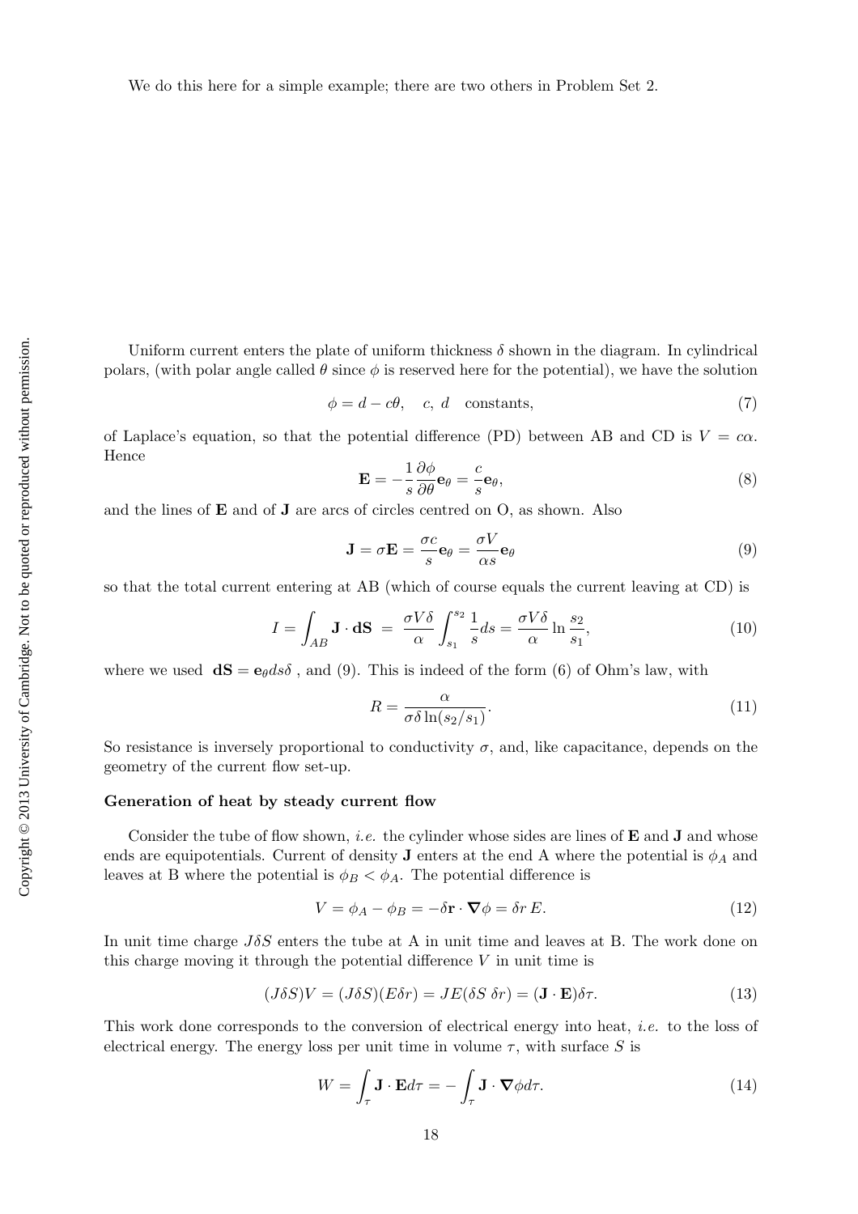We do this here for a simple example; there are two others in Problem Set 2.

Uniform current enters the plate of uniform thickness $\delta$ shown in the diagram. In cylindrical polars, (with polar angle called $\theta$ since $\phi$ is reserved here for the potential), we have the solution

$$\phi = d - c\theta, \quad c,\ d \quad \text{constants,} \tag{7}$$

of Laplace's equation, so that the potential difference (PD) between AB and CD is $V = c\alpha$. Hence

$$\mathbf{E} = -\frac{1}{s}\frac{\partial \phi}{\partial \theta}\mathbf{e}_\theta = \frac{c}{s}\mathbf{e}_\theta, \tag{8}$$

and the lines of $\mathbf{E}$ and of $\mathbf{J}$ are arcs of circles centred on O, as shown. Also

$$\mathbf{J} = \sigma \mathbf{E} = \frac{\sigma c}{s}\mathbf{e}_\theta = \frac{\sigma V}{\alpha s}\mathbf{e}_\theta \tag{9}$$

so that the total current entering at AB (which of course equals the current leaving at CD) is

$$I = \int_{AB} \mathbf{J}\cdot \mathbf{dS} \;=\; \frac{\sigma V \delta}{\alpha}\int_{s_1}^{s_2} \frac{1}{s} ds = \frac{\sigma V \delta}{\alpha}\ln\frac{s_2}{s_1}, \tag{10}$$

where we used $\mathbf{dS} = \mathbf{e}_\theta ds\delta$ , and (9). This is indeed of the form (6) of Ohm's law, with

$$R = \frac{\alpha}{\sigma \delta \ln(s_2/s_1)}. \tag{11}$$

So resistance is inversely proportional to conductivity $\sigma$, and, like capacitance, depends on the geometry of the current flow set-up.

**Generation of heat by steady current flow**

Consider the tube of flow shown, *i.e.* the cylinder whose sides are lines of $\mathbf{E}$ and $\mathbf{J}$ and whose ends are equipotentials. Current of density $\mathbf{J}$ enters at the end A where the potential is $\phi_A$ and leaves at B where the potential is $\phi_B < \phi_A$. The potential difference is

$$V = \phi_A - \phi_B = -\delta \mathbf{r}\cdot \boldsymbol{\nabla}\phi = \delta r\, E. \tag{12}$$

In unit time charge $J\delta S$ enters the tube at A in unit time and leaves at B. The work done on this charge moving it through the potential difference $V$ in unit time is

$$(J\delta S)V = (J\delta S)(E\delta r) = JE(\delta S\ \delta r) = (\mathbf{J}\cdot\mathbf{E})\delta\tau. \tag{13}$$

This work done corresponds to the conversion of electrical energy into heat, *i.e.* to the loss of electrical energy. The energy loss per unit time in volume $\tau$, with surface $S$ is

$$W = \int_\tau \mathbf{J}\cdot\mathbf{E} d\tau = -\int_\tau \mathbf{J}\cdot\boldsymbol{\nabla}\phi d\tau. \tag{14}$$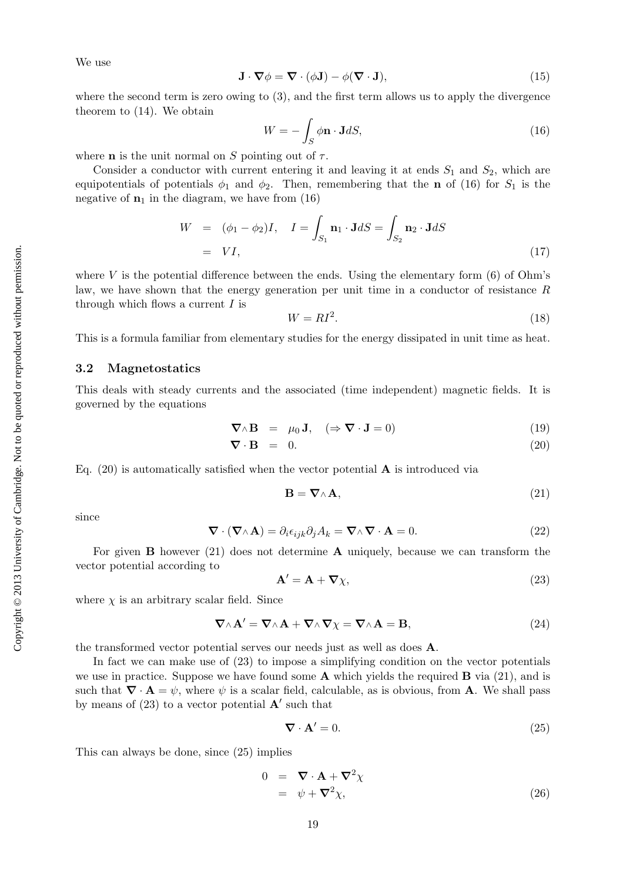We use

$$\mathbf{J}\cdot\boldsymbol{\nabla}\phi = \boldsymbol{\nabla}\cdot(\phi\mathbf{J}) - \phi(\boldsymbol{\nabla}\cdot\mathbf{J}), \tag{15}$$

where the second term is zero owing to (3), and the first term allows us to apply the divergence theorem to (14). We obtain

$$W = -\int_S \phi\mathbf{n}\cdot\mathbf{J}dS, \tag{16}$$

where $\mathbf{n}$ is the unit normal on $S$ pointing out of $\tau$.

Consider a conductor with current entering it and leaving it at ends $S_1$ and $S_2$, which are equipotentials of potentials $\phi_1$ and $\phi_2$. Then, remembering that the $\mathbf{n}$ of (16) for $S_1$ is the negative of $\mathbf{n}_1$ in the diagram, we have from (16)

$$\begin{aligned} W &= (\phi_1 - \phi_2)I, \quad I = \int_{S_1}\mathbf{n}_1\cdot\mathbf{J}dS = \int_{S_2}\mathbf{n}_2\cdot\mathbf{J}dS \\ &= VI, \end{aligned} \tag{17}$$

where $V$ is the potential difference between the ends. Using the elementary form (6) of Ohm's law, we have shown that the energy generation per unit time in a conductor of resistance $R$ through which flows a current $I$ is

$$W = RI^2. \tag{18}$$

This is a formula familiar from elementary studies for the energy dissipated in unit time as heat.

### 3.2 Magnetostatics

This deals with steady currents and the associated (time independent) magnetic fields. It is governed by the equations

$$\boldsymbol{\nabla}\wedge\mathbf{B} = \mu_0\mathbf{J}, \quad (\Rightarrow \boldsymbol{\nabla}\cdot\mathbf{J} = 0) \tag{19}$$

$$\boldsymbol{\nabla}\cdot\mathbf{B} = 0. \tag{20}$$

Eq. (20) is automatically satisfied when the vector potential $\mathbf{A}$ is introduced via

$$\mathbf{B} = \boldsymbol{\nabla}\wedge\mathbf{A}, \tag{21}$$

since

$$\boldsymbol{\nabla}\cdot(\boldsymbol{\nabla}\wedge\mathbf{A}) = \partial_i\epsilon_{ijk}\partial_j A_k = \boldsymbol{\nabla}\wedge\boldsymbol{\nabla}\cdot\mathbf{A} = 0. \tag{22}$$

For given $\mathbf{B}$ however (21) does not determine $\mathbf{A}$ uniquely, because we can transform the vector potential according to

$$\mathbf{A}' = \mathbf{A} + \boldsymbol{\nabla}\chi, \tag{23}$$

where $\chi$ is an arbitrary scalar field. Since

$$\boldsymbol{\nabla}\wedge\mathbf{A}' = \boldsymbol{\nabla}\wedge\mathbf{A} + \boldsymbol{\nabla}\wedge\boldsymbol{\nabla}\chi = \boldsymbol{\nabla}\wedge\mathbf{A} = \mathbf{B}, \tag{24}$$

the transformed vector potential serves our needs just as well as does $\mathbf{A}$.

In fact we can make use of (23) to impose a simplifying condition on the vector potentials we use in practice. Suppose we have found some $\mathbf{A}$ which yields the required $\mathbf{B}$ via (21), and is such that $\boldsymbol{\nabla}\cdot\mathbf{A} = \psi$, where $\psi$ is a scalar field, calculable, as is obvious, from $\mathbf{A}$. We shall pass by means of (23) to a vector potential $\mathbf{A}'$ such that

$$\boldsymbol{\nabla}\cdot\mathbf{A}' = 0. \tag{25}$$

This can always be done, since (25) implies

$$\begin{aligned} 0 &= \boldsymbol{\nabla}\cdot\mathbf{A} + \boldsymbol{\nabla}^2\chi \\ &= \psi + \boldsymbol{\nabla}^2\chi, \end{aligned} \tag{26}$$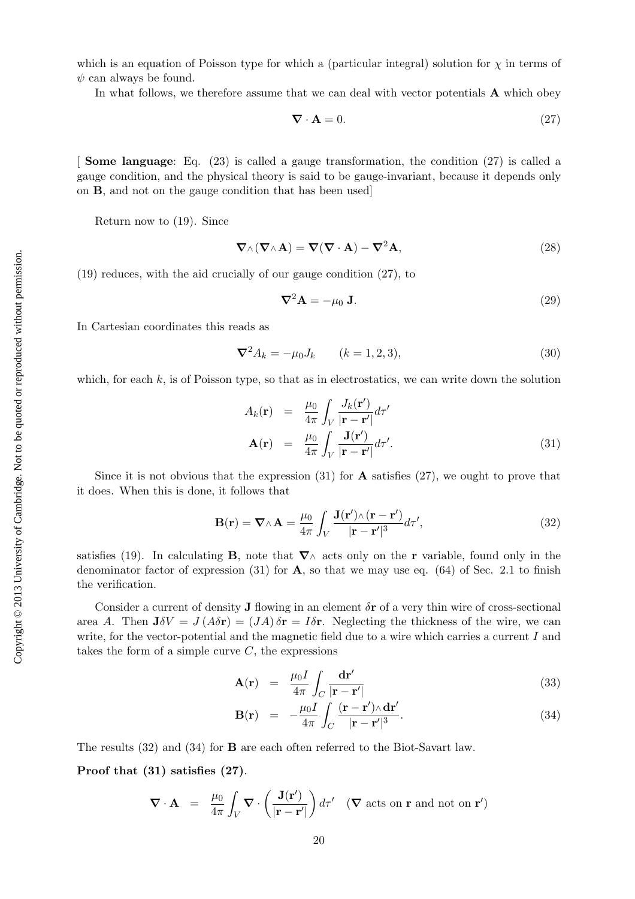which is an equation of Poisson type for which a (particular integral) solution for $\chi$ in terms of $\psi$ can always be found.

In what follows, we therefore assume that we can deal with vector potentials $\mathbf{A}$ which obey

$$\boldsymbol{\nabla} \cdot \mathbf{A} = 0. \tag{27}$$

[ **Some language**: Eq. (23) is called a gauge transformation, the condition (27) is called a gauge condition, and the physical theory is said to be gauge-invariant, because it depends only on $\mathbf{B}$, and not on the gauge condition that has been used]

Return now to (19). Since

$$\boldsymbol{\nabla}\wedge(\boldsymbol{\nabla}\wedge\mathbf{A}) = \boldsymbol{\nabla}(\boldsymbol{\nabla} \cdot \mathbf{A}) - \boldsymbol{\nabla}^2\mathbf{A}, \tag{28}$$

(19) reduces, with the aid crucially of our gauge condition (27), to

$$\boldsymbol{\nabla}^2\mathbf{A} = -\mu_0\, \mathbf{J}. \tag{29}$$

In Cartesian coordinates this reads as

$$\boldsymbol{\nabla}^2 A_k = -\mu_0 J_k \qquad (k = 1, 2, 3), \tag{30}$$

which, for each $k$, is of Poisson type, so that as in electrostatics, we can write down the solution

$$\begin{aligned} A_k(\mathbf{r}) &= \frac{\mu_0}{4\pi}\int_V \frac{J_k(\mathbf{r}')}{|\mathbf{r} - \mathbf{r}'|} d\tau' \\ \mathbf{A}(\mathbf{r}) &= \frac{\mu_0}{4\pi}\int_V \frac{\mathbf{J}(\mathbf{r}')}{|\mathbf{r} - \mathbf{r}'|} d\tau'. \end{aligned} \tag{31}$$

Since it is not obvious that the expression (31) for $\mathbf{A}$ satisfies (27), we ought to prove that it does. When this is done, it follows that

$$\mathbf{B}(\mathbf{r}) = \boldsymbol{\nabla}\wedge\mathbf{A} = \frac{\mu_0}{4\pi}\int_V \frac{\mathbf{J}(\mathbf{r}')\wedge(\mathbf{r} - \mathbf{r}')}{|\mathbf{r} - \mathbf{r}'|^3} d\tau', \tag{32}$$

satisfies (19). In calculating $\mathbf{B}$, note that $\boldsymbol{\nabla}\wedge$ acts only on the $\mathbf{r}$ variable, found only in the denominator factor of expression (31) for $\mathbf{A}$, so that we may use eq. (64) of Sec. 2.1 to finish the verification.

Consider a current of density $\mathbf{J}$ flowing in an element $\delta\mathbf{r}$ of a very thin wire of cross-sectional area $A$. Then $\mathbf{J}\delta V = J\,(A\delta\mathbf{r}) = (JA)\,\delta\mathbf{r} = I\delta\mathbf{r}$. Neglecting the thickness of the wire, we can write, for the vector-potential and the magnetic field due to a wire which carries a current $I$ and takes the form of a simple curve $C$, the expressions

$$\mathbf{A}(\mathbf{r}) = \frac{\mu_0 I}{4\pi}\int_C \frac{\mathbf{dr}'}{|\mathbf{r} - \mathbf{r}'|} \tag{33}$$

$$\mathbf{B}(\mathbf{r}) = -\frac{\mu_0 I}{4\pi}\int_C \frac{(\mathbf{r} - \mathbf{r}')\wedge\mathbf{dr}'}{|\mathbf{r} - \mathbf{r}'|^3}. \tag{34}$$

The results (32) and (34) for $\mathbf{B}$ are each often referred to the Biot-Savart law.

**Proof that (31) satisfies (27).**

$$\boldsymbol{\nabla} \cdot \mathbf{A} = \frac{\mu_0}{4\pi}\int_V \boldsymbol{\nabla} \cdot \left(\frac{\mathbf{J}(\mathbf{r}')}{|\mathbf{r} - \mathbf{r}'|}\right) d\tau' \quad (\boldsymbol{\nabla} \text{ acts on } \mathbf{r} \text{ and not on } \mathbf{r}')$$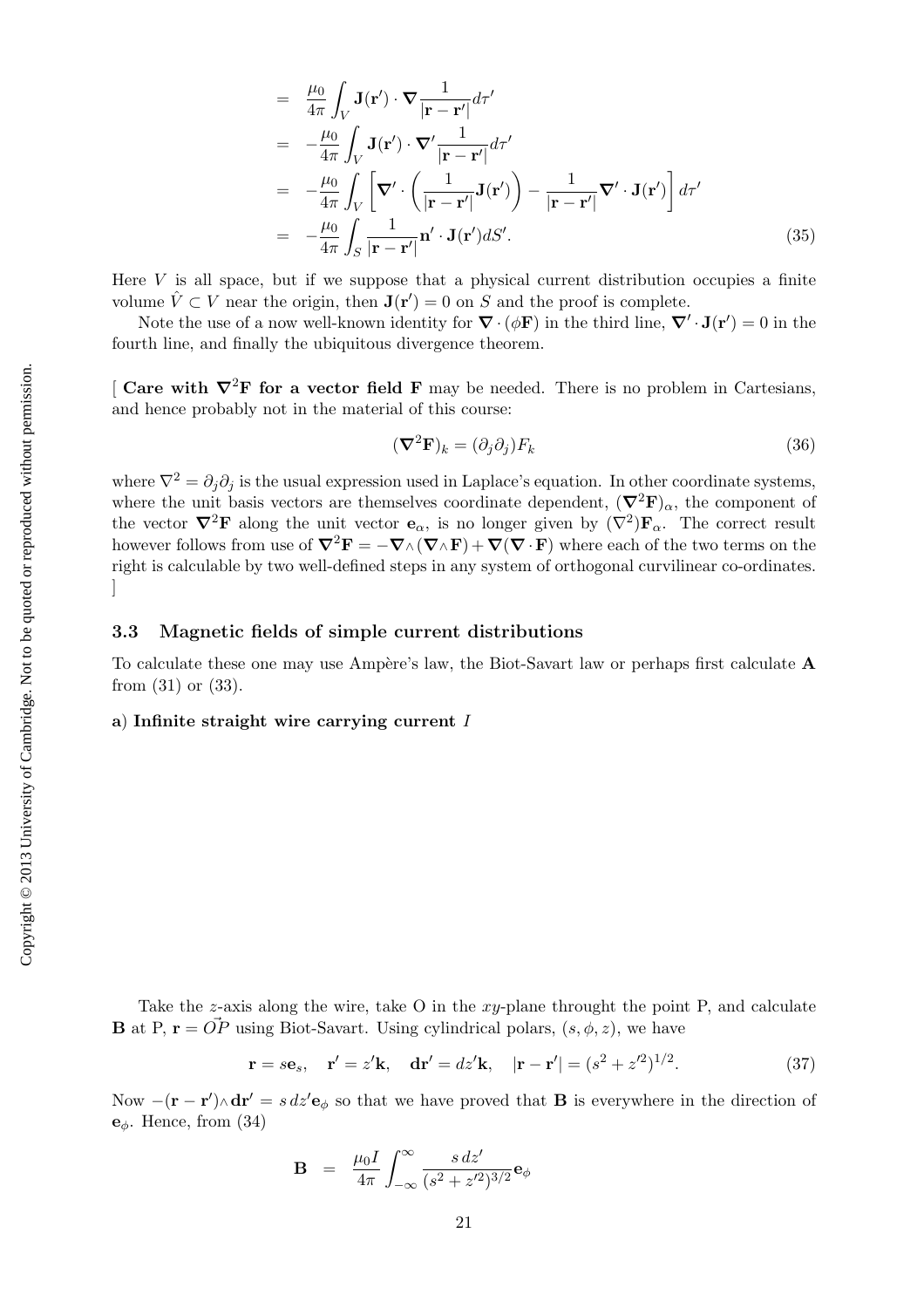$$
\begin{aligned}
&= \frac{\mu_0}{4\pi}\int_V \mathbf{J}(\mathbf{r}')\cdot\boldsymbol{\nabla}\frac{1}{|\mathbf{r}-\mathbf{r}'|}d\tau' \\
&= -\frac{\mu_0}{4\pi}\int_V \mathbf{J}(\mathbf{r}')\cdot\boldsymbol{\nabla}'\frac{1}{|\mathbf{r}-\mathbf{r}'|}d\tau' \\
&= -\frac{\mu_0}{4\pi}\int_V \left[\boldsymbol{\nabla}'\cdot\left(\frac{1}{|\mathbf{r}-\mathbf{r}'|}\mathbf{J}(\mathbf{r}')\right)-\frac{1}{|\mathbf{r}-\mathbf{r}'|}\boldsymbol{\nabla}'\cdot\mathbf{J}(\mathbf{r}')\right]d\tau' \\
&= -\frac{\mu_0}{4\pi}\int_S \frac{1}{|\mathbf{r}-\mathbf{r}'|}\mathbf{n}'\cdot\mathbf{J}(\mathbf{r}')dS'. \qquad (35)
\end{aligned}
$$

Here $V$ is all space, but if we suppose that a physical current distribution occupies a finite volume $\hat{V}\subset V$ near the origin, then $\mathbf{J}(\mathbf{r}')=0$ on $S$ and the proof is complete.

Note the use of a now well-known identity for $\boldsymbol{\nabla}\cdot(\phi\mathbf{F})$ in the third line, $\boldsymbol{\nabla}'\cdot\mathbf{J}(\mathbf{r}')=0$ in the fourth line, and finally the ubiquitous divergence theorem.

[ **Care with $\boldsymbol{\nabla}^2\mathbf{F}$ for a vector field $\mathbf{F}$** may be needed. There is no problem in Cartesians, and hence probably not in the material of this course:

$$
(\boldsymbol{\nabla}^2\mathbf{F})_k = (\partial_j\partial_j)F_k \qquad (36)
$$

where $\nabla^2=\partial_j\partial_j$ is the usual expression used in Laplace's equation. In other coordinate systems, where the unit basis vectors are themselves coordinate dependent, $(\boldsymbol{\nabla}^2\mathbf{F})_\alpha$, the component of the vector $\boldsymbol{\nabla}^2\mathbf{F}$ along the unit vector $\mathbf{e}_\alpha$, is no longer given by $(\nabla^2)\mathbf{F}_\alpha$. The correct result however follows from use of $\boldsymbol{\nabla}^2\mathbf{F}=-\boldsymbol{\nabla}\wedge(\boldsymbol{\nabla}\wedge\mathbf{F})+\boldsymbol{\nabla}(\boldsymbol{\nabla}\cdot\mathbf{F})$ where each of the two terms on the right is calculable by two well-defined steps in any system of orthogonal curvilinear co-ordinates. ]

### 3.3 Magnetic fields of simple current distributions

To calculate these one may use Ampère's law, the Biot-Savart law or perhaps first calculate $\mathbf{A}$ from (31) or (33).

**a) Infinite straight wire carrying current $I$**

Take the $z$-axis along the wire, take O in the $xy$-plane throught the point P, and calculate $\mathbf{B}$ at P, $\mathbf{r}=\vec{OP}$ using Biot-Savart. Using cylindrical polars, $(s,\phi,z)$, we have

$$
\mathbf{r}=s\mathbf{e}_s,\quad \mathbf{r}'=z'\mathbf{k},\quad \mathbf{dr}'=dz'\mathbf{k},\quad |\mathbf{r}-\mathbf{r}'|=(s^2+z'^2)^{1/2}. \qquad (37)
$$

Now $-(\mathbf{r}-\mathbf{r}')\wedge\mathbf{dr}'=s\,dz'\mathbf{e}_\phi$ so that we have proved that $\mathbf{B}$ is everywhere in the direction of $\mathbf{e}_\phi$. Hence, from (34)

$$
\mathbf{B} \;=\; \frac{\mu_0 I}{4\pi}\int_{-\infty}^{\infty}\frac{s\,dz'}{(s^2+z'^2)^{3/2}}\mathbf{e}_\phi
$$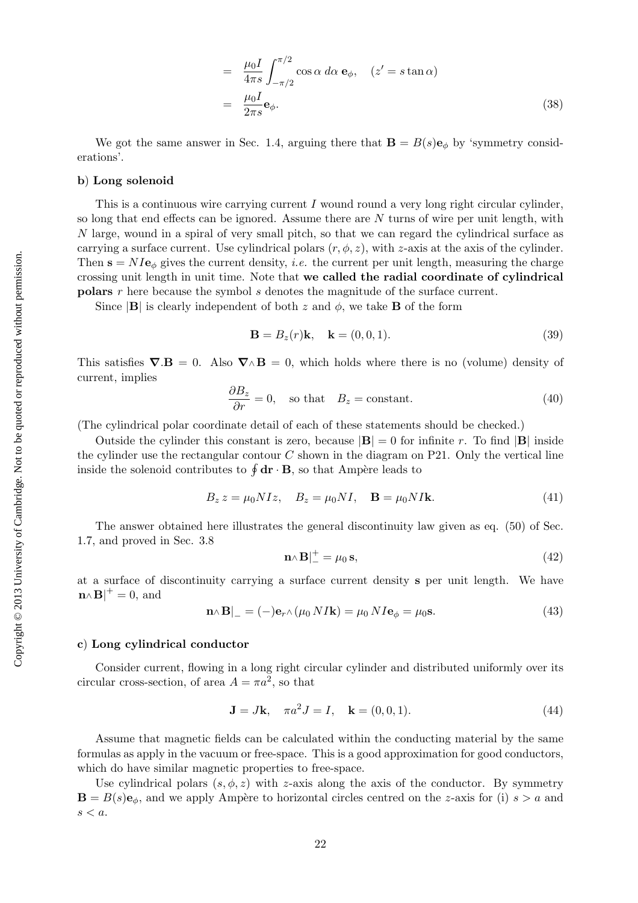$$
\begin{aligned}
&= \frac{\mu_0 I}{4\pi s}\int_{-\pi/2}^{\pi/2} \cos\alpha \, d\alpha \, \mathbf{e}_\phi, \quad (z' = s\tan\alpha) \\
&= \frac{\mu_0 I}{2\pi s}\mathbf{e}_\phi. \qquad (38)
\end{aligned}
$$

We got the same answer in Sec. 1.4, arguing there that $\mathbf{B} = B(s)\mathbf{e}_\phi$ by 'symmetry considerations'.

**b) Long solenoid**

This is a continuous wire carrying current $I$ wound round a very long right circular cylinder, so long that end effects can be ignored. Assume there are $N$ turns of wire per unit length, with $N$ large, wound in a spiral of very small pitch, so that we can regard the cylindrical surface as carrying a surface current. Use cylindrical polars $(r, \phi, z)$, with $z$-axis at the axis of the cylinder. Then $\mathbf{s} = NI\mathbf{e}_\phi$ gives the current density, *i.e.* the current per unit length, measuring the charge crossing unit length in unit time. Note that **we called the radial coordinate of cylindrical polars** $r$ here because the symbol $s$ denotes the magnitude of the surface current.

Since $|\mathbf{B}|$ is clearly independent of both $z$ and $\phi$, we take $\mathbf{B}$ of the form

$$
\mathbf{B} = B_z(r)\mathbf{k}, \quad \mathbf{k} = (0, 0, 1). \qquad (39)
$$

This satisfies $\nabla . \mathbf{B} = 0$. Also $\nabla \wedge \mathbf{B} = 0$, which holds where there is no (volume) density of current, implies

$$
\frac{\partial B_z}{\partial r} = 0, \quad \text{so that} \quad B_z = \text{constant}. \qquad (40)
$$

(The cylindrical polar coordinate detail of each of these statements should be checked.)

Outside the cylinder this constant is zero, because $|\mathbf{B}| = 0$ for infinite $r$. To find $|\mathbf{B}|$ inside the cylinder use the rectangular contour $C$ shown in the diagram on P21. Only the vertical line inside the solenoid contributes to $\oint \mathbf{dr} \cdot \mathbf{B}$, so that Ampère leads to

$$
B_z \, z = \mu_0 NIz, \quad B_z = \mu_0 NI, \quad \mathbf{B} = \mu_0 NI\mathbf{k}. \qquad (41)
$$

The answer obtained here illustrates the general discontinuity law given as eq. (50) of Sec. 1.7, and proved in Sec. 3.8

$$
\mathbf{n} \wedge \mathbf{B}|_-^+ = \mu_0 \, \mathbf{s}, \qquad (42)
$$

at a surface of discontinuity carrying a surface current density $\mathbf{s}$ per unit length. We have $\mathbf{n} \wedge \mathbf{B}|^+ = 0$, and

$$
\mathbf{n} \wedge \mathbf{B}|_- = (-)\mathbf{e}_r \wedge (\mu_0 \, NI\mathbf{k}) = \mu_0 \, NI\mathbf{e}_\phi = \mu_0 \mathbf{s}. \qquad (43)
$$

**c) Long cylindrical conductor**

Consider current, flowing in a long right circular cylinder and distributed uniformly over its circular cross-section, of area $A = \pi a^2$, so that

$$
\mathbf{J} = J\mathbf{k}, \quad \pi a^2 J = I, \quad \mathbf{k} = (0, 0, 1). \qquad (44)
$$

Assume that magnetic fields can be calculated within the conducting material by the same formulas as apply in the vacuum or free-space. This is a good approximation for good conductors, which do have similar magnetic properties to free-space.

Use cylindrical polars $(s, \phi, z)$ with $z$-axis along the axis of the conductor. By symmetry $\mathbf{B} = B(s)\mathbf{e}_\phi$, and we apply Ampère to horizontal circles centred on the $z$-axis for (i) $s > a$ and $s < a$.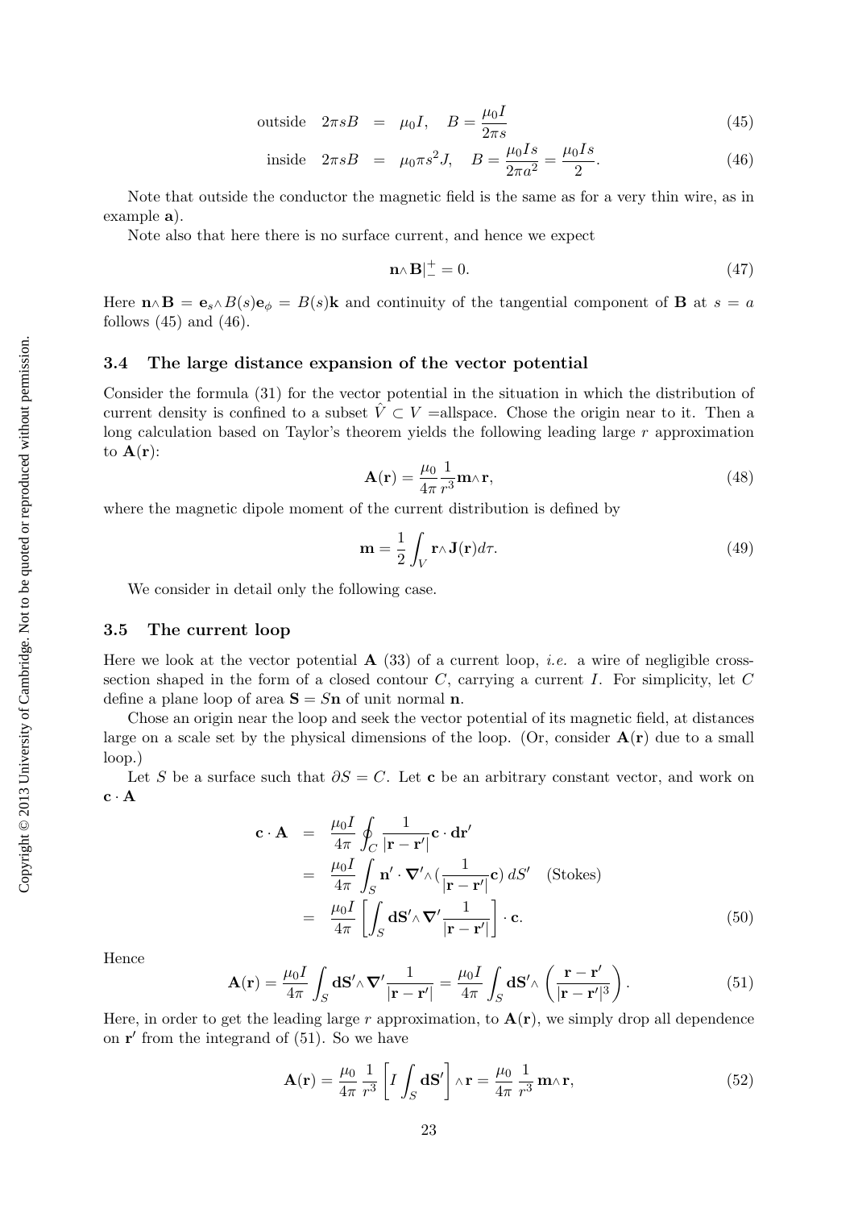$$\text{outside} \quad 2\pi s B = \mu_0 I, \quad B = \frac{\mu_0 I}{2\pi s} \tag{45}$$

$$\text{inside} \quad 2\pi s B = \mu_0 \pi s^2 J, \quad B = \frac{\mu_0 I s}{2\pi a^2} = \frac{\mu_0 I s}{2}. \tag{46}$$

Note that outside the conductor the magnetic field is the same as for a very thin wire, as in example **a**).

Note also that here there is no surface current, and hence we expect

$$\mathbf{n}\wedge \mathbf{B}|_{-}^{+} = 0. \tag{47}$$

Here $\mathbf{n}\wedge \mathbf{B} = \mathbf{e}_s \wedge B(s)\mathbf{e}_\phi = B(s)\mathbf{k}$ and continuity of the tangential component of $\mathbf{B}$ at $s = a$ follows (45) and (46).

### 3.4 The large distance expansion of the vector potential

Consider the formula (31) for the vector potential in the situation in which the distribution of current density is confined to a subset $\hat{V} \subset V$ =allspace. Chose the origin near to it. Then a long calculation based on Taylor's theorem yields the following leading large $r$ approximation to $\mathbf{A}(\mathbf{r})$:

$$\mathbf{A}(\mathbf{r}) = \frac{\mu_0}{4\pi}\frac{1}{r^3}\mathbf{m}\wedge \mathbf{r}, \tag{48}$$

where the magnetic dipole moment of the current distribution is defined by

$$\mathbf{m} = \frac{1}{2}\int_V \mathbf{r}\wedge \mathbf{J}(\mathbf{r})d\tau. \tag{49}$$

We consider in detail only the following case.

### 3.5 The current loop

Here we look at the vector potential $\mathbf{A}$ (33) of a current loop, *i.e.* a wire of negligible cross-section shaped in the form of a closed contour $C$, carrying a current $I$. For simplicity, let $C$ define a plane loop of area $\mathbf{S} = S\mathbf{n}$ of unit normal $\mathbf{n}$.

Chose an origin near the loop and seek the vector potential of its magnetic field, at distances large on a scale set by the physical dimensions of the loop. (Or, consider $\mathbf{A}(\mathbf{r})$ due to a small loop.)

Let $S$ be a surface such that $\partial S = C$. Let $\mathbf{c}$ be an arbitrary constant vector, and work on $\mathbf{c}\cdot\mathbf{A}$

$$\begin{aligned}
\mathbf{c}\cdot\mathbf{A} &= \frac{\mu_0 I}{4\pi}\oint_C \frac{1}{|\mathbf{r}-\mathbf{r}'|}\mathbf{c}\cdot d\mathbf{r}' \\
&= \frac{\mu_0 I}{4\pi}\int_S \mathbf{n}'\cdot\boldsymbol{\nabla}'\wedge(\frac{1}{|\mathbf{r}-\mathbf{r}'|}\mathbf{c})\, dS' \quad \text{(Stokes)} \\
&= \frac{\mu_0 I}{4\pi}\left[\int_S \mathbf{dS}'\wedge\boldsymbol{\nabla}'\frac{1}{|\mathbf{r}-\mathbf{r}'|}\right]\cdot\mathbf{c}.
\end{aligned} \tag{50}$$

Hence

$$\mathbf{A}(\mathbf{r}) = \frac{\mu_0 I}{4\pi}\int_S \mathbf{dS}'\wedge\boldsymbol{\nabla}'\frac{1}{|\mathbf{r}-\mathbf{r}'|} = \frac{\mu_0 I}{4\pi}\int_S \mathbf{dS}'\wedge\left(\frac{\mathbf{r}-\mathbf{r}'}{|\mathbf{r}-\mathbf{r}'|^3}\right). \tag{51}$$

Here, in order to get the leading large $r$ approximation, to $\mathbf{A}(\mathbf{r})$, we simply drop all dependence on $\mathbf{r}'$ from the integrand of (51). So we have

$$\mathbf{A}(\mathbf{r}) = \frac{\mu_0}{4\pi}\,\frac{1}{r^3}\left[I\int_S \mathbf{dS}'\right]\wedge\mathbf{r} = \frac{\mu_0}{4\pi}\,\frac{1}{r^3}\,\mathbf{m}\wedge\mathbf{r}, \tag{52}$$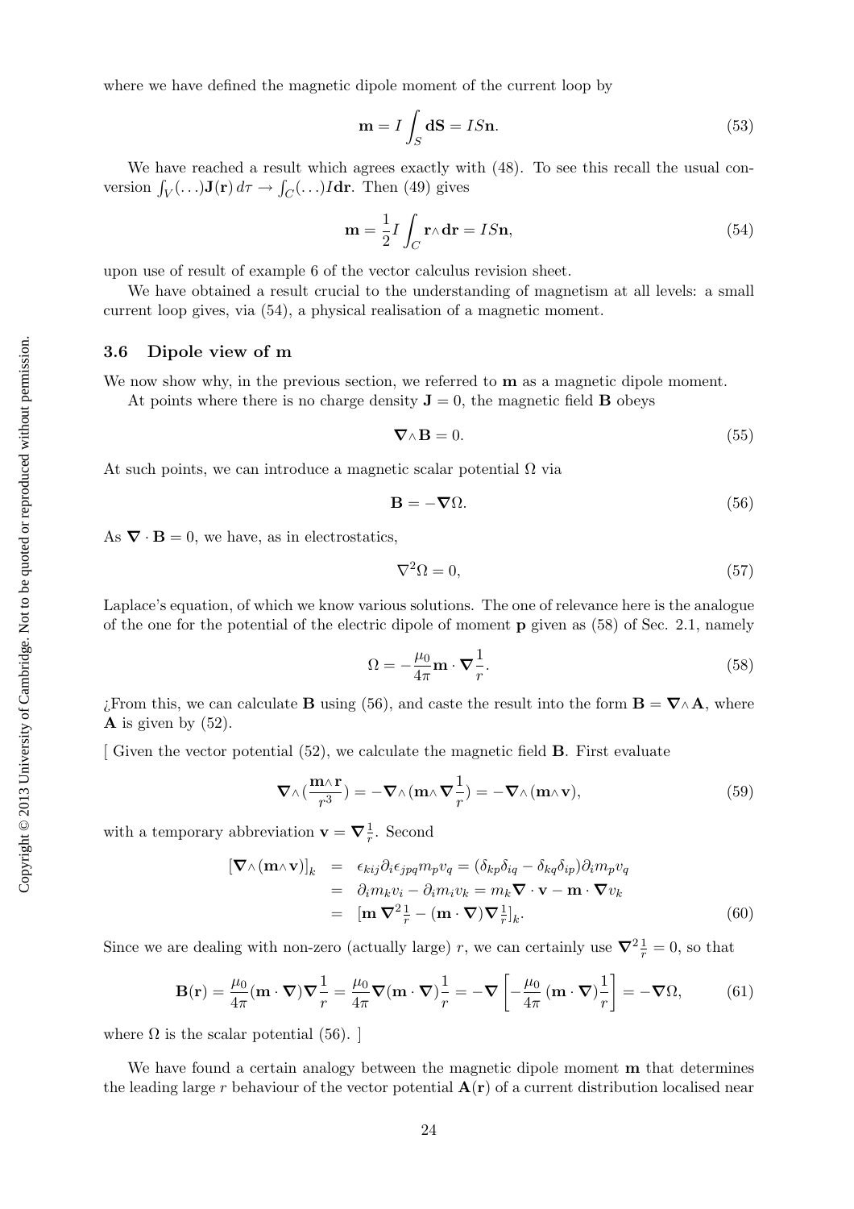where we have defined the magnetic dipole moment of the current loop by

$$\mathbf{m} = I \int_S \mathbf{dS} = IS\mathbf{n}. \tag{53}$$

We have reached a result which agrees exactly with (48). To see this recall the usual conversion $\int_V (\ldots)\mathbf{J}(\mathbf{r})\, d\tau \to \int_C (\ldots) I\mathbf{dr}$. Then (49) gives

$$\mathbf{m} = \frac{1}{2} I \int_C \mathbf{r}\wedge\mathbf{dr} = IS\mathbf{n}, \tag{54}$$

upon use of result of example 6 of the vector calculus revision sheet.

We have obtained a result crucial to the understanding of magnetism at all levels: a small current loop gives, via (54), a physical realisation of a magnetic moment.

### 3.6 Dipole view of m

We now show why, in the previous section, we referred to $\mathbf{m}$ as a magnetic dipole moment.

At points where there is no charge density $\mathbf{J} = 0$, the magnetic field $\mathbf{B}$ obeys

$$\boldsymbol{\nabla}\wedge\mathbf{B} = 0. \tag{55}$$

At such points, we can introduce a magnetic scalar potential $\Omega$ via

$$\mathbf{B} = -\boldsymbol{\nabla}\Omega. \tag{56}$$

As $\boldsymbol{\nabla}\cdot\mathbf{B} = 0$, we have, as in electrostatics,

$$\nabla^2\Omega = 0, \tag{57}$$

Laplace's equation, of which we know various solutions. The one of relevance here is the analogue of the one for the potential of the electric dipole of moment $\mathbf{p}$ given as (58) of Sec. 2.1, namely

$$\Omega = -\frac{\mu_0}{4\pi}\mathbf{m}\cdot\boldsymbol{\nabla}\frac{1}{r}. \tag{58}$$

¿From this, we can calculate $\mathbf{B}$ using (56), and caste the result into the form $\mathbf{B} = \boldsymbol{\nabla}\wedge\mathbf{A}$, where $\mathbf{A}$ is given by (52).

[ Given the vector potential (52), we calculate the magnetic field $\mathbf{B}$. First evaluate

$$\boldsymbol{\nabla}\wedge\left(\frac{\mathbf{m}\wedge\mathbf{r}}{r^3}\right) = -\boldsymbol{\nabla}\wedge\left(\mathbf{m}\wedge\boldsymbol{\nabla}\frac{1}{r}\right) = -\boldsymbol{\nabla}\wedge(\mathbf{m}\wedge\mathbf{v}), \tag{59}$$

with a temporary abbreviation $\mathbf{v} = \boldsymbol{\nabla}\frac{1}{r}$. Second

$$\begin{aligned}
[\boldsymbol{\nabla}\wedge(\mathbf{m}\wedge\mathbf{v})]_k &= \epsilon_{kij}\partial_i\epsilon_{jpq}m_p v_q = (\delta_{kp}\delta_{iq} - \delta_{kq}\delta_{ip})\partial_i m_p v_q \\
&= \partial_i m_k v_i - \partial_i m_i v_k = m_k\boldsymbol{\nabla}\cdot\mathbf{v} - \mathbf{m}\cdot\boldsymbol{\nabla}v_k \\
&= [\mathbf{m}\,\boldsymbol{\nabla}^2\tfrac{1}{r} - (\mathbf{m}\cdot\boldsymbol{\nabla})\boldsymbol{\nabla}\tfrac{1}{r}]_k.
\end{aligned} \tag{60}$$

Since we are dealing with non-zero (actually large) $r$, we can certainly use $\boldsymbol{\nabla}^2\frac{1}{r} = 0$, so that

$$\mathbf{B}(\mathbf{r}) = \frac{\mu_0}{4\pi}(\mathbf{m}\cdot\boldsymbol{\nabla})\boldsymbol{\nabla}\frac{1}{r} = \frac{\mu_0}{4\pi}\boldsymbol{\nabla}(\mathbf{m}\cdot\boldsymbol{\nabla})\frac{1}{r} = -\boldsymbol{\nabla}\left[-\frac{\mu_0}{4\pi}(\mathbf{m}\cdot\boldsymbol{\nabla})\frac{1}{r}\right] = -\boldsymbol{\nabla}\Omega, \tag{61}$$

where $\Omega$ is the scalar potential (56). ]

We have found a certain analogy between the magnetic dipole moment $\mathbf{m}$ that determines the leading large $r$ behaviour of the vector potential $\mathbf{A}(\mathbf{r})$ of a current distribution localised near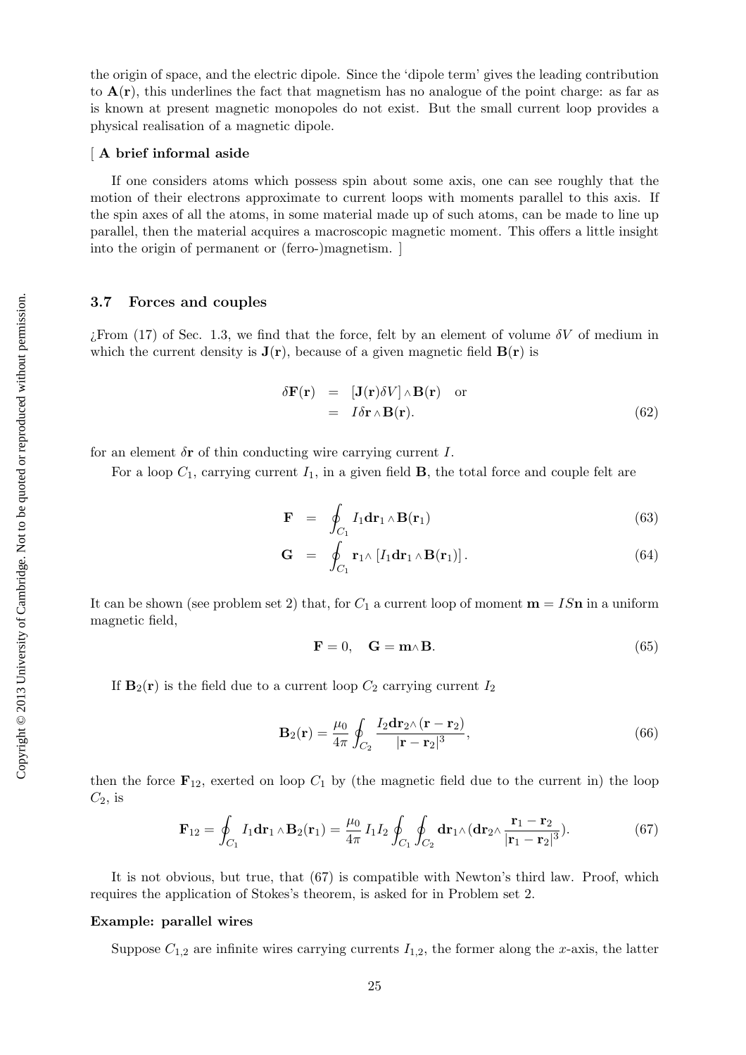the origin of space, and the electric dipole. Since the 'dipole term' gives the leading contribution to $\mathbf{A}(\mathbf{r})$, this underlines the fact that magnetism has no analogue of the point charge: as far as is known at present magnetic monopoles do not exist. But the small current loop provides a physical realisation of a magnetic dipole.

[ **A brief informal aside**

If one considers atoms which possess spin about some axis, one can see roughly that the motion of their electrons approximate to current loops with moments parallel to this axis. If the spin axes of all the atoms, in some material made up of such atoms, can be made to line up parallel, then the material acquires a macroscopic magnetic moment. This offers a little insight into the origin of permanent or (ferro-)magnetism. ]

### 3.7 Forces and couples

¿From (17) of Sec. 1.3, we find that the force, felt by an element of volume $\delta V$ of medium in which the current density is $\mathbf{J}(\mathbf{r})$, because of a given magnetic field $\mathbf{B}(\mathbf{r})$ is

$$\begin{aligned} \delta\mathbf{F}(\mathbf{r}) &= [\mathbf{J}(\mathbf{r})\delta V]\wedge\mathbf{B}(\mathbf{r}) \quad \text{or} \\ &= I\delta\mathbf{r}\wedge\mathbf{B}(\mathbf{r}). \end{aligned} \tag{62}$$

for an element $\delta\mathbf{r}$ of thin conducting wire carrying current $I$.

For a loop $C_1$, carrying current $I_1$, in a given field $\mathbf{B}$, the total force and couple felt are

$$\mathbf{F} = \oint_{C_1} I_1 \mathbf{dr}_1 \wedge \mathbf{B}(\mathbf{r}_1) \tag{63}$$

$$\mathbf{G} = \oint_{C_1} \mathbf{r}_1 \wedge [I_1 \mathbf{dr}_1 \wedge \mathbf{B}(\mathbf{r}_1)]. \tag{64}$$

It can be shown (see problem set 2) that, for $C_1$ a current loop of moment $\mathbf{m} = IS\mathbf{n}$ in a uniform magnetic field,

$$\mathbf{F} = 0, \quad \mathbf{G} = \mathbf{m}\wedge\mathbf{B}. \tag{65}$$

If $\mathbf{B}_2(\mathbf{r})$ is the field due to a current loop $C_2$ carrying current $I_2$

$$\mathbf{B}_2(\mathbf{r}) = \frac{\mu_0}{4\pi}\oint_{C_2} \frac{I_2\mathbf{dr}_2\wedge(\mathbf{r}-\mathbf{r}_2)}{|\mathbf{r}-\mathbf{r}_2|^3}, \tag{66}$$

then the force $\mathbf{F}_{12}$, exerted on loop $C_1$ by (the magnetic field due to the current in) the loop $C_2$, is

$$\mathbf{F}_{12} = \oint_{C_1} I_1\mathbf{dr}_1\wedge\mathbf{B}_2(\mathbf{r}_1) = \frac{\mu_0}{4\pi}\, I_1 I_2 \oint_{C_1}\oint_{C_2} \mathbf{dr}_1\wedge(\mathbf{dr}_2\wedge\frac{\mathbf{r}_1-\mathbf{r}_2}{|\mathbf{r}_1-\mathbf{r}_2|^3}). \tag{67}$$

It is not obvious, but true, that (67) is compatible with Newton's third law. Proof, which requires the application of Stokes's theorem, is asked for in Problem set 2.

**Example: parallel wires**

Suppose $C_{1,2}$ are infinite wires carrying currents $I_{1,2}$, the former along the $x$-axis, the latter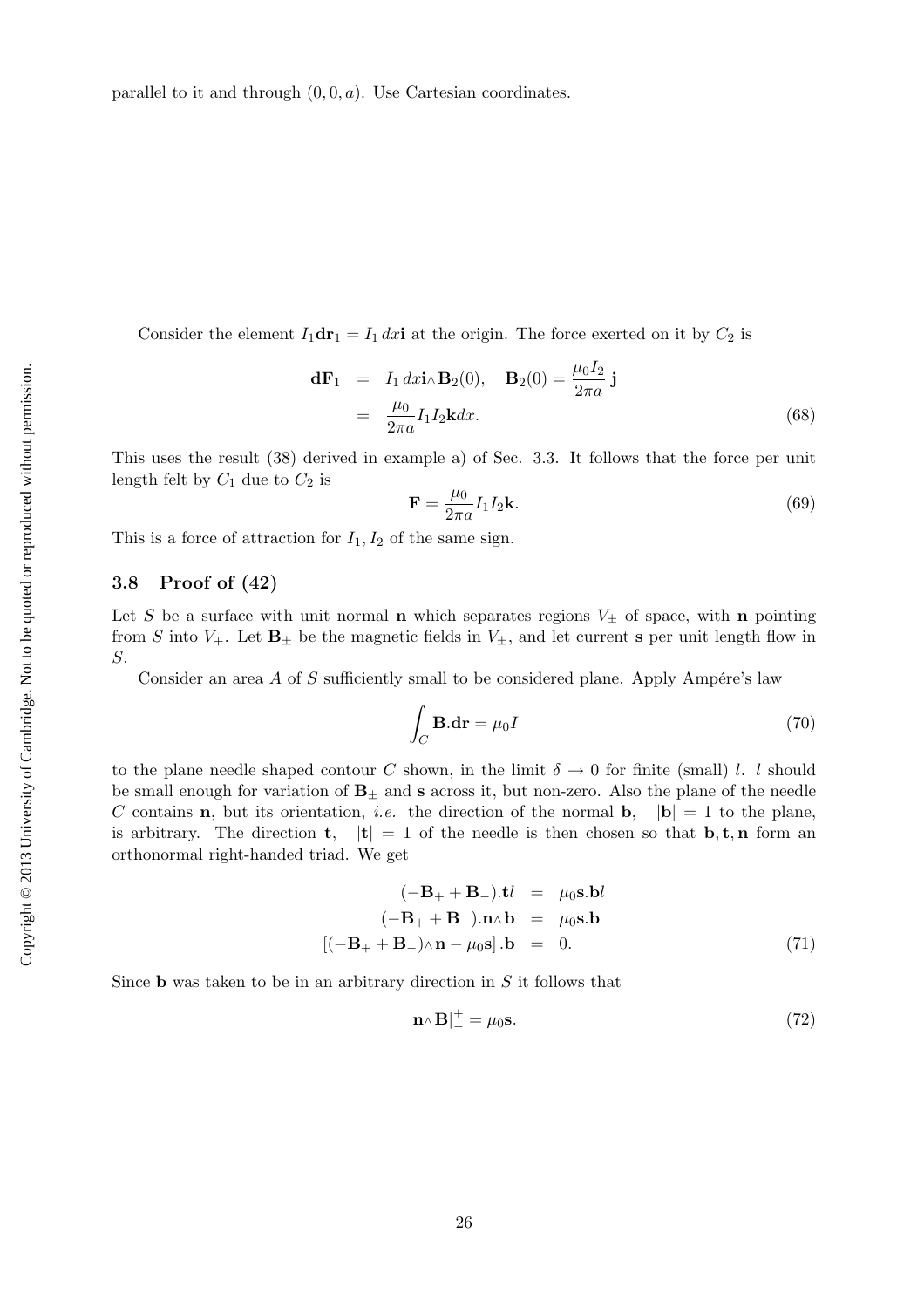parallel to it and through $(0, 0, a)$. Use Cartesian coordinates.

Consider the element $I_1 \mathbf{dr}_1 = I_1 \, dx \mathbf{i}$ at the origin. The force exerted on it by $C_2$ is

$$
\begin{aligned}
\mathbf{dF}_1 &= I_1 \, dx \mathbf{i} \wedge \mathbf{B}_2(0), \quad \mathbf{B}_2(0) = \frac{\mu_0 I_2}{2\pi a} \, \mathbf{j} \\
&= \frac{\mu_0}{2\pi a} I_1 I_2 \mathbf{k} dx.
\end{aligned} \tag{68}
$$

This uses the result (38) derived in example a) of Sec. 3.3. It follows that the force per unit length felt by $C_1$ due to $C_2$ is

$$
\mathbf{F} = \frac{\mu_0}{2\pi a} I_1 I_2 \mathbf{k}. \tag{69}
$$

This is a force of attraction for $I_1, I_2$ of the same sign.

### 3.8 Proof of (42)

Let $S$ be a surface with unit normal $\mathbf{n}$ which separates regions $V_\pm$ of space, with $\mathbf{n}$ pointing from $S$ into $V_+$. Let $\mathbf{B}_\pm$ be the magnetic fields in $V_\pm$, and let current $\mathbf{s}$ per unit length flow in $S$.

Consider an area $A$ of $S$ sufficiently small to be considered plane. Apply Ampére's law

$$
\int_C \mathbf{B}.\mathbf{dr} = \mu_0 I \tag{70}
$$

to the plane needle shaped contour $C$ shown, in the limit $\delta \to 0$ for finite (small) $l$. $l$ should be small enough for variation of $\mathbf{B}_\pm$ and $\mathbf{s}$ across it, but non-zero. Also the plane of the needle $C$ contains $\mathbf{n}$, but its orientation, *i.e.* the direction of the normal $\mathbf{b}$, $|\mathbf{b}| = 1$ to the plane, is arbitrary. The direction $\mathbf{t}$, $|\mathbf{t}| = 1$ of the needle is then chosen so that $\mathbf{b}, \mathbf{t}, \mathbf{n}$ form an orthonormal right-handed triad. We get

$$
\begin{aligned}
(-\mathbf{B}_+ + \mathbf{B}_-).\mathbf{t} l &= \mu_0 \mathbf{s}.\mathbf{b} l \\
(-\mathbf{B}_+ + \mathbf{B}_-).\mathbf{n} \wedge \mathbf{b} &= \mu_0 \mathbf{s}.\mathbf{b} \\
\left[(-\mathbf{B}_+ + \mathbf{B}_-) \wedge \mathbf{n} - \mu_0 \mathbf{s}\right].\mathbf{b} &= 0.
\end{aligned} \tag{71}
$$

Since $\mathbf{b}$ was taken to be in an arbitrary direction in $S$ it follows that

$$
\mathbf{n} \wedge \mathbf{B}|_-^+ = \mu_0 \mathbf{s}. \tag{72}
$$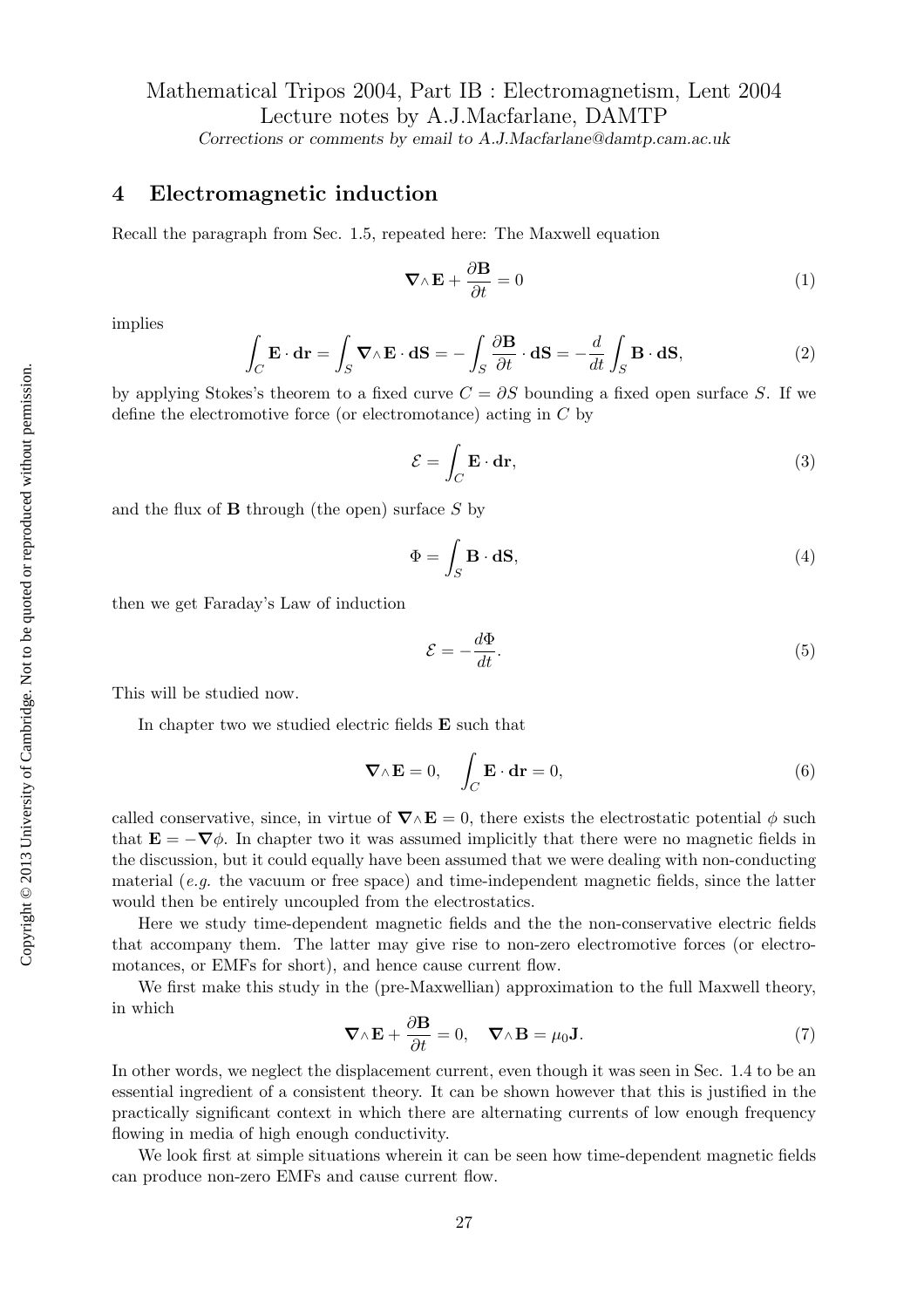Mathematical Tripos 2004, Part IB : Electromagnetism, Lent 2004
Lecture notes by A.J.Macfarlane, DAMTP
*Corrections or comments by email to A.J.Macfarlane@damtp.cam.ac.uk*

## 4 Electromagnetic induction

Recall the paragraph from Sec. 1.5, repeated here: The Maxwell equation

$$\nabla\wedge\mathbf{E}+\frac{\partial\mathbf{B}}{\partial t}=0 \tag{1}$$

implies

$$\int_C \mathbf{E}\cdot\mathbf{dr}=\int_S \nabla\wedge\mathbf{E}\cdot\mathbf{dS}=-\int_S \frac{\partial\mathbf{B}}{\partial t}\cdot\mathbf{dS}=-\frac{d}{dt}\int_S \mathbf{B}\cdot\mathbf{dS}, \tag{2}$$

by applying Stokes's theorem to a fixed curve $C=\partial S$ bounding a fixed open surface $S$. If we define the electromotive force (or electromotance) acting in $C$ by

$$\mathcal{E}=\int_C \mathbf{E}\cdot\mathbf{dr}, \tag{3}$$

and the flux of $\mathbf{B}$ through (the open) surface $S$ by

$$\Phi=\int_S \mathbf{B}\cdot\mathbf{dS}, \tag{4}$$

then we get Faraday's Law of induction

$$\mathcal{E}=-\frac{d\Phi}{dt}. \tag{5}$$

This will be studied now.

In chapter two we studied electric fields $\mathbf{E}$ such that

$$\nabla\wedge\mathbf{E}=0, \quad \int_C \mathbf{E}\cdot\mathbf{dr}=0, \tag{6}$$

called conservative, since, in virtue of $\nabla\wedge\mathbf{E}=0$, there exists the electrostatic potential $\phi$ such that $\mathbf{E}=-\nabla\phi$. In chapter two it was assumed implicitly that there were no magnetic fields in the discussion, but it could equally have been assumed that we were dealing with non-conducting material (*e.g.* the vacuum or free space) and time-independent magnetic fields, since the latter would then be entirely uncoupled from the electrostatics.

Here we study time-dependent magnetic fields and the the non-conservative electric fields that accompany them. The latter may give rise to non-zero electromotive forces (or electromotances, or EMFs for short), and hence cause current flow.

We first make this study in the (pre-Maxwellian) approximation to the full Maxwell theory, in which

$$\nabla\wedge\mathbf{E}+\frac{\partial\mathbf{B}}{\partial t}=0, \quad \nabla\wedge\mathbf{B}=\mu_0\mathbf{J}. \tag{7}$$

In other words, we neglect the displacement current, even though it was seen in Sec. 1.4 to be an essential ingredient of a consistent theory. It can be shown however that this is justified in the practically significant context in which there are alternating currents of low enough frequency flowing in media of high enough conductivity.

We look first at simple situations wherein it can be seen how time-dependent magnetic fields can produce non-zero EMFs and cause current flow.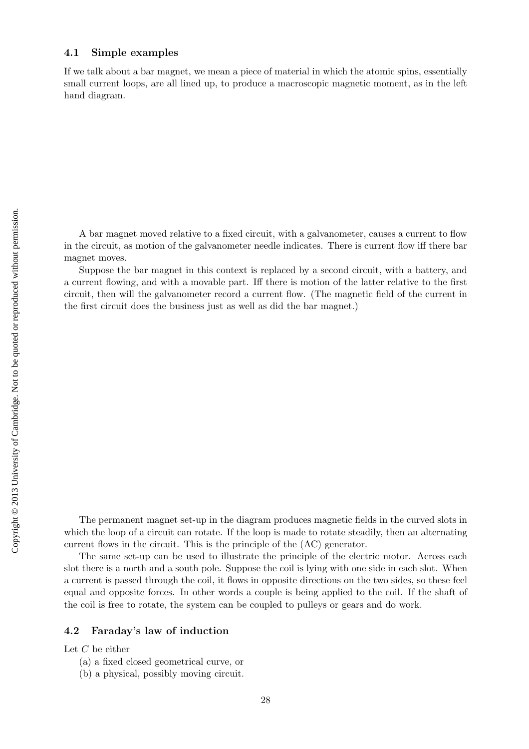### 4.1 Simple examples

If we talk about a bar magnet, we mean a piece of material in which the atomic spins, essentially small current loops, are all lined up, to produce a macroscopic magnetic moment, as in the left hand diagram.

A bar magnet moved relative to a fixed circuit, with a galvanometer, causes a current to flow in the circuit, as motion of the galvanometer needle indicates. There is current flow iff there bar magnet moves.

Suppose the bar magnet in this context is replaced by a second circuit, with a battery, and a current flowing, and with a movable part. Iff there is motion of the latter relative to the first circuit, then will the galvanometer record a current flow. (The magnetic field of the current in the first circuit does the business just as well as did the bar magnet.)

The permanent magnet set-up in the diagram produces magnetic fields in the curved slots in which the loop of a circuit can rotate. If the loop is made to rotate steadily, then an alternating current flows in the circuit. This is the principle of the (AC) generator.

The same set-up can be used to illustrate the principle of the electric motor. Across each slot there is a north and a south pole. Suppose the coil is lying with one side in each slot. When a current is passed through the coil, it flows in opposite directions on the two sides, so these feel equal and opposite forces. In other words a couple is being applied to the coil. If the shaft of the coil is free to rotate, the system can be coupled to pulleys or gears and do work.

### 4.2 Faraday's law of induction

Let $C$ be either

(a) a fixed closed geometrical curve, or

(b) a physical, possibly moving circuit.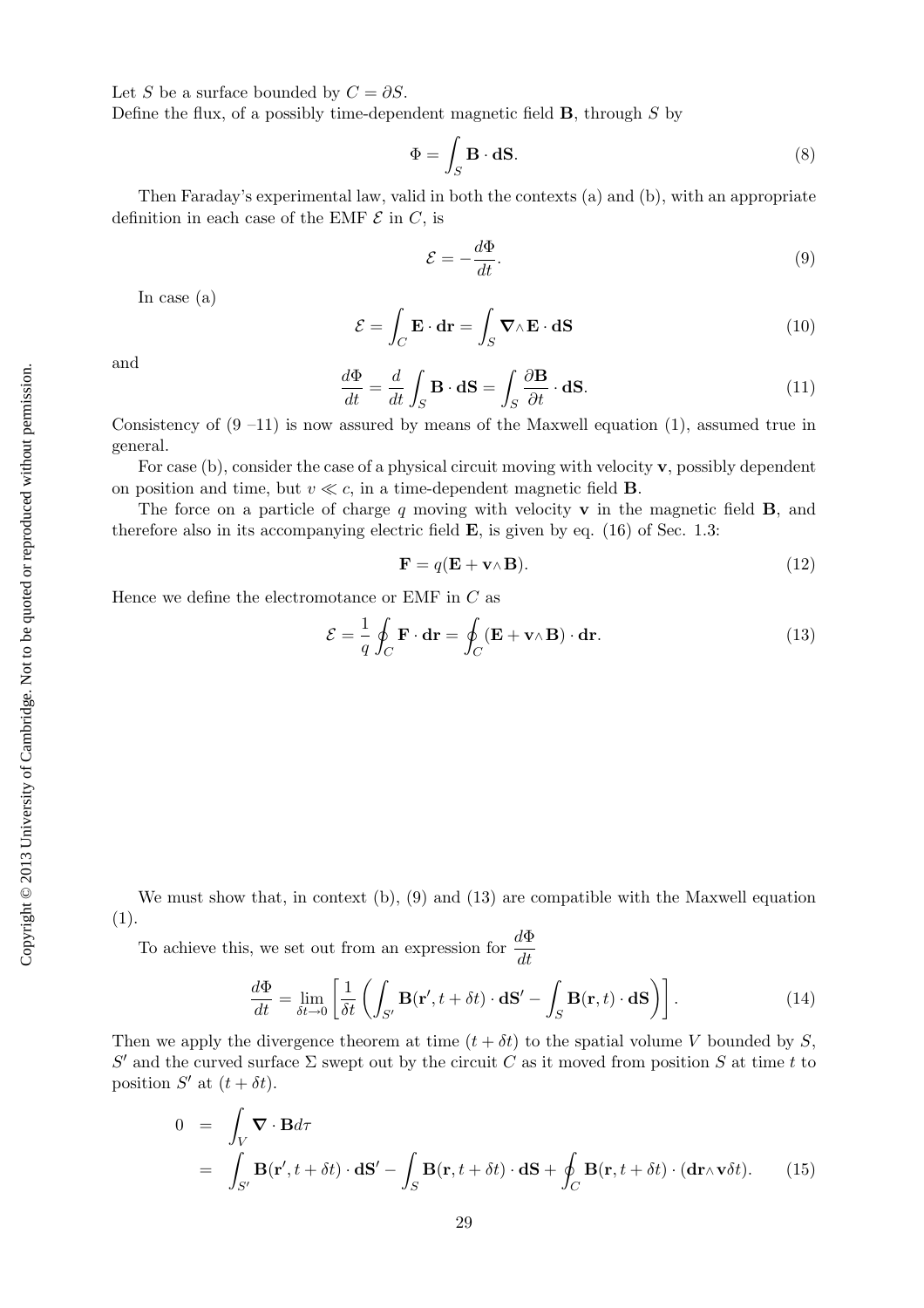Let $S$ be a surface bounded by $C = \partial S$.
Define the flux, of a possibly time-dependent magnetic field $\mathbf{B}$, through $S$ by

$$\Phi = \int_S \mathbf{B} \cdot \mathbf{dS}. \tag{8}$$

Then Faraday's experimental law, valid in both the contexts (a) and (b), with an appropriate definition in each case of the EMF $\mathcal{E}$ in $C$, is

$$\mathcal{E} = -\frac{d\Phi}{dt}. \tag{9}$$

In case (a)

$$\mathcal{E} = \int_C \mathbf{E} \cdot \mathbf{dr} = \int_S \boldsymbol{\nabla} \wedge \mathbf{E} \cdot \mathbf{dS} \tag{10}$$

and

$$\frac{d\Phi}{dt} = \frac{d}{dt} \int_S \mathbf{B} \cdot \mathbf{dS} = \int_S \frac{\partial \mathbf{B}}{\partial t} \cdot \mathbf{dS}. \tag{11}$$

Consistency of (9 –11) is now assured by means of the Maxwell equation (1), assumed true in general.

For case (b), consider the case of a physical circuit moving with velocity $\mathbf{v}$, possibly dependent on position and time, but $v \ll c$, in a time-dependent magnetic field $\mathbf{B}$.

The force on a particle of charge $q$ moving with velocity $\mathbf{v}$ in the magnetic field $\mathbf{B}$, and therefore also in its accompanying electric field $\mathbf{E}$, is given by eq. (16) of Sec. 1.3:

$$\mathbf{F} = q(\mathbf{E} + \mathbf{v} \wedge \mathbf{B}). \tag{12}$$

Hence we define the electromotance or EMF in $C$ as

$$\mathcal{E} = \frac{1}{q} \oint_C \mathbf{F} \cdot \mathbf{dr} = \oint_C (\mathbf{E} + \mathbf{v} \wedge \mathbf{B}) \cdot \mathbf{dr}. \tag{13}$$

We must show that, in context (b), (9) and (13) are compatible with the Maxwell equation (1).

To achieve this, we set out from an expression for $\dfrac{d\Phi}{dt}$

$$\frac{d\Phi}{dt} = \lim_{\delta t \to 0} \left[ \frac{1}{\delta t} \left( \int_{S'} \mathbf{B}(\mathbf{r}', t + \delta t) \cdot \mathbf{dS}' - \int_S \mathbf{B}(\mathbf{r}, t) \cdot \mathbf{dS} \right) \right]. \tag{14}$$

Then we apply the divergence theorem at time $(t + \delta t)$ to the spatial volume $V$ bounded by $S$, $S'$ and the curved surface $\Sigma$ swept out by the circuit $C$ as it moved from position $S$ at time $t$ to position $S'$ at $(t + \delta t)$.

$$\begin{aligned} 0 &= \int_V \boldsymbol{\nabla} \cdot \mathbf{B} d\tau \\ &= \int_{S'} \mathbf{B}(\mathbf{r}', t + \delta t) \cdot \mathbf{dS}' - \int_S \mathbf{B}(\mathbf{r}, t + \delta t) \cdot \mathbf{dS} + \oint_C \mathbf{B}(\mathbf{r}, t + \delta t) \cdot (\mathbf{dr} \wedge \mathbf{v} \delta t). \end{aligned} \tag{15}$$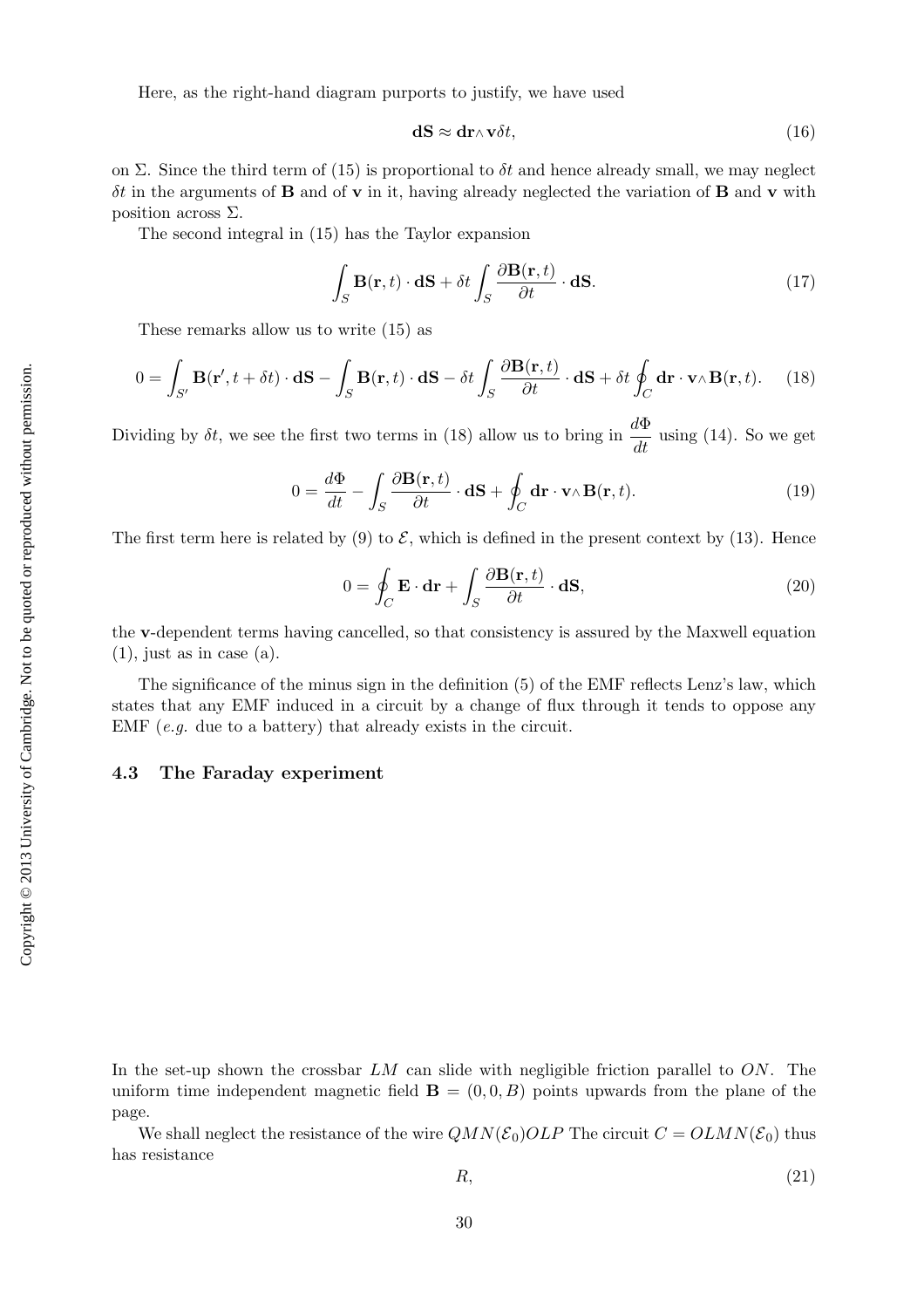Here, as the right-hand diagram purports to justify, we have used

$$\mathbf{dS} \approx \mathbf{dr}\wedge \mathbf{v}\delta t, \tag{16}$$

on $\Sigma$. Since the third term of (15) is proportional to $\delta t$ and hence already small, we may neglect $\delta t$ in the arguments of $\mathbf{B}$ and of $\mathbf{v}$ in it, having already neglected the variation of $\mathbf{B}$ and $\mathbf{v}$ with position across $\Sigma$.

The second integral in (15) has the Taylor expansion

$$\int_S \mathbf{B}(\mathbf{r},t)\cdot\mathbf{dS} + \delta t \int_S \frac{\partial \mathbf{B}(\mathbf{r},t)}{\partial t}\cdot\mathbf{dS}. \tag{17}$$

These remarks allow us to write (15) as

$$0 = \int_{S'} \mathbf{B}(\mathbf{r}', t+\delta t)\cdot\mathbf{dS} - \int_S \mathbf{B}(\mathbf{r},t)\cdot\mathbf{dS} - \delta t \int_S \frac{\partial \mathbf{B}(\mathbf{r},t)}{\partial t}\cdot\mathbf{dS} + \delta t \oint_C \mathbf{dr}\cdot\mathbf{v}\wedge\mathbf{B}(\mathbf{r},t). \tag{18}$$

Dividing by $\delta t$, we see the first two terms in (18) allow us to bring in $\dfrac{d\Phi}{dt}$ using (14). So we get

$$0 = \frac{d\Phi}{dt} - \int_S \frac{\partial \mathbf{B}(\mathbf{r},t)}{\partial t}\cdot\mathbf{dS} + \oint_C \mathbf{dr}\cdot\mathbf{v}\wedge\mathbf{B}(\mathbf{r},t). \tag{19}$$

The first term here is related by (9) to $\mathcal{E}$, which is defined in the present context by (13). Hence

$$0 = \oint_C \mathbf{E}\cdot\mathbf{dr} + \int_S \frac{\partial \mathbf{B}(\mathbf{r},t)}{\partial t}\cdot\mathbf{dS}, \tag{20}$$

the $\mathbf{v}$-dependent terms having cancelled, so that consistency is assured by the Maxwell equation (1), just as in case (a).

The significance of the minus sign in the definition (5) of the EMF reflects Lenz's law, which states that any EMF induced in a circuit by a change of flux through it tends to oppose any EMF (*e.g.* due to a battery) that already exists in the circuit.

### 4.3 The Faraday experiment

In the set-up shown the crossbar $LM$ can slide with negligible friction parallel to $ON$. The uniform time independent magnetic field $\mathbf{B} = (0, 0, B)$ points upwards from the plane of the page.

We shall neglect the resistance of the wire $QMN(\mathcal{E}_0)OLP$ The circuit $C = OLMN(\mathcal{E}_0)$ thus has resistance

$$R, \tag{21}$$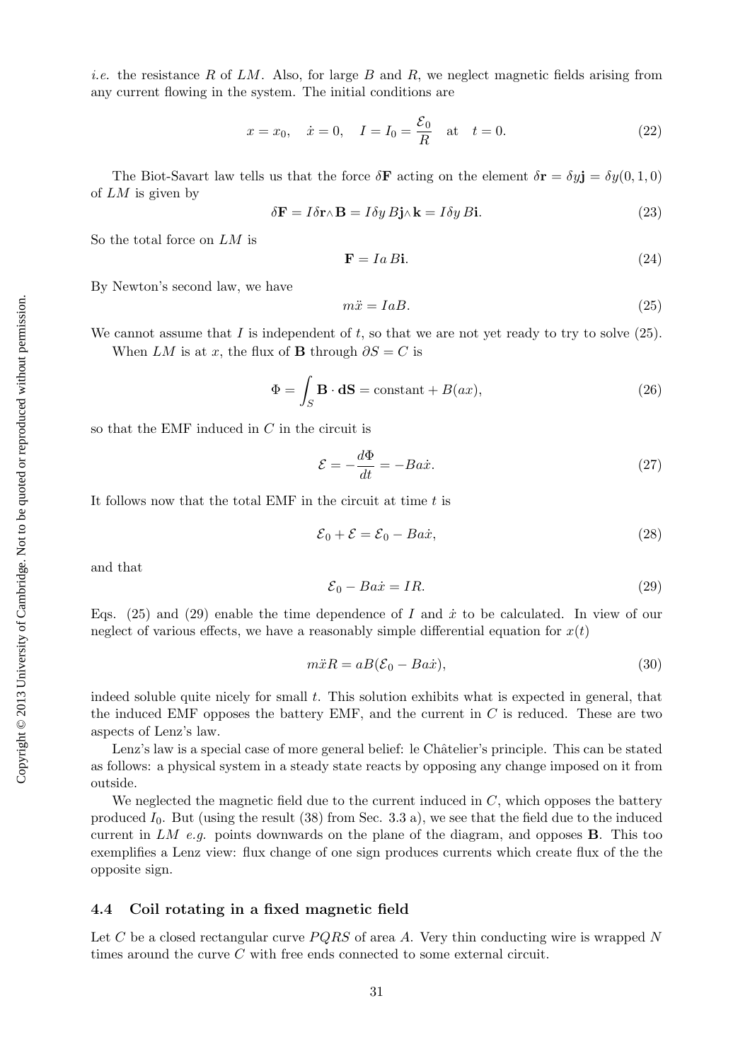*i.e.* the resistance $R$ of $LM$. Also, for large $B$ and $R$, we neglect magnetic fields arising from any current flowing in the system. The initial conditions are

$$x = x_0, \quad \dot{x} = 0, \quad I = I_0 = \frac{\mathcal{E}_0}{R} \quad \text{at} \quad t = 0. \tag{22}$$

The Biot-Savart law tells us that the force $\delta\mathbf{F}$ acting on the element $\delta\mathbf{r} = \delta y\mathbf{j} = \delta y(0, 1, 0)$ of $LM$ is given by

$$\delta\mathbf{F} = I\delta\mathbf{r}\wedge\mathbf{B} = I\delta y\, B\mathbf{j}\wedge\mathbf{k} = I\delta y\, B\mathbf{i}. \tag{23}$$

So the total force on $LM$ is

$$\mathbf{F} = Ia\, B\mathbf{i}. \tag{24}$$

By Newton's second law, we have

$$m\ddot{x} = IaB. \tag{25}$$

We cannot assume that $I$ is independent of $t$, so that we are not yet ready to try to solve (25).

When $LM$ is at $x$, the flux of $\mathbf{B}$ through $\partial S = C$ is

$$\Phi = \int_S \mathbf{B}\cdot\mathbf{dS} = \text{constant} + B(ax), \tag{26}$$

so that the EMF induced in $C$ in the circuit is

$$\mathcal{E} = -\frac{d\Phi}{dt} = -Ba\dot{x}. \tag{27}$$

It follows now that the total EMF in the circuit at time $t$ is

$$\mathcal{E}_0 + \mathcal{E} = \mathcal{E}_0 - Ba\dot{x}, \tag{28}$$

and that

$$\mathcal{E}_0 - Ba\dot{x} = IR. \tag{29}$$

Eqs. (25) and (29) enable the time dependence of $I$ and $\dot{x}$ to be calculated. In view of our neglect of various effects, we have a reasonably simple differential equation for $x(t)$

$$m\ddot{x}R = aB(\mathcal{E}_0 - Ba\dot{x}), \tag{30}$$

indeed soluble quite nicely for small $t$. This solution exhibits what is expected in general, that the induced EMF opposes the battery EMF, and the current in $C$ is reduced. These are two aspects of Lenz's law.

Lenz's law is a special case of more general belief: le Châtelier's principle. This can be stated as follows: a physical system in a steady state reacts by opposing any change imposed on it from outside.

We neglected the magnetic field due to the current induced in $C$, which opposes the battery produced $I_0$. But (using the result (38) from Sec. 3.3 a), we see that the field due to the induced current in $LM$ *e.g.* points downwards on the plane of the diagram, and opposes $\mathbf{B}$. This too exemplifies a Lenz view: flux change of one sign produces currents which create flux of the the opposite sign.

### 4.4 Coil rotating in a fixed magnetic field

Let $C$ be a closed rectangular curve $PQRS$ of area $A$. Very thin conducting wire is wrapped $N$ times around the curve $C$ with free ends connected to some external circuit.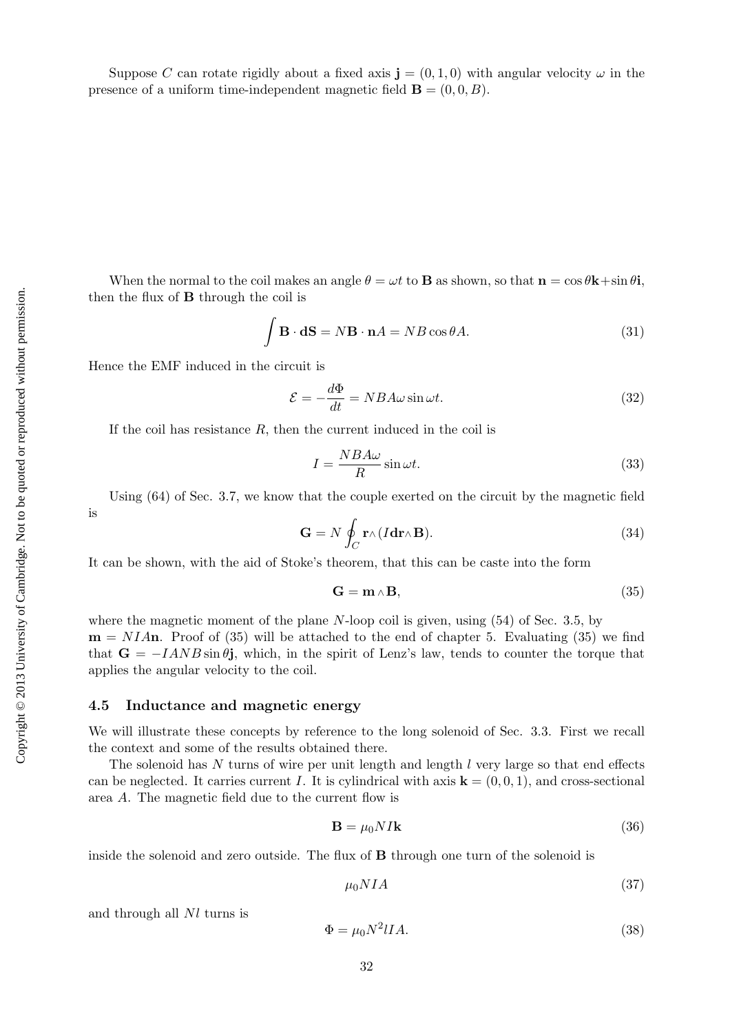Suppose $C$ can rotate rigidly about a fixed axis $\mathbf{j} = (0, 1, 0)$ with angular velocity $\omega$ in the presence of a uniform time-independent magnetic field $\mathbf{B} = (0, 0, B)$.

When the normal to the coil makes an angle $\theta = \omega t$ to $\mathbf{B}$ as shown, so that $\mathbf{n} = \cos\theta\mathbf{k} + \sin\theta\mathbf{i}$, then the flux of $\mathbf{B}$ through the coil is

$$\int \mathbf{B} \cdot \mathbf{dS} = N\mathbf{B} \cdot \mathbf{n}A = NB\cos\theta A. \tag{31}$$

Hence the EMF induced in the circuit is

$$\mathcal{E} = -\frac{d\Phi}{dt} = NBA\omega \sin \omega t. \tag{32}$$

If the coil has resistance $R$, then the current induced in the coil is

$$I = \frac{NBA\omega}{R} \sin \omega t. \tag{33}$$

Using (64) of Sec. 3.7, we know that the couple exerted on the circuit by the magnetic field is

$$\mathbf{G} = N \oint_C \mathbf{r} \wedge (I\mathbf{dr} \wedge \mathbf{B}). \tag{34}$$

It can be shown, with the aid of Stoke's theorem, that this can be caste into the form

$$\mathbf{G} = \mathbf{m} \wedge \mathbf{B}, \tag{35}$$

where the magnetic moment of the plane $N$-loop coil is given, using (54) of Sec. 3.5, by $\mathbf{m} = NIA\mathbf{n}$. Proof of (35) will be attached to the end of chapter 5. Evaluating (35) we find that $\mathbf{G} = -IANB\sin\theta\mathbf{j}$, which, in the spirit of Lenz's law, tends to counter the torque that applies the angular velocity to the coil.

## 4.5 Inductance and magnetic energy

We will illustrate these concepts by reference to the long solenoid of Sec. 3.3. First we recall the context and some of the results obtained there.

The solenoid has $N$ turns of wire per unit length and length $l$ very large so that end effects can be neglected. It carries current $I$. It is cylindrical with axis $\mathbf{k} = (0, 0, 1)$, and cross-sectional area $A$. The magnetic field due to the current flow is

$$\mathbf{B} = \mu_0 NI\mathbf{k} \tag{36}$$

inside the solenoid and zero outside. The flux of $\mathbf{B}$ through one turn of the solenoid is

$$\mu_0 NIA \tag{37}$$

and through all $Nl$ turns is

$$\Phi = \mu_0 N^2 lIA. \tag{38}$$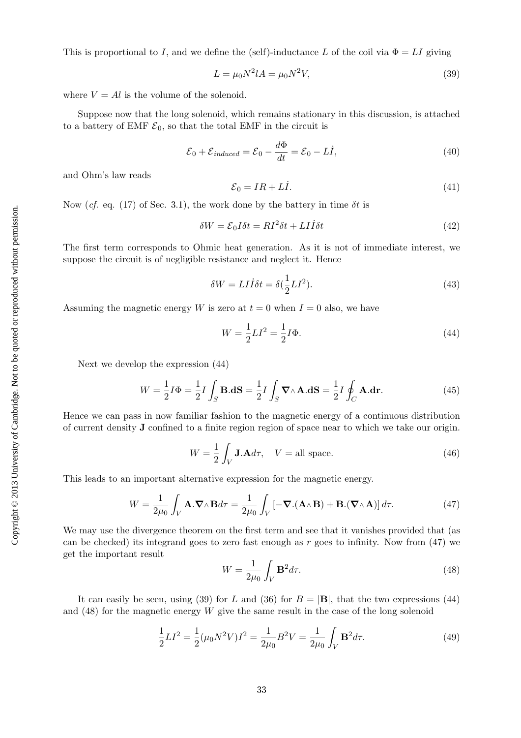This is proportional to $I$, and we define the (self)-inductance $L$ of the coil via $\Phi = LI$ giving

$$L = \mu_0 N^2 l A = \mu_0 N^2 V, \tag{39}$$

where $V = Al$ is the volume of the solenoid.

Suppose now that the long solenoid, which remains stationary in this discussion, is attached to a battery of EMF $\mathcal{E}_0$, so that the total EMF in the circuit is

$$\mathcal{E}_0 + \mathcal{E}_{induced} = \mathcal{E}_0 - \frac{d\Phi}{dt} = \mathcal{E}_0 - L\dot{I}, \tag{40}$$

and Ohm's law reads

$$\mathcal{E}_0 = IR + L\dot{I}. \tag{41}$$

Now (*cf.* eq. (17) of Sec. 3.1), the work done by the battery in time $\delta t$ is

$$\delta W = \mathcal{E}_0 I \delta t = RI^2 \delta t + LI\dot{I}\delta t \tag{42}$$

The first term corresponds to Ohmic heat generation. As it is not of immediate interest, we suppose the circuit is of negligible resistance and neglect it. Hence

$$\delta W = LI\dot{I}\delta t = \delta(\frac{1}{2}LI^2). \tag{43}$$

Assuming the magnetic energy $W$ is zero at $t = 0$ when $I = 0$ also, we have

$$W = \frac{1}{2}LI^2 = \frac{1}{2}I\Phi. \tag{44}$$

Next we develop the expression (44)

$$W = \frac{1}{2}I\Phi = \frac{1}{2}I\int_S \mathbf{B}.\mathbf{dS} = \frac{1}{2}I\int_S \boldsymbol{\nabla}\wedge\mathbf{A}.\mathbf{dS} = \frac{1}{2}I\oint_C \mathbf{A}.\mathbf{dr}. \tag{45}$$

Hence we can pass in now familiar fashion to the magnetic energy of a continuous distribution of current density $\mathbf{J}$ confined to a finite region region of space near to which we take our origin.

$$W = \frac{1}{2}\int_V \mathbf{J}.\mathbf{A}d\tau, \quad V = \text{all space}. \tag{46}$$

This leads to an important alternative expression for the magnetic energy.

$$W = \frac{1}{2\mu_0}\int_V \mathbf{A}.\boldsymbol{\nabla}\wedge\mathbf{B}d\tau = \frac{1}{2\mu_0}\int_V \left[-\boldsymbol{\nabla}.(\mathbf{A}\wedge\mathbf{B}) + \mathbf{B}.(\boldsymbol{\nabla}\wedge\mathbf{A})\right]d\tau. \tag{47}$$

We may use the divergence theorem on the first term and see that it vanishes provided that (as can be checked) its integrand goes to zero fast enough as $r$ goes to infinity. Now from (47) we get the important result

$$W = \frac{1}{2\mu_0}\int_V \mathbf{B}^2 d\tau. \tag{48}$$

It can easily be seen, using (39) for $L$ and (36) for $B = |\mathbf{B}|$, that the two expressions (44) and (48) for the magnetic energy $W$ give the same result in the case of the long solenoid

$$\frac{1}{2}LI^2 = \frac{1}{2}(\mu_0 N^2 V)I^2 = \frac{1}{2\mu_0}B^2 V = \frac{1}{2\mu_0}\int_V \mathbf{B}^2 d\tau. \tag{49}$$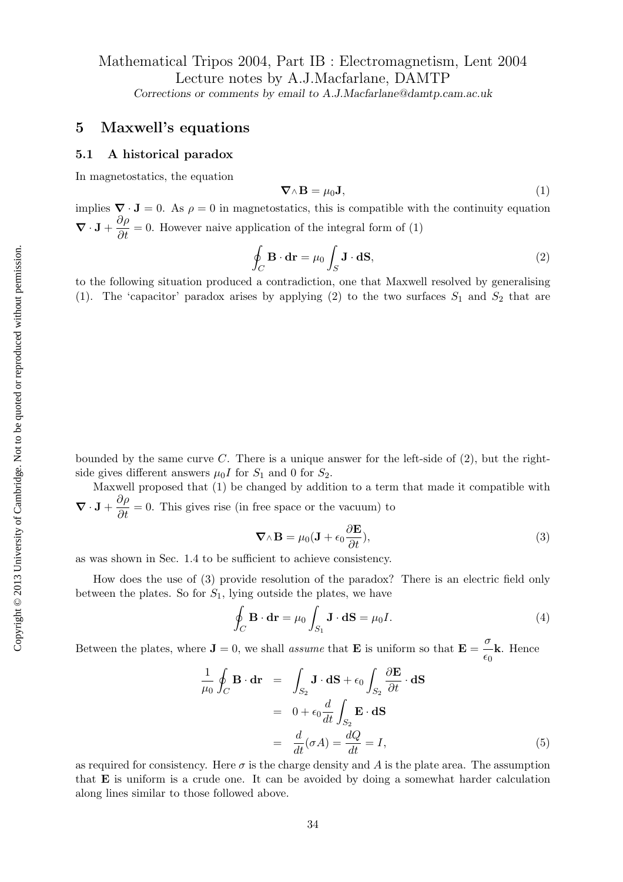Mathematical Tripos 2004, Part IB : Electromagnetism, Lent 2004
Lecture notes by A.J.Macfarlane, DAMTP
*Corrections or comments by email to A.J.Macfarlane@damtp.cam.ac.uk*

## 5 Maxwell's equations

### 5.1 A historical paradox

In magnetostatics, the equation

$$\nabla \wedge \mathbf{B} = \mu_0 \mathbf{J}, \tag{1}$$

implies $\nabla \cdot \mathbf{J} = 0$. As $\rho = 0$ in magnetostatics, this is compatible with the continuity equation $\nabla \cdot \mathbf{J} + \dfrac{\partial \rho}{\partial t} = 0$. However naive application of the integral form of (1)

$$\oint_C \mathbf{B} \cdot \mathbf{dr} = \mu_0 \int_S \mathbf{J} \cdot \mathbf{dS}, \tag{2}$$

to the following situation produced a contradiction, one that Maxwell resolved by generalising (1). The 'capacitor' paradox arises by applying (2) to the two surfaces $S_1$ and $S_2$ that are

bounded by the same curve $C$. There is a unique answer for the left-side of (2), but the right-side gives different answers $\mu_0 I$ for $S_1$ and 0 for $S_2$.

Maxwell proposed that (1) be changed by addition to a term that made it compatible with $\nabla \cdot \mathbf{J} + \dfrac{\partial \rho}{\partial t} = 0$. This gives rise (in free space or the vacuum) to

$$\nabla \wedge \mathbf{B} = \mu_0 (\mathbf{J} + \epsilon_0 \frac{\partial \mathbf{E}}{\partial t}), \tag{3}$$

as was shown in Sec. 1.4 to be sufficient to achieve consistency.

How does the use of (3) provide resolution of the paradox? There is an electric field only between the plates. So for $S_1$, lying outside the plates, we have

$$\oint_C \mathbf{B} \cdot \mathbf{dr} = \mu_0 \int_{S_1} \mathbf{J} \cdot \mathbf{dS} = \mu_0 I. \tag{4}$$

Between the plates, where $\mathbf{J} = 0$, we shall *assume* that $\mathbf{E}$ is uniform so that $\mathbf{E} = \dfrac{\sigma}{\epsilon_0} \mathbf{k}$. Hence

$$\begin{aligned}
\frac{1}{\mu_0} \oint_C \mathbf{B} \cdot \mathbf{dr} &= \int_{S_2} \mathbf{J} \cdot \mathbf{dS} + \epsilon_0 \int_{S_2} \frac{\partial \mathbf{E}}{\partial t} \cdot \mathbf{dS} \\
&= 0 + \epsilon_0 \frac{d}{dt} \int_{S_2} \mathbf{E} \cdot \mathbf{dS} \\
&= \frac{d}{dt}(\sigma A) = \frac{dQ}{dt} = I,
\end{aligned} \tag{5}$$

as required for consistency. Here $\sigma$ is the charge density and $A$ is the plate area. The assumption that $\mathbf{E}$ is uniform is a crude one. It can be avoided by doing a somewhat harder calculation along lines similar to those followed above.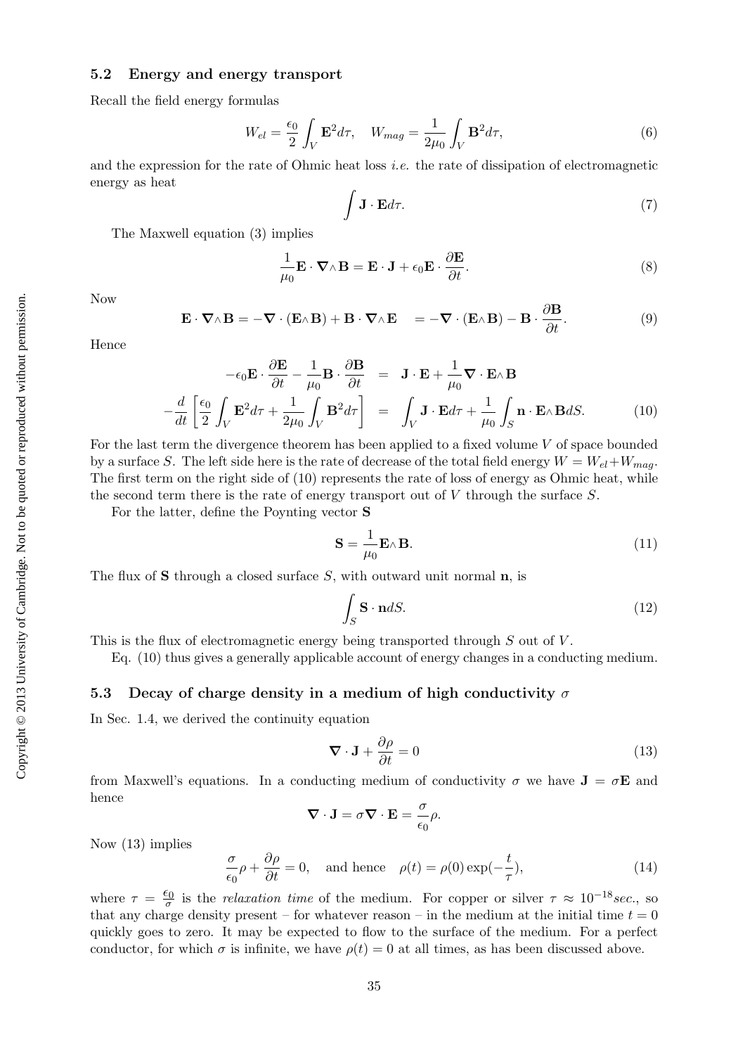### 5.2 Energy and energy transport

Recall the field energy formulas

$$W_{el} = \frac{\epsilon_0}{2}\int_V \mathbf{E}^2 d\tau, \quad W_{mag} = \frac{1}{2\mu_0}\int_V \mathbf{B}^2 d\tau, \tag{6}$$

and the expression for the rate of Ohmic heat loss *i.e.* the rate of dissipation of electromagnetic energy as heat

$$\int \mathbf{J}\cdot\mathbf{E} d\tau. \tag{7}$$

The Maxwell equation (3) implies

$$\frac{1}{\mu_0}\mathbf{E}\cdot\boldsymbol{\nabla}\wedge\mathbf{B} = \mathbf{E}\cdot\mathbf{J} + \epsilon_0\mathbf{E}\cdot\frac{\partial\mathbf{E}}{\partial t}. \tag{8}$$

Now

$$\mathbf{E}\cdot\boldsymbol{\nabla}\wedge\mathbf{B} = -\boldsymbol{\nabla}\cdot(\mathbf{E}\wedge\mathbf{B}) + \mathbf{B}\cdot\boldsymbol{\nabla}\wedge\mathbf{E} \quad = -\boldsymbol{\nabla}\cdot(\mathbf{E}\wedge\mathbf{B}) - \mathbf{B}\cdot\frac{\partial\mathbf{B}}{\partial t}. \tag{9}$$

Hence

$$\begin{aligned} -\epsilon_0\mathbf{E}\cdot\frac{\partial\mathbf{E}}{\partial t} - \frac{1}{\mu_0}\mathbf{B}\cdot\frac{\partial\mathbf{B}}{\partial t} &= \mathbf{J}\cdot\mathbf{E} + \frac{1}{\mu_0}\boldsymbol{\nabla}\cdot\mathbf{E}\wedge\mathbf{B} \\ -\frac{d}{dt}\left[\frac{\epsilon_0}{2}\int_V \mathbf{E}^2 d\tau + \frac{1}{2\mu_0}\int_V \mathbf{B}^2 d\tau\right] &= \int_V \mathbf{J}\cdot\mathbf{E} d\tau + \frac{1}{\mu_0}\int_S \mathbf{n}\cdot\mathbf{E}\wedge\mathbf{B} dS. \end{aligned} \tag{10}$$

For the last term the divergence theorem has been applied to a fixed volume $V$ of space bounded by a surface $S$. The left side here is the rate of decrease of the total field energy $W = W_{el} + W_{mag}$. The first term on the right side of (10) represents the rate of loss of energy as Ohmic heat, while the second term there is the rate of energy transport out of $V$ through the surface $S$.

For the latter, define the Poynting vector $\mathbf{S}$

$$\mathbf{S} = \frac{1}{\mu_0}\mathbf{E}\wedge\mathbf{B}. \tag{11}$$

The flux of $\mathbf{S}$ through a closed surface $S$, with outward unit normal $\mathbf{n}$, is

$$\int_S \mathbf{S}\cdot\mathbf{n} dS. \tag{12}$$

This is the flux of electromagnetic energy being transported through $S$ out of $V$.

Eq. (10) thus gives a generally applicable account of energy changes in a conducting medium.

### 5.3 Decay of charge density in a medium of high conductivity $\sigma$

In Sec. 1.4, we derived the continuity equation

$$\boldsymbol{\nabla}\cdot\mathbf{J} + \frac{\partial\rho}{\partial t} = 0 \tag{13}$$

from Maxwell's equations. In a conducting medium of conductivity $\sigma$ we have $\mathbf{J} = \sigma\mathbf{E}$ and hence

$$\boldsymbol{\nabla}\cdot\mathbf{J} = \sigma\boldsymbol{\nabla}\cdot\mathbf{E} = \frac{\sigma}{\epsilon_0}\rho.$$

Now (13) implies

$$\frac{\sigma}{\epsilon_0}\rho + \frac{\partial\rho}{\partial t} = 0, \quad \text{and hence} \quad \rho(t) = \rho(0)\exp(-\frac{t}{\tau}), \tag{14}$$

where $\tau = \frac{\epsilon_0}{\sigma}$ is the *relaxation time* of the medium. For copper or silver $\tau \approx 10^{-18} sec.$, so that any charge density present – for whatever reason – in the medium at the initial time $t = 0$ quickly goes to zero. It may be expected to flow to the surface of the medium. For a perfect conductor, for which $\sigma$ is infinite, we have $\rho(t) = 0$ at all times, as has been discussed above.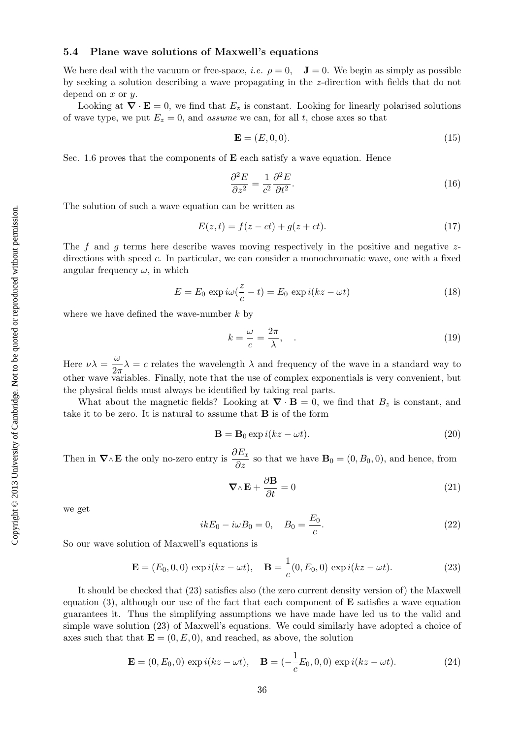### 5.4 Plane wave solutions of Maxwell's equations

We here deal with the vacuum or free-space, *i.e.* $\rho = 0, \quad \mathbf{J} = 0$. We begin as simply as possible by seeking a solution describing a wave propagating in the $z$-direction with fields that do not depend on $x$ or $y$.

Looking at $\boldsymbol{\nabla} \cdot \mathbf{E} = 0$, we find that $E_z$ is constant. Looking for linearly polarised solutions of wave type, we put $E_z = 0$, and *assume* we can, for all $t$, chose axes so that

$$\mathbf{E} = (E, 0, 0). \tag{15}$$

Sec. 1.6 proves that the components of $\mathbf{E}$ each satisfy a wave equation. Hence

$$\frac{\partial^2 E}{\partial z^2} = \frac{1}{c^2}\frac{\partial^2 E}{\partial t^2}. \tag{16}$$

The solution of such a wave equation can be written as

$$E(z,t) = f(z - ct) + g(z + ct). \tag{17}$$

The $f$ and $g$ terms here describe waves moving respectively in the positive and negative $z$-directions with speed $c$. In particular, we can consider a monochromatic wave, one with a fixed angular frequency $\omega$, in which

$$E = E_0 \, \exp i\omega(\frac{z}{c} - t) = E_0 \, \exp i(kz - \omega t) \tag{18}$$

where we have defined the wave-number $k$ by

$$k = \frac{\omega}{c} = \frac{2\pi}{\lambda}, \quad . \tag{19}$$

Here $\nu\lambda = \dfrac{\omega}{2\pi}\lambda = c$ relates the wavelength $\lambda$ and frequency of the wave in a standard way to other wave variables. Finally, note that the use of complex exponentials is very convenient, but the physical fields must always be identified by taking real parts.

What about the magnetic fields? Looking at $\boldsymbol{\nabla} \cdot \mathbf{B} = 0$, we find that $B_z$ is constant, and take it to be zero. It is natural to assume that $\mathbf{B}$ is of the form

$$\mathbf{B} = \mathbf{B}_0 \exp i(kz - \omega t). \tag{20}$$

Then in $\boldsymbol{\nabla}\wedge\mathbf{E}$ the only no-zero entry is $\dfrac{\partial E_x}{\partial z}$ so that we have $\mathbf{B}_0 = (0, B_0, 0)$, and hence, from

$$\boldsymbol{\nabla}\wedge\mathbf{E} + \frac{\partial \mathbf{B}}{\partial t} = 0 \tag{21}$$

we get

$$ikE_0 - i\omega B_0 = 0, \quad B_0 = \frac{E_0}{c}. \tag{22}$$

So our wave solution of Maxwell's equations is

$$\mathbf{E} = (E_0, 0, 0) \, \exp i(kz - \omega t), \quad \mathbf{B} = \frac{1}{c}(0, E_0, 0) \, \exp i(kz - \omega t). \tag{23}$$

It should be checked that (23) satisfies also (the zero current density version of) the Maxwell equation (3), although our use of the fact that each component of $\mathbf{E}$ satisfies a wave equation guarantees it. Thus the simplifying assumptions we have made have led us to the valid and simple wave solution (23) of Maxwell's equations. We could similarly have adopted a choice of axes such that that $\mathbf{E} = (0, E, 0)$, and reached, as above, the solution

$$\mathbf{E} = (0, E_0, 0) \, \exp i(kz - \omega t), \quad \mathbf{B} = (-\frac{1}{c}E_0, 0, 0) \, \exp i(kz - \omega t). \tag{24}$$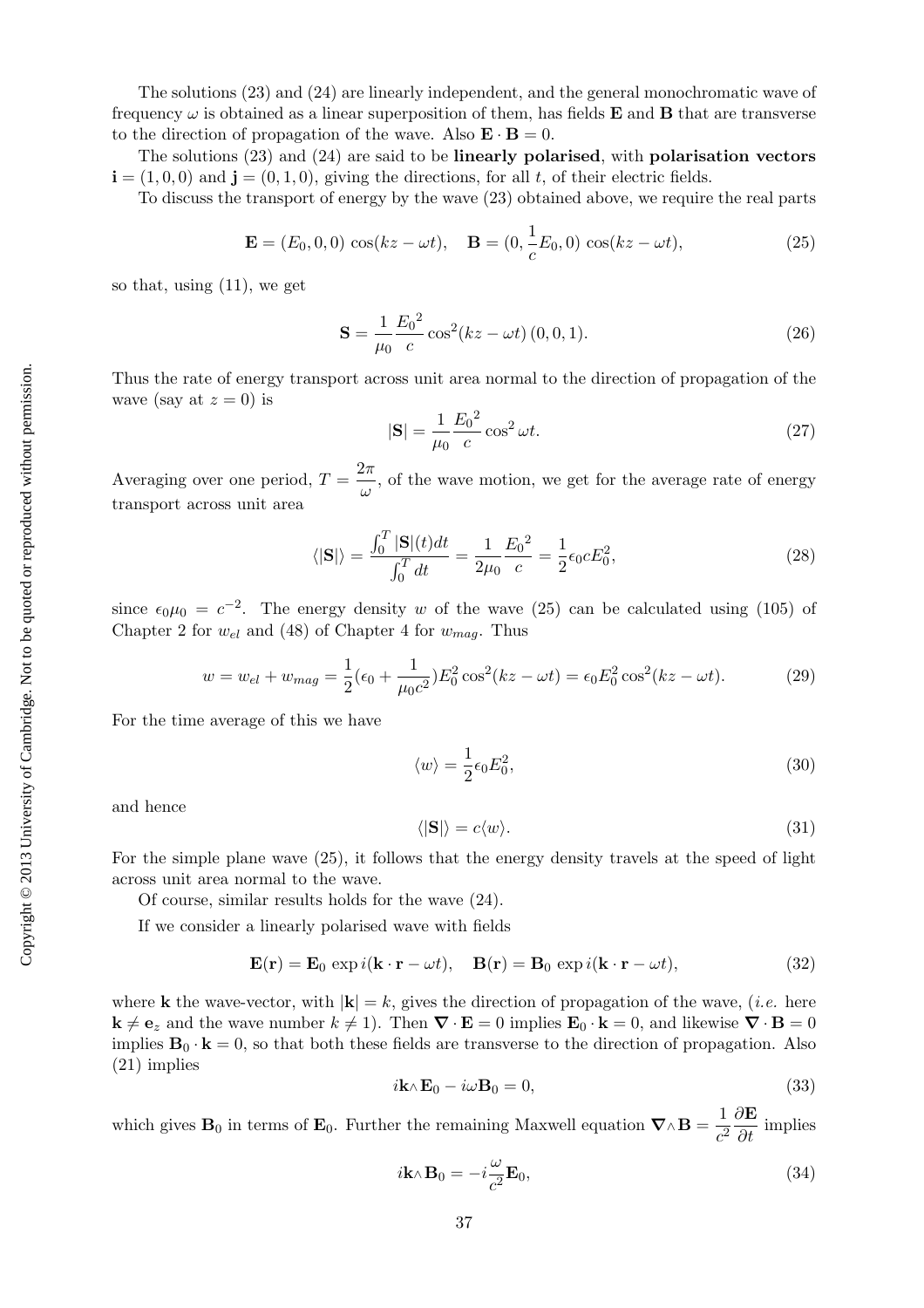The solutions (23) and (24) are linearly independent, and the general monochromatic wave of frequency $\omega$ is obtained as a linear superposition of them, has fields $\mathbf{E}$ and $\mathbf{B}$ that are transverse to the direction of propagation of the wave. Also $\mathbf{E} \cdot \mathbf{B} = 0$.

The solutions (23) and (24) are said to be **linearly polarised**, with **polarisation vectors** $\mathbf{i} = (1, 0, 0)$ and $\mathbf{j} = (0, 1, 0)$, giving the directions, for all $t$, of their electric fields.

To discuss the transport of energy by the wave (23) obtained above, we require the real parts

$$\mathbf{E} = (E_0, 0, 0) \cos(kz - \omega t), \quad \mathbf{B} = (0, \frac{1}{c}E_0, 0) \cos(kz - \omega t), \tag{25}$$

so that, using (11), we get

$$\mathbf{S} = \frac{1}{\mu_0} \frac{{E_0}^2}{c} \cos^2(kz - \omega t)\,(0, 0, 1). \tag{26}$$

Thus the rate of energy transport across unit area normal to the direction of propagation of the wave (say at $z = 0$) is

$$|\mathbf{S}| = \frac{1}{\mu_0} \frac{{E_0}^2}{c} \cos^2 \omega t. \tag{27}$$

Averaging over one period, $T = \dfrac{2\pi}{\omega}$, of the wave motion, we get for the average rate of energy transport across unit area

$$\langle |\mathbf{S}| \rangle = \frac{\int_0^T |\mathbf{S}|(t) dt}{\int_0^T dt} = \frac{1}{2\mu_0} \frac{{E_0}^2}{c} = \frac{1}{2} \epsilon_0 c E_0^2, \tag{28}$$

since $\epsilon_0 \mu_0 = c^{-2}$. The energy density $w$ of the wave (25) can be calculated using (105) of Chapter 2 for $w_{el}$ and (48) of Chapter 4 for $w_{mag}$. Thus

$$w = w_{el} + w_{mag} = \frac{1}{2}(\epsilon_0 + \frac{1}{\mu_0 c^2}) E_0^2 \cos^2(kz - \omega t) = \epsilon_0 E_0^2 \cos^2(kz - \omega t). \tag{29}$$

For the time average of this we have

$$\langle w \rangle = \frac{1}{2} \epsilon_0 E_0^2, \tag{30}$$

and hence

$$\langle |\mathbf{S}| \rangle = c \langle w \rangle. \tag{31}$$

For the simple plane wave (25), it follows that the energy density travels at the speed of light across unit area normal to the wave.

Of course, similar results holds for the wave (24).

If we consider a linearly polarised wave with fields

$$\mathbf{E}(\mathbf{r}) = \mathbf{E}_0 \exp i(\mathbf{k} \cdot \mathbf{r} - \omega t), \quad \mathbf{B}(\mathbf{r}) = \mathbf{B}_0 \exp i(\mathbf{k} \cdot \mathbf{r} - \omega t), \tag{32}$$

where $\mathbf{k}$ the wave-vector, with $|\mathbf{k}| = k$, gives the direction of propagation of the wave, (*i.e.* here $\mathbf{k} \neq \mathbf{e}_z$ and the wave number $k \neq 1$). Then $\boldsymbol{\nabla} \cdot \mathbf{E} = 0$ implies $\mathbf{E}_0 \cdot \mathbf{k} = 0$, and likewise $\boldsymbol{\nabla} \cdot \mathbf{B} = 0$ implies $\mathbf{B}_0 \cdot \mathbf{k} = 0$, so that both these fields are transverse to the direction of propagation. Also (21) implies

$$i\mathbf{k} \wedge \mathbf{E}_0 - i\omega \mathbf{B}_0 = 0, \tag{33}$$

which gives $\mathbf{B}_0$ in terms of $\mathbf{E}_0$. Further the remaining Maxwell equation $\boldsymbol{\nabla} \wedge \mathbf{B} = \dfrac{1}{c^2} \dfrac{\partial \mathbf{E}}{\partial t}$ implies

$$i\mathbf{k} \wedge \mathbf{B}_0 = -i \frac{\omega}{c^2} \mathbf{E}_0, \tag{34}$$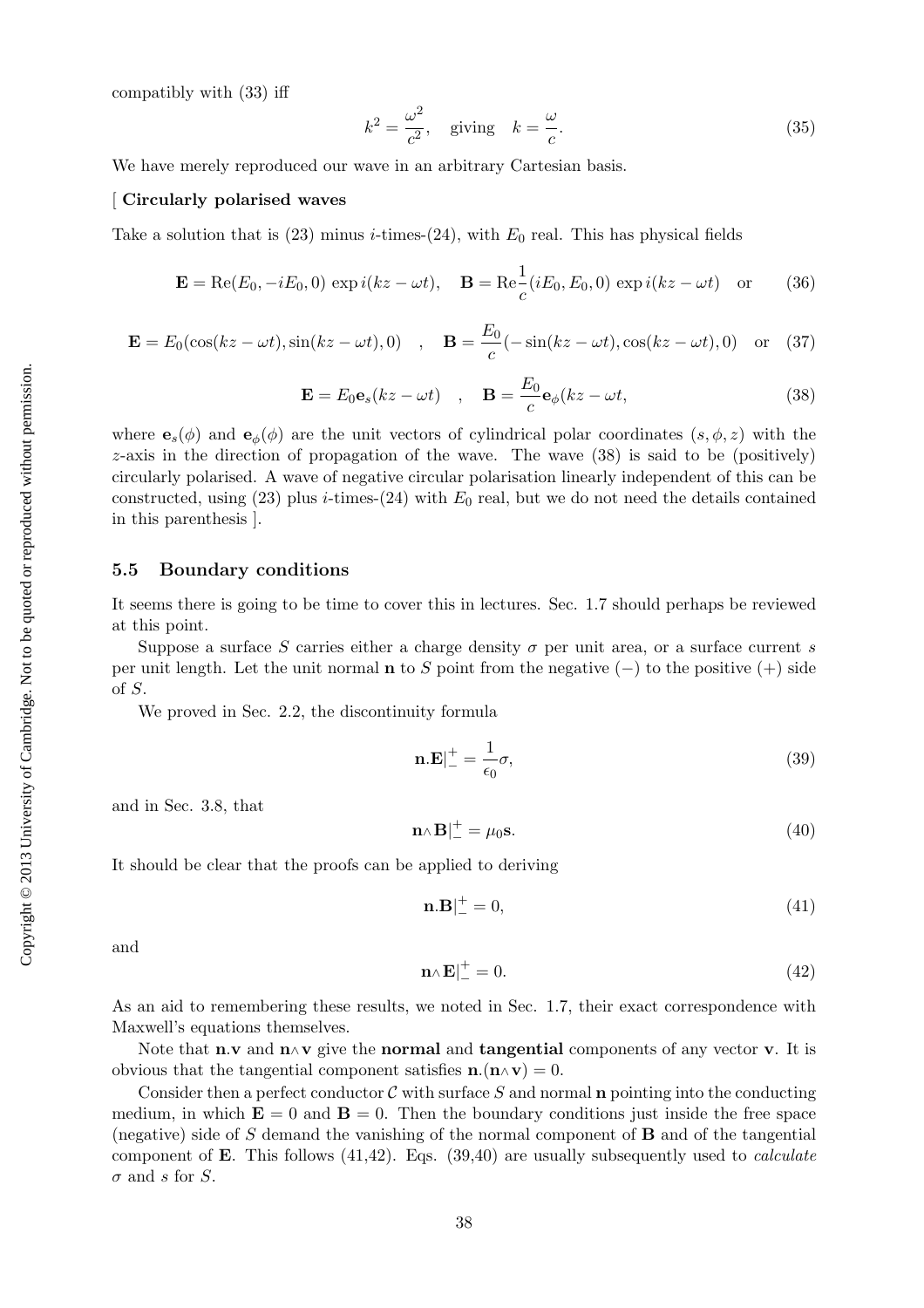compatibly with (33) iff

$$k^2 = \frac{\omega^2}{c^2}, \quad \text{giving} \quad k = \frac{\omega}{c}. \tag{35}$$

We have merely reproduced our wave in an arbitrary Cartesian basis.

[ **Circularly polarised waves**

Take a solution that is (23) minus $i$-times-(24), with $E_0$ real. This has physical fields

$$\mathbf{E} = \mathrm{Re}(E_0, -iE_0, 0)\, \exp i(kz - \omega t), \quad \mathbf{B} = \mathrm{Re}\frac{1}{c}(iE_0, E_0, 0)\, \exp i(kz - \omega t) \quad \text{or} \tag{36}$$

$$\mathbf{E} = E_0(\cos(kz - \omega t), \sin(kz - \omega t), 0) \quad , \quad \mathbf{B} = \frac{E_0}{c}(-\sin(kz - \omega t), \cos(kz - \omega t), 0) \quad \text{or} \tag{37}$$

$$\mathbf{E} = E_0 \mathbf{e}_s(kz - \omega t) \quad , \quad \mathbf{B} = \frac{E_0}{c}\mathbf{e}_\phi(kz - \omega t, \tag{38}$$

where $\mathbf{e}_s(\phi)$ and $\mathbf{e}_\phi(\phi)$ are the unit vectors of cylindrical polar coordinates $(s, \phi, z)$ with the $z$-axis in the direction of propagation of the wave. The wave (38) is said to be (positively) circularly polarised. A wave of negative circular polarisation linearly independent of this can be constructed, using (23) plus $i$-times-(24) with $E_0$ real, but we do not need the details contained in this parenthesis ].

### 5.5 Boundary conditions

It seems there is going to be time to cover this in lectures. Sec. 1.7 should perhaps be reviewed at this point.

Suppose a surface $S$ carries either a charge density $\sigma$ per unit area, or a surface current $s$ per unit length. Let the unit normal $\mathbf{n}$ to $S$ point from the negative $(-)$ to the positive $(+)$ side of $S$.

We proved in Sec. 2.2, the discontinuity formula

$$\mathbf{n}.\mathbf{E}|_-^+ = \frac{1}{\epsilon_0}\sigma, \tag{39}$$

and in Sec. 3.8, that

$$\mathbf{n}\wedge\mathbf{B}|_-^+ = \mu_0 \mathbf{s}. \tag{40}$$

It should be clear that the proofs can be applied to deriving

$$\mathbf{n}.\mathbf{B}|_-^+ = 0, \tag{41}$$

and

$$\mathbf{n}\wedge\mathbf{E}|_-^+ = 0. \tag{42}$$

As an aid to remembering these results, we noted in Sec. 1.7, their exact correspondence with Maxwell's equations themselves.

Note that $\mathbf{n}.\mathbf{v}$ and $\mathbf{n}\wedge\mathbf{v}$ give the **normal** and **tangential** components of any vector $\mathbf{v}$. It is obvious that the tangential component satisfies $\mathbf{n}.(\mathbf{n}\wedge\mathbf{v}) = 0$.

Consider then a perfect conductor $\mathcal{C}$ with surface $S$ and normal $\mathbf{n}$ pointing into the conducting medium, in which $\mathbf{E} = 0$ and $\mathbf{B} = 0$. Then the boundary conditions just inside the free space (negative) side of $S$ demand the vanishing of the normal component of $\mathbf{B}$ and of the tangential component of $\mathbf{E}$. This follows (41,42). Eqs. (39,40) are usually subsequently used to *calculate* $\sigma$ and $s$ for $S$.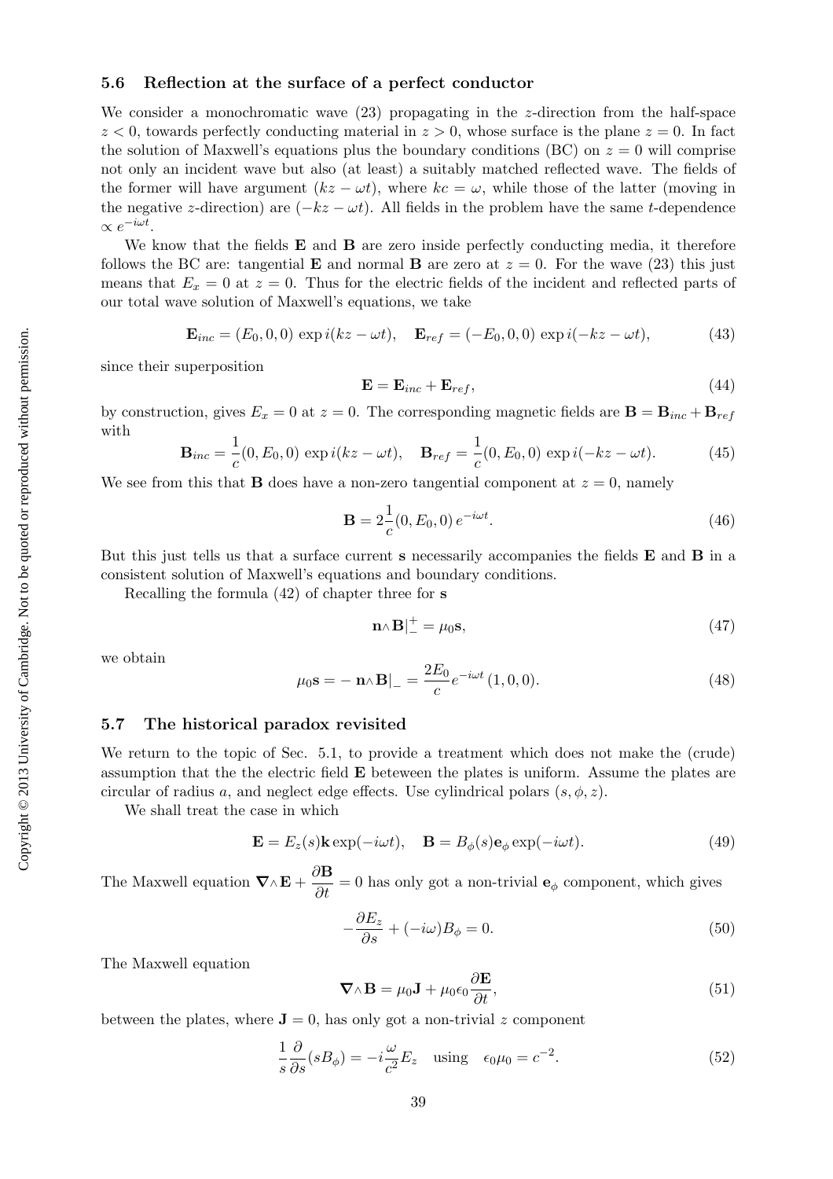### 5.6 Reflection at the surface of a perfect conductor

We consider a monochromatic wave (23) propagating in the $z$-direction from the half-space $z < 0$, towards perfectly conducting material in $z > 0$, whose surface is the plane $z = 0$. In fact the solution of Maxwell's equations plus the boundary conditions (BC) on $z = 0$ will comprise not only an incident wave but also (at least) a suitably matched reflected wave. The fields of the former will have argument $(kz - \omega t)$, where $kc = \omega$, while those of the latter (moving in the negative $z$-direction) are $(-kz - \omega t)$. All fields in the problem have the same $t$-dependence $\propto e^{-i\omega t}$.

We know that the fields $\mathbf{E}$ and $\mathbf{B}$ are zero inside perfectly conducting media, it therefore follows the BC are: tangential $\mathbf{E}$ and normal $\mathbf{B}$ are zero at $z = 0$. For the wave (23) this just means that $E_x = 0$ at $z = 0$. Thus for the electric fields of the incident and reflected parts of our total wave solution of Maxwell's equations, we take

$$\mathbf{E}_{inc} = (E_0, 0, 0)\, \exp i(kz - \omega t), \quad \mathbf{E}_{ref} = (-E_0, 0, 0)\, \exp i(-kz - \omega t), \tag{43}$$

since their superposition

$$\mathbf{E} = \mathbf{E}_{inc} + \mathbf{E}_{ref}, \tag{44}$$

by construction, gives $E_x = 0$ at $z = 0$. The corresponding magnetic fields are $\mathbf{B} = \mathbf{B}_{inc} + \mathbf{B}_{ref}$ with

$$\mathbf{B}_{inc} = \frac{1}{c}(0, E_0, 0)\, \exp i(kz - \omega t), \quad \mathbf{B}_{ref} = \frac{1}{c}(0, E_0, 0)\, \exp i(-kz - \omega t). \tag{45}$$

We see from this that $\mathbf{B}$ does have a non-zero tangential component at $z = 0$, namely

$$\mathbf{B} = 2\frac{1}{c}(0, E_0, 0)\, e^{-i\omega t}. \tag{46}$$

But this just tells us that a surface current $\mathbf{s}$ necessarily accompanies the fields $\mathbf{E}$ and $\mathbf{B}$ in a consistent solution of Maxwell's equations and boundary conditions.

Recalling the formula (42) of chapter three for $\mathbf{s}$

$$\mathbf{n}\wedge\mathbf{B}|_{-}^{+} = \mu_0\mathbf{s}, \tag{47}$$

we obtain

$$\mu_0\mathbf{s} = -\,\mathbf{n}\wedge\mathbf{B}|_{-} = \frac{2E_0}{c}e^{-i\omega t}\,(1, 0, 0). \tag{48}$$

### 5.7 The historical paradox revisited

We return to the topic of Sec. 5.1, to provide a treatment which does not make the (crude) assumption that the the electric field $\mathbf{E}$ beteween the plates is uniform. Assume the plates are circular of radius $a$, and neglect edge effects. Use cylindrical polars $(s, \phi, z)$.

We shall treat the case in which

$$\mathbf{E} = E_z(s)\mathbf{k}\exp(-i\omega t), \quad \mathbf{B} = B_\phi(s)\mathbf{e}_\phi\exp(-i\omega t). \tag{49}$$

The Maxwell equation $\boldsymbol{\nabla}\wedge\mathbf{E} + \dfrac{\partial\mathbf{B}}{\partial t} = 0$ has only got a non-trivial $\mathbf{e}_\phi$ component, which gives

$$-\frac{\partial E_z}{\partial s} + (-i\omega)B_\phi = 0. \tag{50}$$

The Maxwell equation

$$\boldsymbol{\nabla}\wedge\mathbf{B} = \mu_0\mathbf{J} + \mu_0\epsilon_0\frac{\partial\mathbf{E}}{\partial t}, \tag{51}$$

between the plates, where $\mathbf{J} = 0$, has only got a non-trivial $z$ component

$$\frac{1}{s}\frac{\partial}{\partial s}(sB_\phi) = -i\frac{\omega}{c^2}E_z \quad \text{using} \quad \epsilon_0\mu_0 = c^{-2}. \tag{52}$$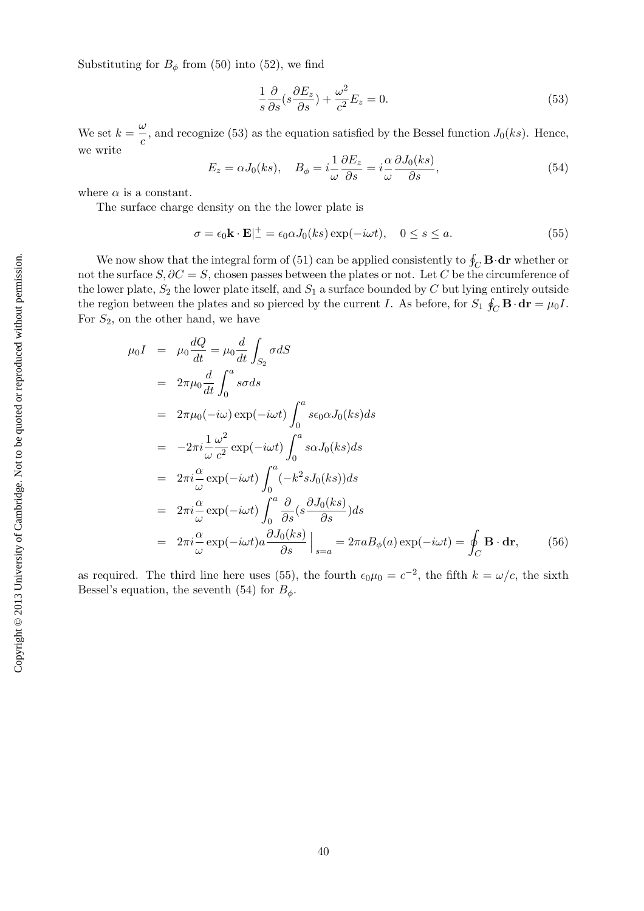Substituting for $B_\phi$ from (50) into (52), we find

$$\frac{1}{s}\frac{\partial}{\partial s}(s\frac{\partial E_z}{\partial s}) + \frac{\omega^2}{c^2}E_z = 0. \tag{53}$$

We set $k = \frac{\omega}{c}$, and recognize (53) as the equation satisfied by the Bessel function $J_0(ks)$. Hence, we write

$$E_z = \alpha J_0(ks), \quad B_\phi = i\frac{1}{\omega}\frac{\partial E_z}{\partial s} = i\frac{\alpha}{\omega}\frac{\partial J_0(ks)}{\partial s}, \tag{54}$$

where $\alpha$ is a constant.

The surface charge density on the the lower plate is

$$\sigma = \epsilon_0 \mathbf{k}\cdot\mathbf{E}|_-^+ = \epsilon_0 \alpha J_0(ks)\exp(-i\omega t), \quad 0 \le s \le a. \tag{55}$$

We now show that the integral form of (51) can be applied consistently to $\oint_C \mathbf{B}\cdot\mathbf{dr}$ whether or not the surface $S, \partial C = S$, chosen passes between the plates or not. Let $C$ be the circumference of the lower plate, $S_2$ the lower plate itself, and $S_1$ a surface bounded by $C$ but lying entirely outside the region between the plates and so pierced by the current $I$. As before, for $S_1$ $\oint_C \mathbf{B}\cdot\mathbf{dr} = \mu_0 I$. For $S_2$, on the other hand, we have

$$\begin{aligned}
\mu_0 I &= \mu_0\frac{dQ}{dt} = \mu_0\frac{d}{dt}\int_{S_2}\sigma dS \\
&= 2\pi\mu_0\frac{d}{dt}\int_0^a s\sigma ds \\
&= 2\pi\mu_0(-i\omega)\exp(-i\omega t)\int_0^a s\epsilon_0\alpha J_0(ks)ds \\
&= -2\pi i\frac{1}{\omega}\frac{\omega^2}{c^2}\exp(-i\omega t)\int_0^a s\alpha J_0(ks)ds \\
&= 2\pi i\frac{\alpha}{\omega}\exp(-i\omega t)\int_0^a(-k^2 sJ_0(ks))ds \\
&= 2\pi i\frac{\alpha}{\omega}\exp(-i\omega t)\int_0^a\frac{\partial}{\partial s}(s\frac{\partial J_0(ks)}{\partial s})ds \\
&= 2\pi i\frac{\alpha}{\omega}\exp(-i\omega t)a\frac{\partial J_0(ks)}{\partial s}\Big|_{s=a} = 2\pi aB_\phi(a)\exp(-i\omega t) = \oint_C \mathbf{B}\cdot\mathbf{dr},
\end{aligned} \tag{56}$$

as required. The third line here uses (55), the fourth $\epsilon_0\mu_0 = c^{-2}$, the fifth $k = \omega/c$, the sixth Bessel's equation, the seventh (54) for $B_\phi$.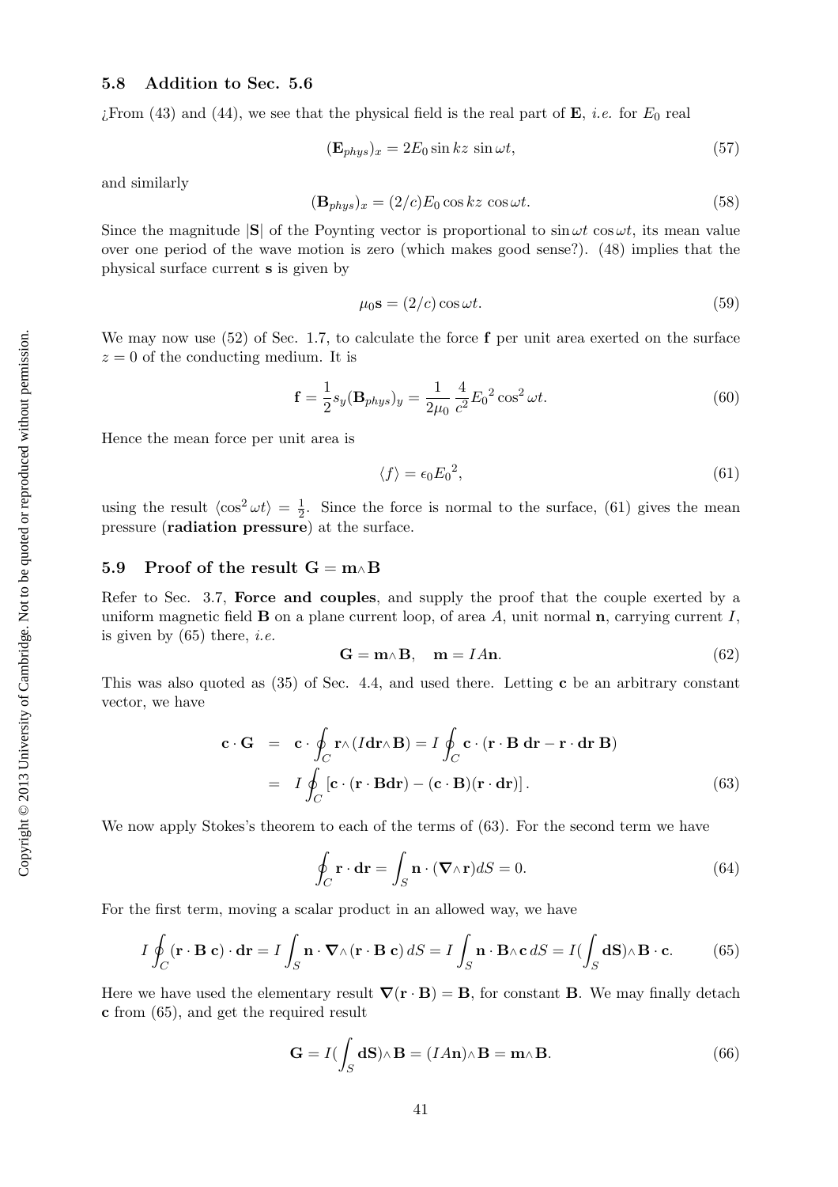### 5.8 Addition to Sec. 5.6

¿From (43) and (44), we see that the physical field is the real part of $\mathbf{E}$, *i.e.* for $E_0$ real

$$(\mathbf{E}_{phys})_x = 2E_0 \sin kz \, \sin \omega t, \tag{57}$$

and similarly

$$(\mathbf{B}_{phys})_x = (2/c)E_0 \cos kz \, \cos \omega t. \tag{58}$$

Since the magnitude $|\mathbf{S}|$ of the Poynting vector is proportional to $\sin \omega t \, \cos \omega t$, its mean value over one period of the wave motion is zero (which makes good sense?). (48) implies that the physical surface current $\mathbf{s}$ is given by

$$\mu_0 \mathbf{s} = (2/c) \cos \omega t. \tag{59}$$

We may now use (52) of Sec. 1.7, to calculate the force $\mathbf{f}$ per unit area exerted on the surface $z = 0$ of the conducting medium. It is

$$\mathbf{f} = \frac{1}{2} s_y (\mathbf{B}_{phys})_y = \frac{1}{2\mu_0} \frac{4}{c^2} {E_0}^2 \cos^2 \omega t. \tag{60}$$

Hence the mean force per unit area is

$$\langle f \rangle = \epsilon_0 {E_0}^2, \tag{61}$$

using the result $\langle \cos^2 \omega t \rangle = \frac{1}{2}$. Since the force is normal to the surface, (61) gives the mean pressure (**radiation pressure**) at the surface.

### 5.9 Proof of the result $\mathbf{G} = \mathbf{m} \wedge \mathbf{B}$

Refer to Sec. 3.7, **Force and couples**, and supply the proof that the couple exerted by a uniform magnetic field $\mathbf{B}$ on a plane current loop, of area $A$, unit normal $\mathbf{n}$, carrying current $I$, is given by (65) there, *i.e.*

$$\mathbf{G} = \mathbf{m} \wedge \mathbf{B}, \quad \mathbf{m} = IA\mathbf{n}. \tag{62}$$

This was also quoted as (35) of Sec. 4.4, and used there. Letting $\mathbf{c}$ be an arbitrary constant vector, we have

$$\begin{aligned} \mathbf{c} \cdot \mathbf{G} &= \mathbf{c} \cdot \oint_C \mathbf{r} \wedge (I d\mathbf{r} \wedge \mathbf{B}) = I \oint_C \mathbf{c} \cdot (\mathbf{r} \cdot \mathbf{B} \, d\mathbf{r} - \mathbf{r} \cdot d\mathbf{r} \, \mathbf{B}) \\ &= I \oint_C \left[ \mathbf{c} \cdot (\mathbf{r} \cdot \mathbf{B} d\mathbf{r}) - (\mathbf{c} \cdot \mathbf{B})(\mathbf{r} \cdot d\mathbf{r}) \right]. \end{aligned} \tag{63}$$

We now apply Stokes's theorem to each of the terms of (63). For the second term we have

$$\oint_C \mathbf{r} \cdot d\mathbf{r} = \int_S \mathbf{n} \cdot (\boldsymbol{\nabla} \wedge \mathbf{r}) dS = 0. \tag{64}$$

For the first term, moving a scalar product in an allowed way, we have

$$I \oint_C (\mathbf{r} \cdot \mathbf{B} \, \mathbf{c}) \cdot d\mathbf{r} = I \int_S \mathbf{n} \cdot \boldsymbol{\nabla} \wedge (\mathbf{r} \cdot \mathbf{B} \, \mathbf{c}) \, dS = I \int_S \mathbf{n} \cdot \mathbf{B} \wedge \mathbf{c} \, dS = I (\int_S d\mathbf{S}) \wedge \mathbf{B} \cdot \mathbf{c}. \tag{65}$$

Here we have used the elementary result $\boldsymbol{\nabla}(\mathbf{r} \cdot \mathbf{B}) = \mathbf{B}$, for constant $\mathbf{B}$. We may finally detach $\mathbf{c}$ from (65), and get the required result

$$\mathbf{G} = I (\int_S d\mathbf{S}) \wedge \mathbf{B} = (IA\mathbf{n}) \wedge \mathbf{B} = \mathbf{m} \wedge \mathbf{B}. \tag{66}$$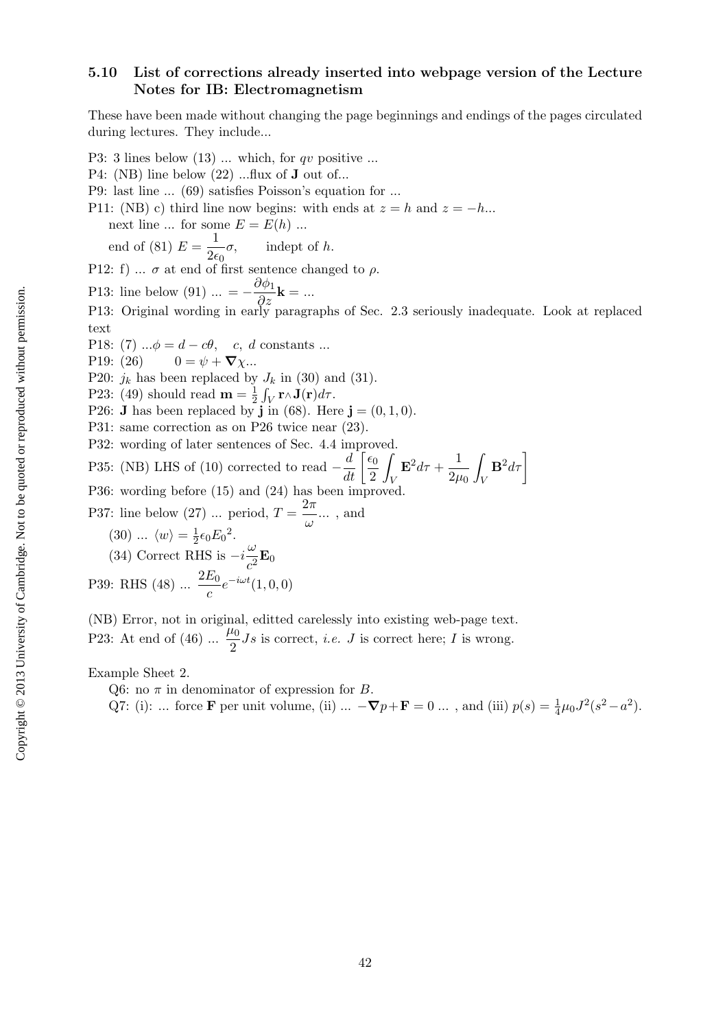### 5.10 List of corrections already inserted into webpage version of the Lecture Notes for IB: Electromagnetism

These have been made without changing the page beginnings and endings of the pages circulated during lectures. They include...

P3: 3 lines below (13) ... which, for $qv$ positive ...

P4: (NB) line below (22) ...flux of $\mathbf{J}$ out of...

P9: last line ... (69) satisfies Poisson's equation for ...

P11: (NB) c) third line now begins: with ends at $z = h$ and $z = -h$...
next line ... for some $E = E(h)$ ...
end of (81) $E = \dfrac{1}{2\epsilon_0}\sigma, \qquad$ indept of $h$.

P12: f) ... $\sigma$ at end of first sentence changed to $\rho$.

P13: line below (91) ... $= -\dfrac{\partial \phi_1}{\partial z}\mathbf{k} =$ ...

P13: Original wording in early paragraphs of Sec. 2.3 seriously inadequate. Look at replaced text

P18: (7) ...$\phi = d - c\theta, \quad c,\ d$ constants ...

P19: (26) $\qquad 0 = \psi + \boldsymbol{\nabla}\chi$...

P20: $j_k$ has been replaced by $J_k$ in (30) and (31).

P23: (49) should read $\mathbf{m} = \frac{1}{2}\int_V \mathbf{r}\wedge\mathbf{J}(\mathbf{r})d\tau$.

P26: $\mathbf{J}$ has been replaced by $\mathbf{j}$ in (68). Here $\mathbf{j} = (0, 1, 0)$.

P31: same correction as on P26 twice near (23).

P32: wording of later sentences of Sec. 4.4 improved.

P35: (NB) LHS of (10) corrected to read $-\dfrac{d}{dt}\left[\dfrac{\epsilon_0}{2}\displaystyle\int_V \mathbf{E}^2 d\tau + \dfrac{1}{2\mu_0}\displaystyle\int_V \mathbf{B}^2 d\tau\right]$

P36: wording before (15) and (24) has been improved.

P37: line below (27) ... period, $T = \dfrac{2\pi}{\omega}$... , and
(30) ... $\langle w \rangle = \frac{1}{2}\epsilon_0 {E_0}^2$.
(34) Correct RHS is $-i\dfrac{\omega}{c^2}\mathbf{E}_0$

P39: RHS (48) ... $\dfrac{2E_0}{c}e^{-i\omega t}(1, 0, 0)$

(NB) Error, not in original, editted carelessly into existing web-page text.
P23: At end of (46) ... $\dfrac{\mu_0}{2}Js$ is correct, *i.e.* $J$ is correct here; $I$ is wrong.

Example Sheet 2.
Q6: no $\pi$ in denominator of expression for $B$.
Q7: (i): ... force $\mathbf{F}$ per unit volume, (ii) ... $-\boldsymbol{\nabla}p + \mathbf{F} = 0$ ... , and (iii) $p(s) = \frac{1}{4}\mu_0 J^2(s^2 - a^2)$.